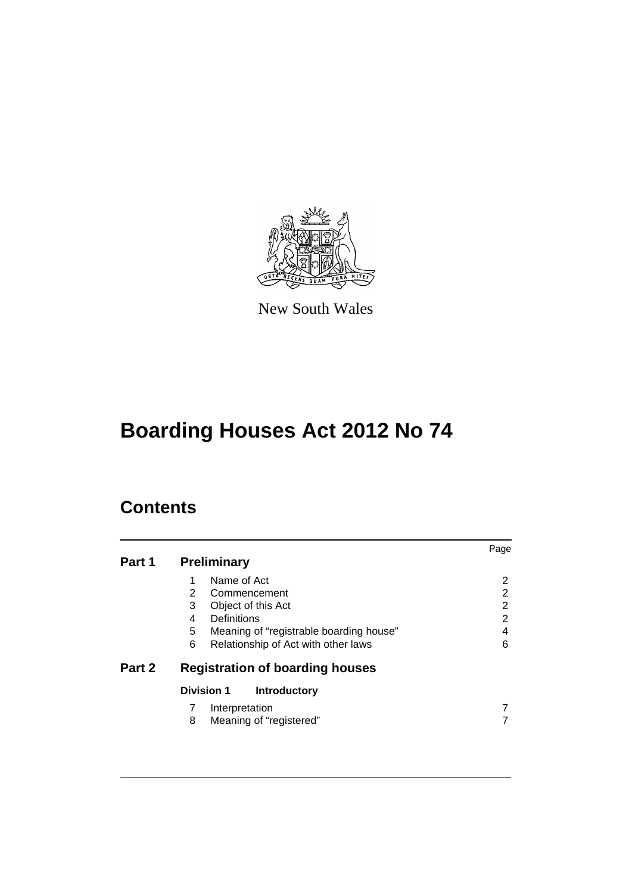New South Wales

# Boarding Houses Act 2012 No 74

## Contents

| | | Page |
|---|---|---|
| **Part 1** | **Preliminary** | |
| | 1 Name of Act | 2 |
| | 2 Commencement | 2 |
| | 3 Object of this Act | 2 |
| | 4 Definitions | 2 |
| | 5 Meaning of "registrable boarding house" | 4 |
| | 6 Relationship of Act with other laws | 6 |
| **Part 2** | **Registration of boarding houses** | |
| | **Division 1 Introductory** | |
| | 7 Interpretation | 7 |
| | 8 Meaning of "registered" | 7 |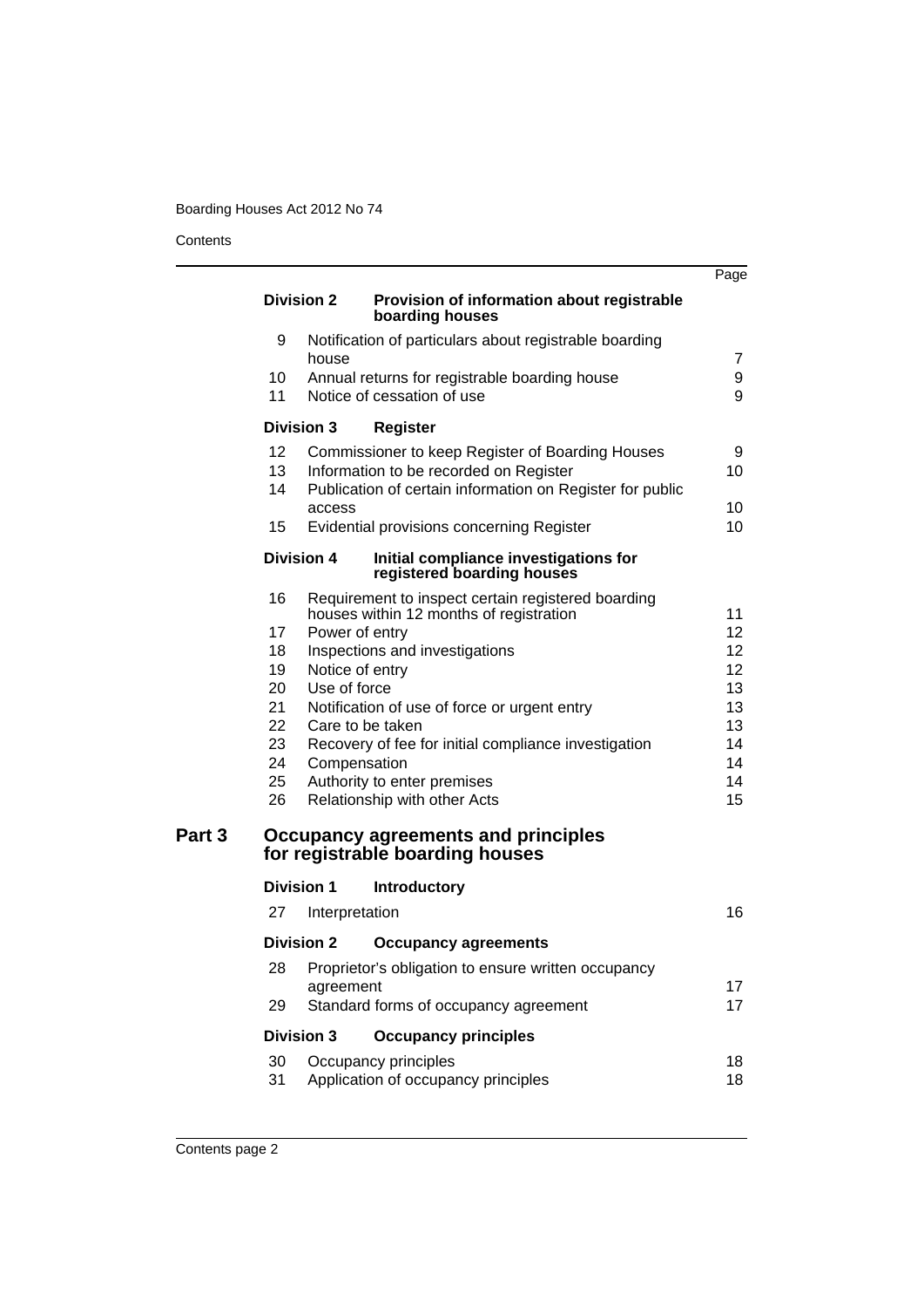| | | Page |
|---|---|---|
| **Division 2** | **Provision of information about registrable boarding houses** | |
| 9 | Notification of particulars about registrable boarding house | 7 |
| 10 | Annual returns for registrable boarding house | 9 |
| 11 | Notice of cessation of use | 9 |
| **Division 3** | **Register** | |
| 12 | Commissioner to keep Register of Boarding Houses | 9 |
| 13 | Information to be recorded on Register | 10 |
| 14 | Publication of certain information on Register for public access | 10 |
| 15 | Evidential provisions concerning Register | 10 |
| **Division 4** | **Initial compliance investigations for registered boarding houses** | |
| 16 | Requirement to inspect certain registered boarding houses within 12 months of registration | 11 |
| 17 | Power of entry | 12 |
| 18 | Inspections and investigations | 12 |
| 19 | Notice of entry | 12 |
| 20 | Use of force | 13 |
| 21 | Notification of use of force or urgent entry | 13 |
| 22 | Care to be taken | 13 |
| 23 | Recovery of fee for initial compliance investigation | 14 |
| 24 | Compensation | 14 |
| 25 | Authority to enter premises | 14 |
| 26 | Relationship with other Acts | 15 |

## Part 3 Occupancy agreements and principles for registrable boarding houses

| | | Page |
|---|---|---|
| **Division 1** | **Introductory** | |
| 27 | Interpretation | 16 |
| **Division 2** | **Occupancy agreements** | |
| 28 | Proprietor's obligation to ensure written occupancy agreement | 17 |
| 29 | Standard forms of occupancy agreement | 17 |
| **Division 3** | **Occupancy principles** | |
| 30 | Occupancy principles | 18 |
| 31 | Application of occupancy principles | 18 |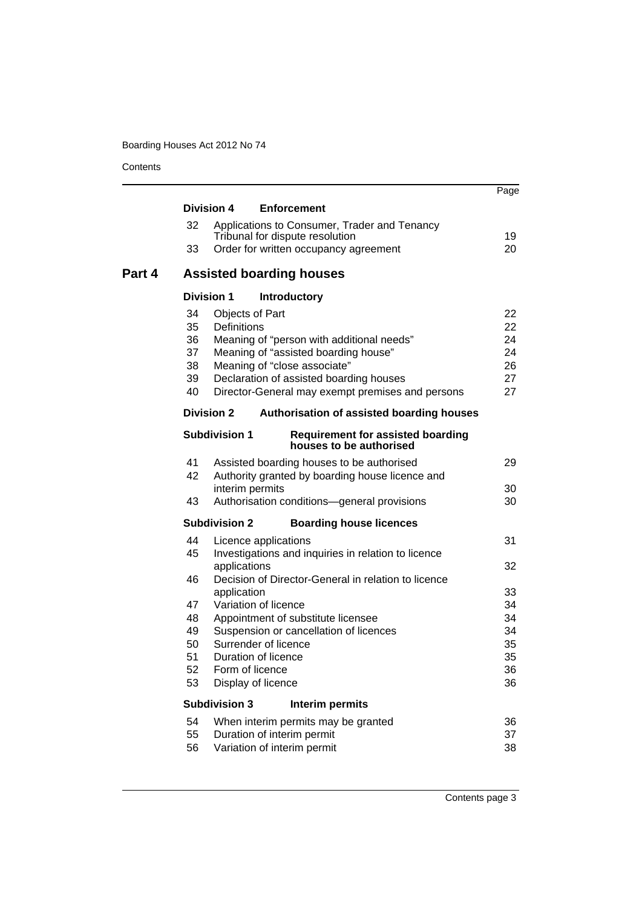| | | Page |
|---|---|---|
| **Division 4** | **Enforcement** | |
| 32 | Applications to Consumer, Trader and Tenancy Tribunal for dispute resolution | 19 |
| 33 | Order for written occupancy agreement | 20 |
| **Part 4** | **Assisted boarding houses** | |
| **Division 1** | **Introductory** | |
| 34 | Objects of Part | 22 |
| 35 | Definitions | 22 |
| 36 | Meaning of "person with additional needs" | 24 |
| 37 | Meaning of "assisted boarding house" | 24 |
| 38 | Meaning of "close associate" | 26 |
| 39 | Declaration of assisted boarding houses | 27 |
| 40 | Director-General may exempt premises and persons | 27 |
| **Division 2** | **Authorisation of assisted boarding houses** | |
| **Subdivision 1** | **Requirement for assisted boarding houses to be authorised** | |
| 41 | Assisted boarding houses to be authorised | 29 |
| 42 | Authority granted by boarding house licence and interim permits | 30 |
| 43 | Authorisation conditions—general provisions | 30 |
| **Subdivision 2** | **Boarding house licences** | |
| 44 | Licence applications | 31 |
| 45 | Investigations and inquiries in relation to licence applications | 32 |
| 46 | Decision of Director-General in relation to licence application | 33 |
| 47 | Variation of licence | 34 |
| 48 | Appointment of substitute licensee | 34 |
| 49 | Suspension or cancellation of licences | 34 |
| 50 | Surrender of licence | 35 |
| 51 | Duration of licence | 35 |
| 52 | Form of licence | 36 |
| 53 | Display of licence | 36 |
| **Subdivision 3** | **Interim permits** | |
| 54 | When interim permits may be granted | 36 |
| 55 | Duration of interim permit | 37 |
| 56 | Variation of interim permit | 38 |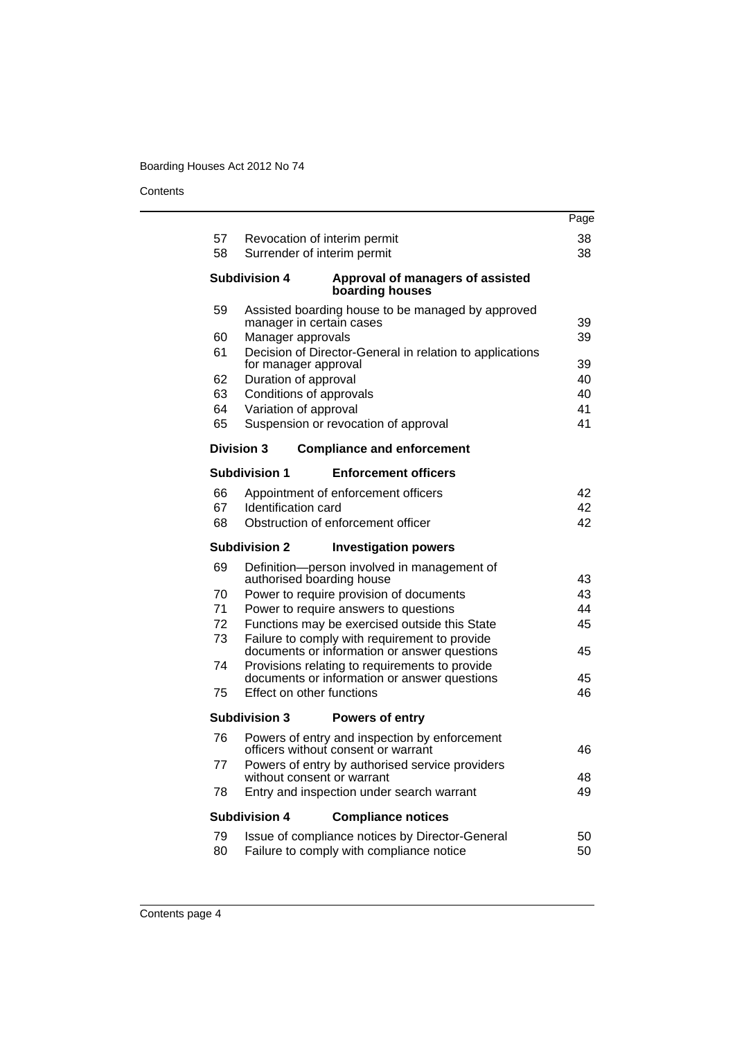| | | Page |
|---|---|---|
| 57 | Revocation of interim permit | 38 |
| 58 | Surrender of interim permit | 38 |
| **Subdivision 4** | **Approval of managers of assisted boarding houses** | |
| 59 | Assisted boarding house to be managed by approved manager in certain cases | 39 |
| 60 | Manager approvals | 39 |
| 61 | Decision of Director-General in relation to applications for manager approval | 39 |
| 62 | Duration of approval | 40 |
| 63 | Conditions of approvals | 40 |
| 64 | Variation of approval | 41 |
| 65 | Suspension or revocation of approval | 41 |
| **Division 3** | **Compliance and enforcement** | |
| **Subdivision 1** | **Enforcement officers** | |
| 66 | Appointment of enforcement officers | 42 |
| 67 | Identification card | 42 |
| 68 | Obstruction of enforcement officer | 42 |
| **Subdivision 2** | **Investigation powers** | |
| 69 | Definition—person involved in management of authorised boarding house | 43 |
| 70 | Power to require provision of documents | 43 |
| 71 | Power to require answers to questions | 44 |
| 72 | Functions may be exercised outside this State | 45 |
| 73 | Failure to comply with requirement to provide documents or information or answer questions | 45 |
| 74 | Provisions relating to requirements to provide documents or information or answer questions | 45 |
| 75 | Effect on other functions | 46 |
| **Subdivision 3** | **Powers of entry** | |
| 76 | Powers of entry and inspection by enforcement officers without consent or warrant | 46 |
| 77 | Powers of entry by authorised service providers without consent or warrant | 48 |
| 78 | Entry and inspection under search warrant | 49 |
| **Subdivision 4** | **Compliance notices** | |
| 79 | Issue of compliance notices by Director-General | 50 |
| 80 | Failure to comply with compliance notice | 50 |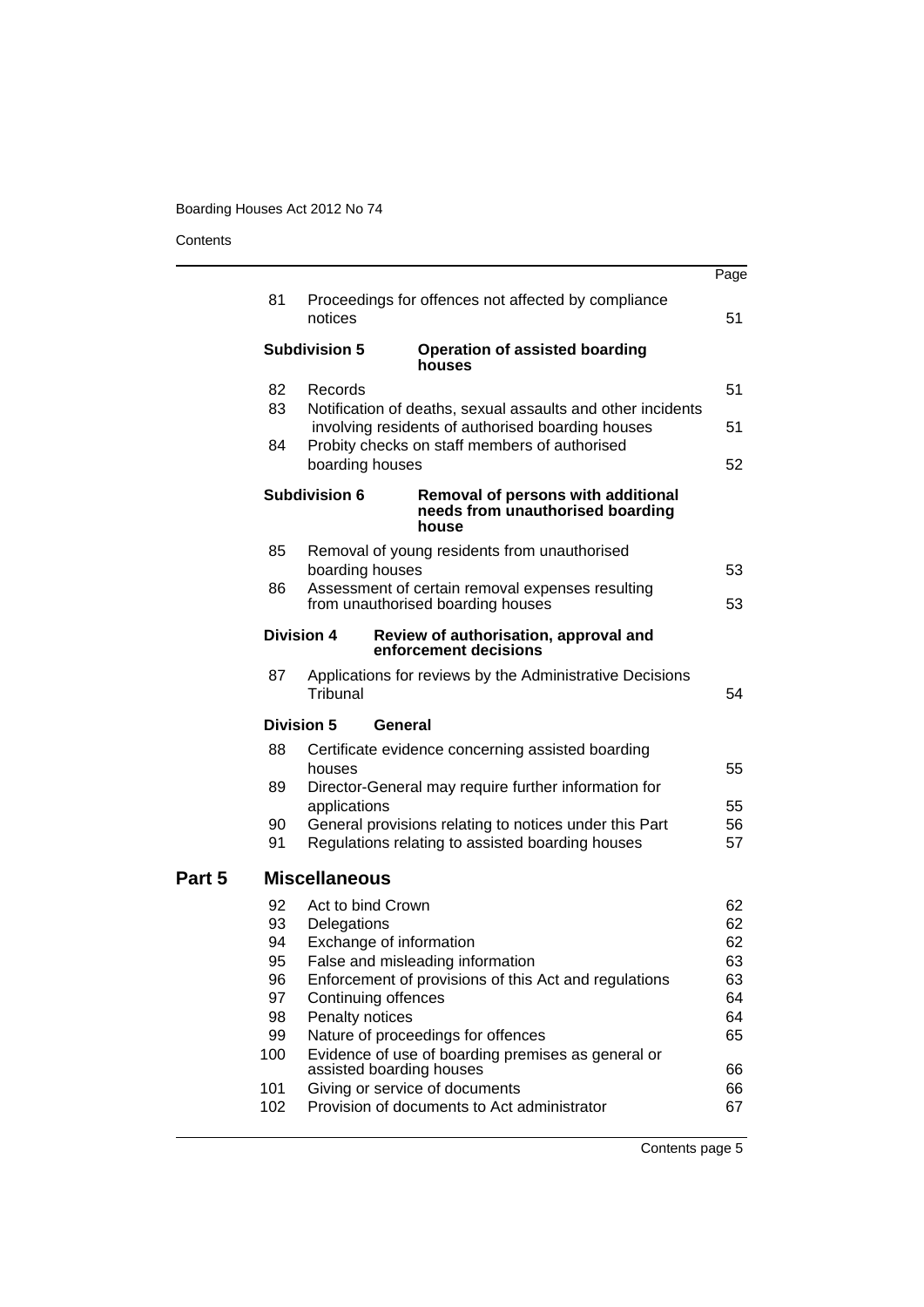| | | Page |
|---|---|---|
| 81 | Proceedings for offences not affected by compliance notices | 51 |
| **Subdivision 5** | **Operation of assisted boarding houses** | |
| 82 | Records | 51 |
| 83 | Notification of deaths, sexual assaults and other incidents involving residents of authorised boarding houses | 51 |
| 84 | Probity checks on staff members of authorised boarding houses | 52 |
| **Subdivision 6** | **Removal of persons with additional needs from unauthorised boarding house** | |
| 85 | Removal of young residents from unauthorised boarding houses | 53 |
| 86 | Assessment of certain removal expenses resulting from unauthorised boarding houses | 53 |
| **Division 4** | **Review of authorisation, approval and enforcement decisions** | |
| 87 | Applications for reviews by the Administrative Decisions Tribunal | 54 |
| **Division 5** | **General** | |
| 88 | Certificate evidence concerning assisted boarding houses | 55 |
| 89 | Director-General may require further information for applications | 55 |
| 90 | General provisions relating to notices under this Part | 56 |
| 91 | Regulations relating to assisted boarding houses | 57 |
| **Part 5** | **Miscellaneous** | |
| 92 | Act to bind Crown | 62 |
| 93 | Delegations | 62 |
| 94 | Exchange of information | 62 |
| 95 | False and misleading information | 63 |
| 96 | Enforcement of provisions of this Act and regulations | 63 |
| 97 | Continuing offences | 64 |
| 98 | Penalty notices | 64 |
| 99 | Nature of proceedings for offences | 65 |
| 100 | Evidence of use of boarding premises as general or assisted boarding houses | 66 |
| 101 | Giving or service of documents | 66 |
| 102 | Provision of documents to Act administrator | 67 |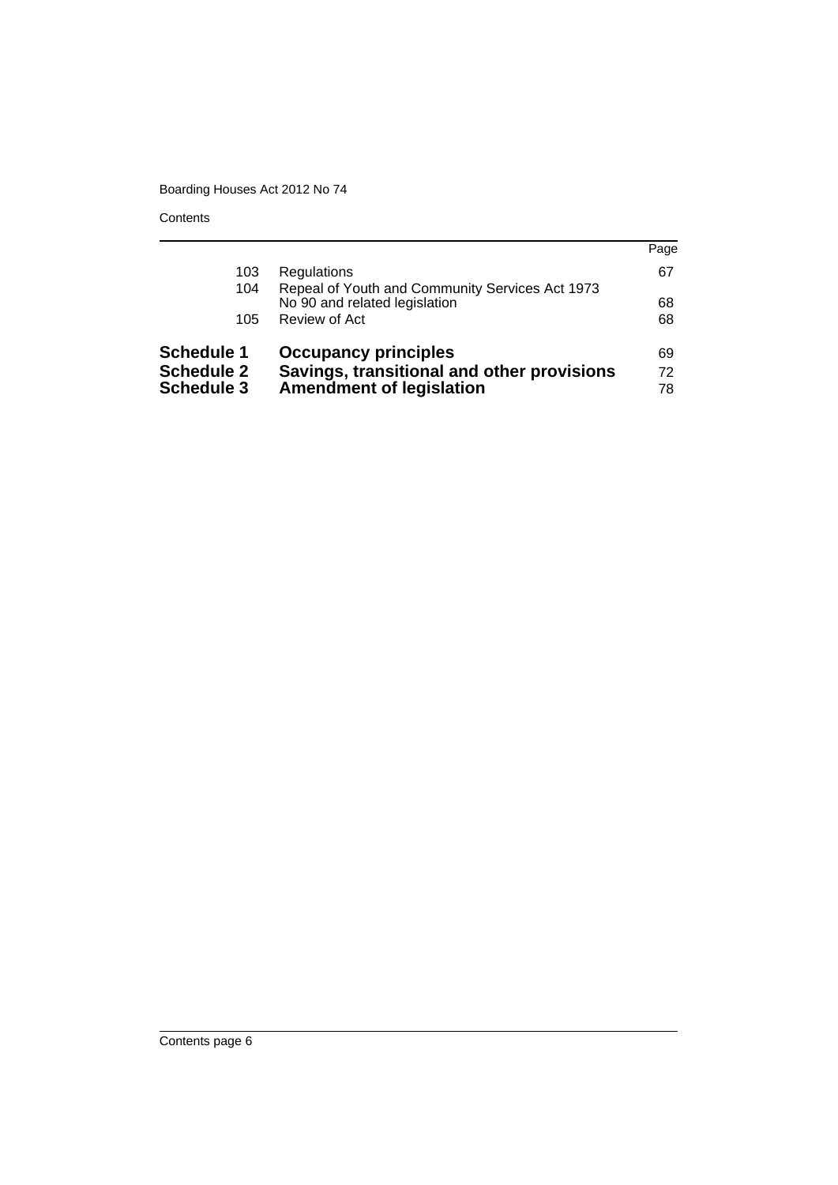| | | Page |
|---|---|---|
| 103 | Regulations | 67 |
| 104 | Repeal of Youth and Community Services Act 1973 No 90 and related legislation | 68 |
| 105 | Review of Act | 68 |
| **Schedule 1** | **Occupancy principles** | 69 |
| **Schedule 2** | **Savings, transitional and other provisions** | 72 |
| **Schedule 3** | **Amendment of legislation** | 78 |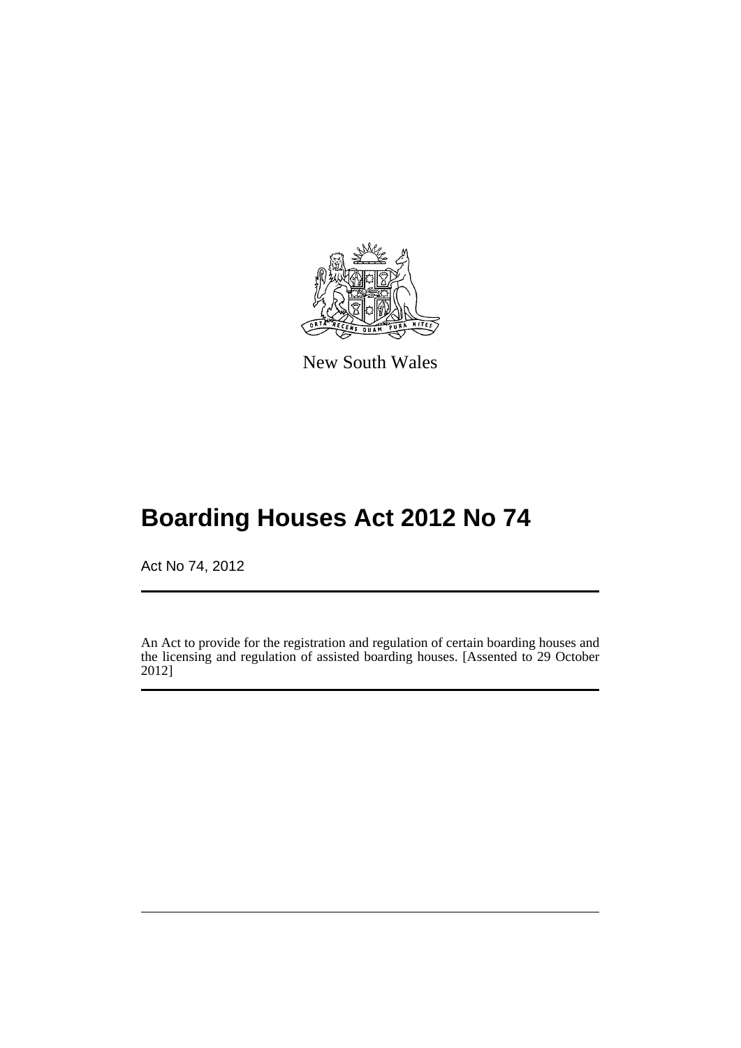New South Wales

# Boarding Houses Act 2012 No 74

Act No 74, 2012

An Act to provide for the registration and regulation of certain boarding houses and the licensing and regulation of assisted boarding houses. [Assented to 29 October 2012]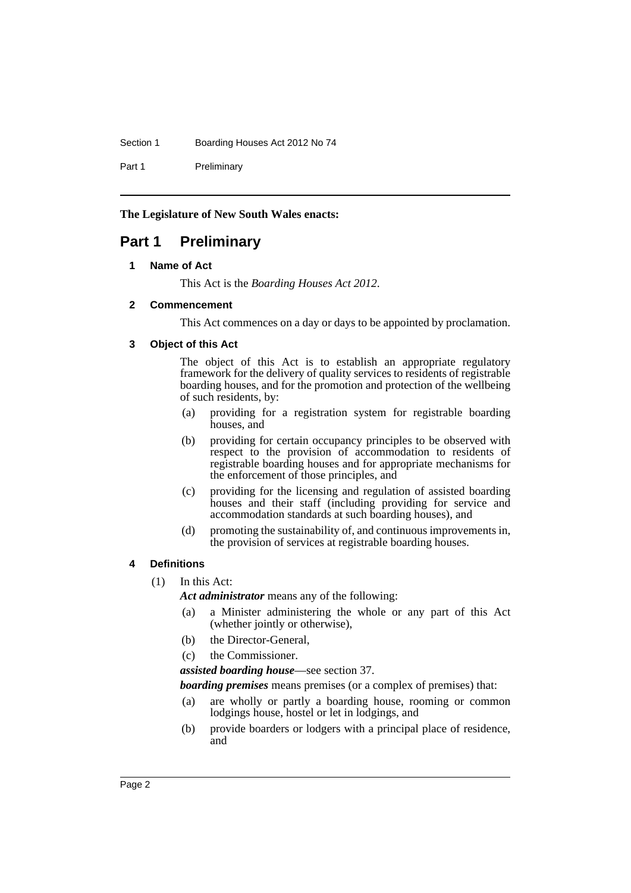**The Legislature of New South Wales enacts:**

# Part 1 Preliminary

### 1 Name of Act

This Act is the *Boarding Houses Act 2012*.

### 2 Commencement

This Act commences on a day or days to be appointed by proclamation.

### 3 Object of this Act

The object of this Act is to establish an appropriate regulatory framework for the delivery of quality services to residents of registrable boarding houses, and for the promotion and protection of the wellbeing of such residents, by:

- (a) providing for a registration system for registrable boarding houses, and
- (b) providing for certain occupancy principles to be observed with respect to the provision of accommodation to residents of registrable boarding houses and for appropriate mechanisms for the enforcement of those principles, and
- (c) providing for the licensing and regulation of assisted boarding houses and their staff (including providing for service and accommodation standards at such boarding houses), and
- (d) promoting the sustainability of, and continuous improvements in, the provision of services at registrable boarding houses.

### 4 Definitions

(1) In this Act:

***Act administrator*** means any of the following:

- (a) a Minister administering the whole or any part of this Act (whether jointly or otherwise),
- (b) the Director-General,
- (c) the Commissioner.

***assisted boarding house***—see section 37.

***boarding premises*** means premises (or a complex of premises) that:

- (a) are wholly or partly a boarding house, rooming or common lodgings house, hostel or let in lodgings, and
- (b) provide boarders or lodgers with a principal place of residence, and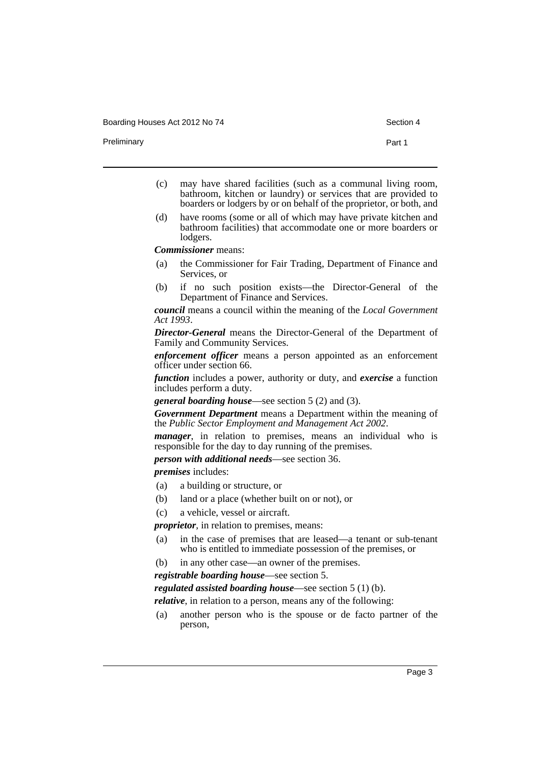(c) may have shared facilities (such as a communal living room, bathroom, kitchen or laundry) or services that are provided to boarders or lodgers by or on behalf of the proprietor, or both, and

(d) have rooms (some or all of which may have private kitchen and bathroom facilities) that accommodate one or more boarders or lodgers.

***Commissioner*** means:

(a) the Commissioner for Fair Trading, Department of Finance and Services, or

(b) if no such position exists—the Director-General of the Department of Finance and Services.

***council*** means a council within the meaning of the *Local Government Act 1993*.

***Director-General*** means the Director-General of the Department of Family and Community Services.

***enforcement officer*** means a person appointed as an enforcement officer under section 66.

***function*** includes a power, authority or duty, and ***exercise*** a function includes perform a duty.

***general boarding house***—see section 5 (2) and (3).

***Government Department*** means a Department within the meaning of the *Public Sector Employment and Management Act 2002*.

***manager***, in relation to premises, means an individual who is responsible for the day to day running of the premises.

***person with additional needs***—see section 36.

***premises*** includes:

(a) a building or structure, or

(b) land or a place (whether built on or not), or

(c) a vehicle, vessel or aircraft.

***proprietor***, in relation to premises, means:

(a) in the case of premises that are leased—a tenant or sub-tenant who is entitled to immediate possession of the premises, or

(b) in any other case—an owner of the premises.

***registrable boarding house***—see section 5.

***regulated assisted boarding house***—see section 5 (1) (b).

***relative***, in relation to a person, means any of the following:

(a) another person who is the spouse or de facto partner of the person,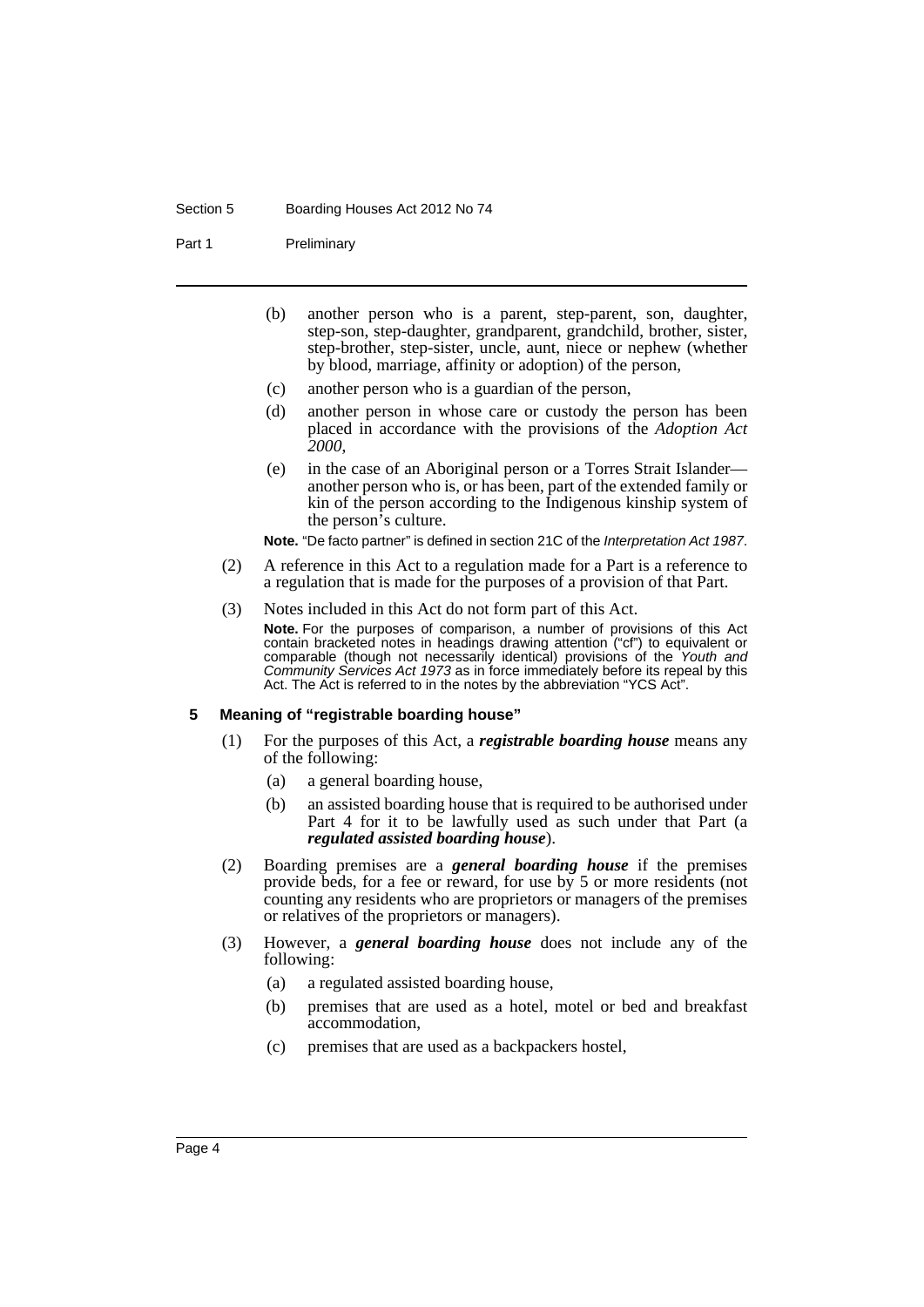(b) another person who is a parent, step-parent, son, daughter, step-son, step-daughter, grandparent, grandchild, brother, sister, step-brother, step-sister, uncle, aunt, niece or nephew (whether by blood, marriage, affinity or adoption) of the person,

(c) another person who is a guardian of the person,

(d) another person in whose care or custody the person has been placed in accordance with the provisions of the *Adoption Act 2000*,

(e) in the case of an Aboriginal person or a Torres Strait Islander—another person who is, or has been, part of the extended family or kin of the person according to the Indigenous kinship system of the person's culture.

**Note.** "De facto partner" is defined in section 21C of the *Interpretation Act 1987*.

(2) A reference in this Act to a regulation made for a Part is a reference to a regulation that is made for the purposes of a provision of that Part.

(3) Notes included in this Act do not form part of this Act.

**Note.** For the purposes of comparison, a number of provisions of this Act contain bracketed notes in headings drawing attention ("cf") to equivalent or comparable (though not necessarily identical) provisions of the *Youth and Community Services Act 1973* as in force immediately before its repeal by this Act. The Act is referred to in the notes by the abbreviation "YCS Act".

### 5 Meaning of "registrable boarding house"

(1) For the purposes of this Act, a ***registrable boarding house*** means any of the following:

(a) a general boarding house,

(b) an assisted boarding house that is required to be authorised under Part 4 for it to be lawfully used as such under that Part (a ***regulated assisted boarding house***).

(2) Boarding premises are a ***general boarding house*** if the premises provide beds, for a fee or reward, for use by 5 or more residents (not counting any residents who are proprietors or managers of the premises or relatives of the proprietors or managers).

(3) However, a ***general boarding house*** does not include any of the following:

(a) a regulated assisted boarding house,

(b) premises that are used as a hotel, motel or bed and breakfast accommodation,

(c) premises that are used as a backpackers hostel,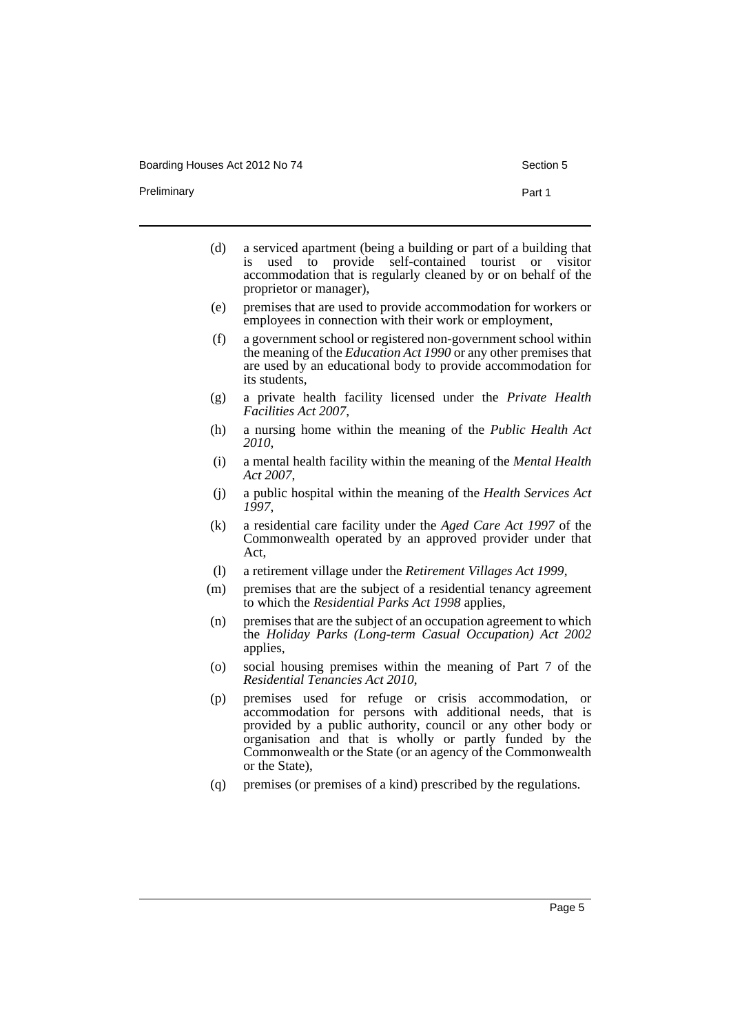(d) a serviced apartment (being a building or part of a building that is used to provide self-contained tourist or visitor accommodation that is regularly cleaned by or on behalf of the proprietor or manager),

(e) premises that are used to provide accommodation for workers or employees in connection with their work or employment,

(f) a government school or registered non-government school within the meaning of the *Education Act 1990* or any other premises that are used by an educational body to provide accommodation for its students,

(g) a private health facility licensed under the *Private Health Facilities Act 2007*,

(h) a nursing home within the meaning of the *Public Health Act 2010*,

(i) a mental health facility within the meaning of the *Mental Health Act 2007*,

(j) a public hospital within the meaning of the *Health Services Act 1997*,

(k) a residential care facility under the *Aged Care Act 1997* of the Commonwealth operated by an approved provider under that Act,

(l) a retirement village under the *Retirement Villages Act 1999*,

(m) premises that are the subject of a residential tenancy agreement to which the *Residential Parks Act 1998* applies,

(n) premises that are the subject of an occupation agreement to which the *Holiday Parks (Long-term Casual Occupation) Act 2002* applies,

(o) social housing premises within the meaning of Part 7 of the *Residential Tenancies Act 2010*,

(p) premises used for refuge or crisis accommodation, or accommodation for persons with additional needs, that is provided by a public authority, council or any other body or organisation and that is wholly or partly funded by the Commonwealth or the State (or an agency of the Commonwealth or the State),

(q) premises (or premises of a kind) prescribed by the regulations.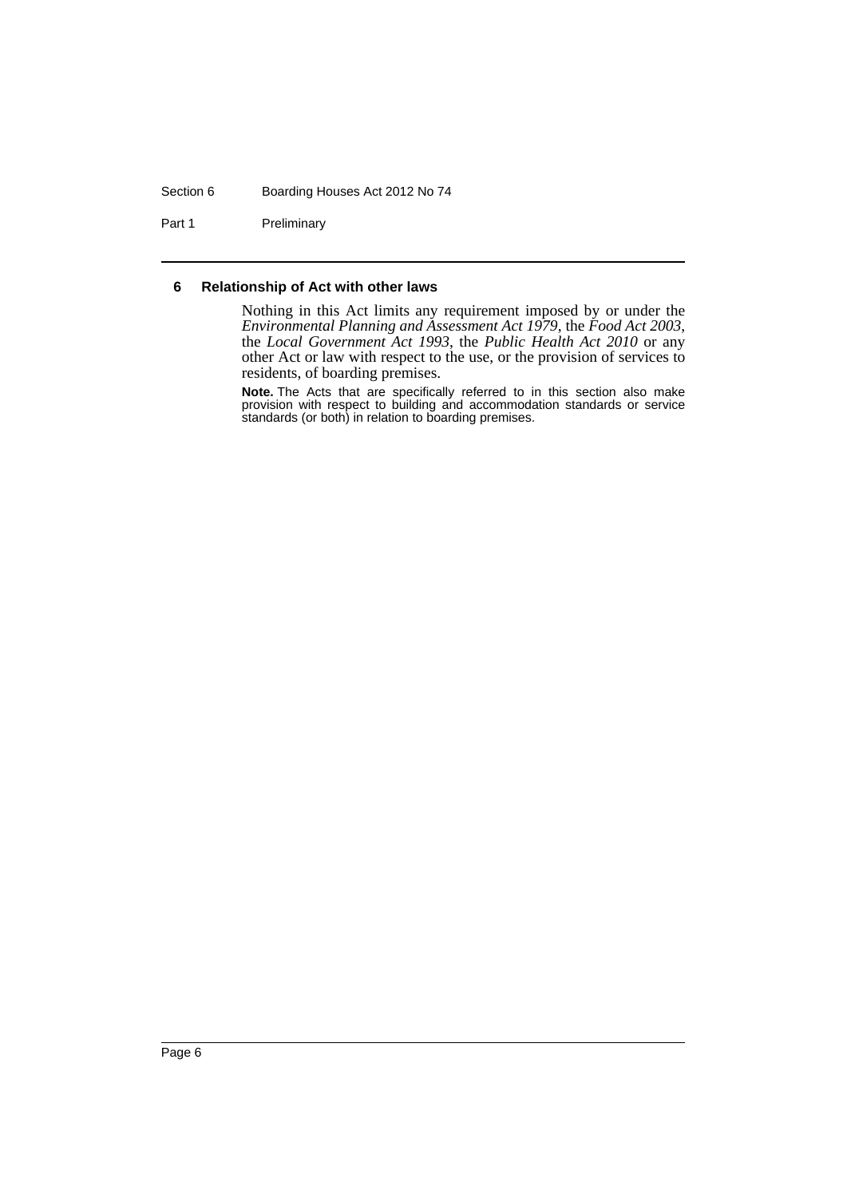### 6 Relationship of Act with other laws

Nothing in this Act limits any requirement imposed by or under the *Environmental Planning and Assessment Act 1979*, the *Food Act 2003*, the *Local Government Act 1993*, the *Public Health Act 2010* or any other Act or law with respect to the use, or the provision of services to residents, of boarding premises.

**Note.** The Acts that are specifically referred to in this section also make provision with respect to building and accommodation standards or service standards (or both) in relation to boarding premises.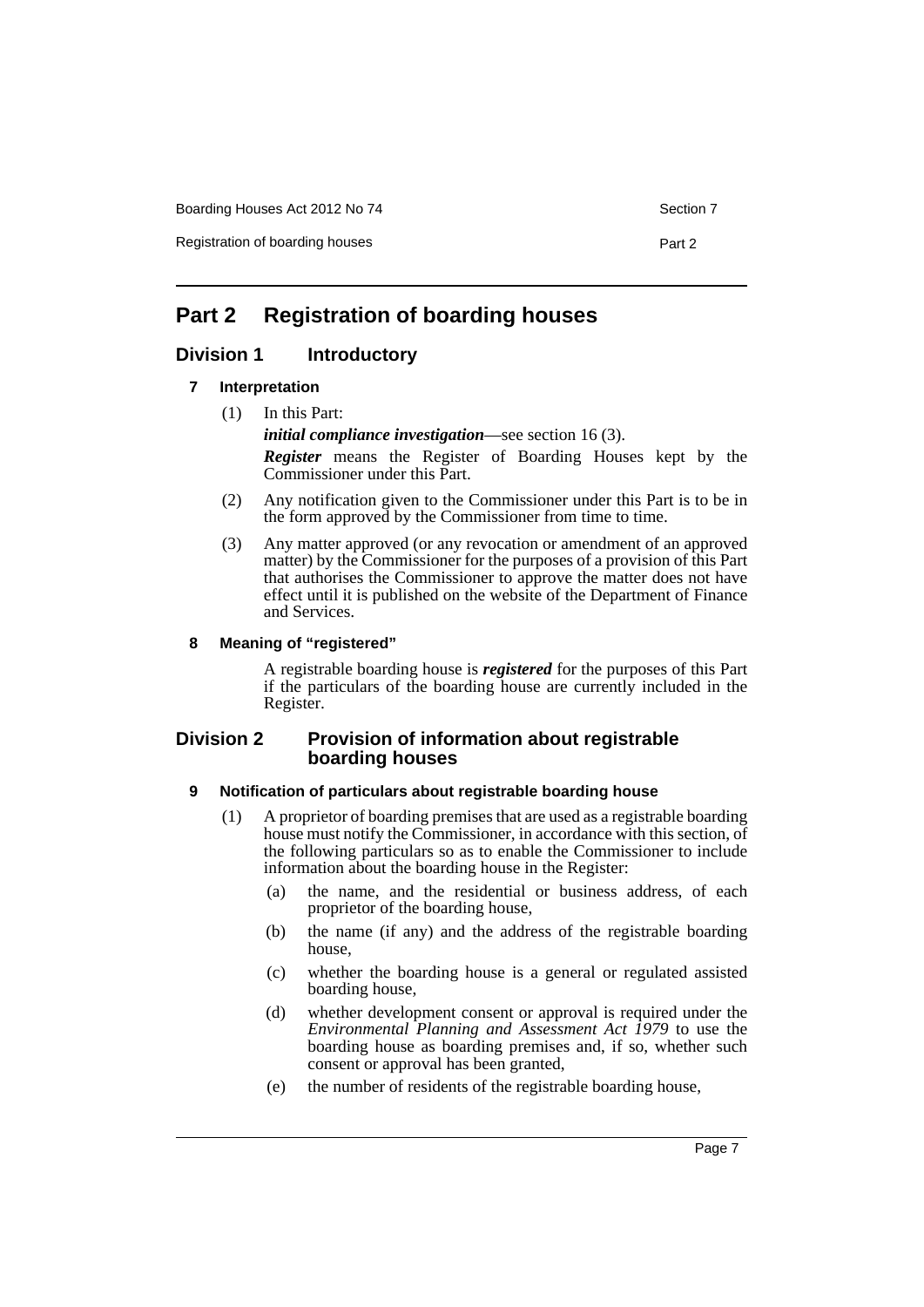# Part 2 Registration of boarding houses

## Division 1 Introductory

### 7 Interpretation

(1) In this Part:

***initial compliance investigation***—see section 16 (3).

***Register*** means the Register of Boarding Houses kept by the Commissioner under this Part.

(2) Any notification given to the Commissioner under this Part is to be in the form approved by the Commissioner from time to time.

(3) Any matter approved (or any revocation or amendment of an approved matter) by the Commissioner for the purposes of a provision of this Part that authorises the Commissioner to approve the matter does not have effect until it is published on the website of the Department of Finance and Services.

### 8 Meaning of "registered"

A registrable boarding house is ***registered*** for the purposes of this Part if the particulars of the boarding house are currently included in the Register.

## Division 2 Provision of information about registrable boarding houses

### 9 Notification of particulars about registrable boarding house

(1) A proprietor of boarding premises that are used as a registrable boarding house must notify the Commissioner, in accordance with this section, of the following particulars so as to enable the Commissioner to include information about the boarding house in the Register:

- (a) the name, and the residential or business address, of each proprietor of the boarding house,
- (b) the name (if any) and the address of the registrable boarding house,
- (c) whether the boarding house is a general or regulated assisted boarding house,
- (d) whether development consent or approval is required under the *Environmental Planning and Assessment Act 1979* to use the boarding house as boarding premises and, if so, whether such consent or approval has been granted,
- (e) the number of residents of the registrable boarding house,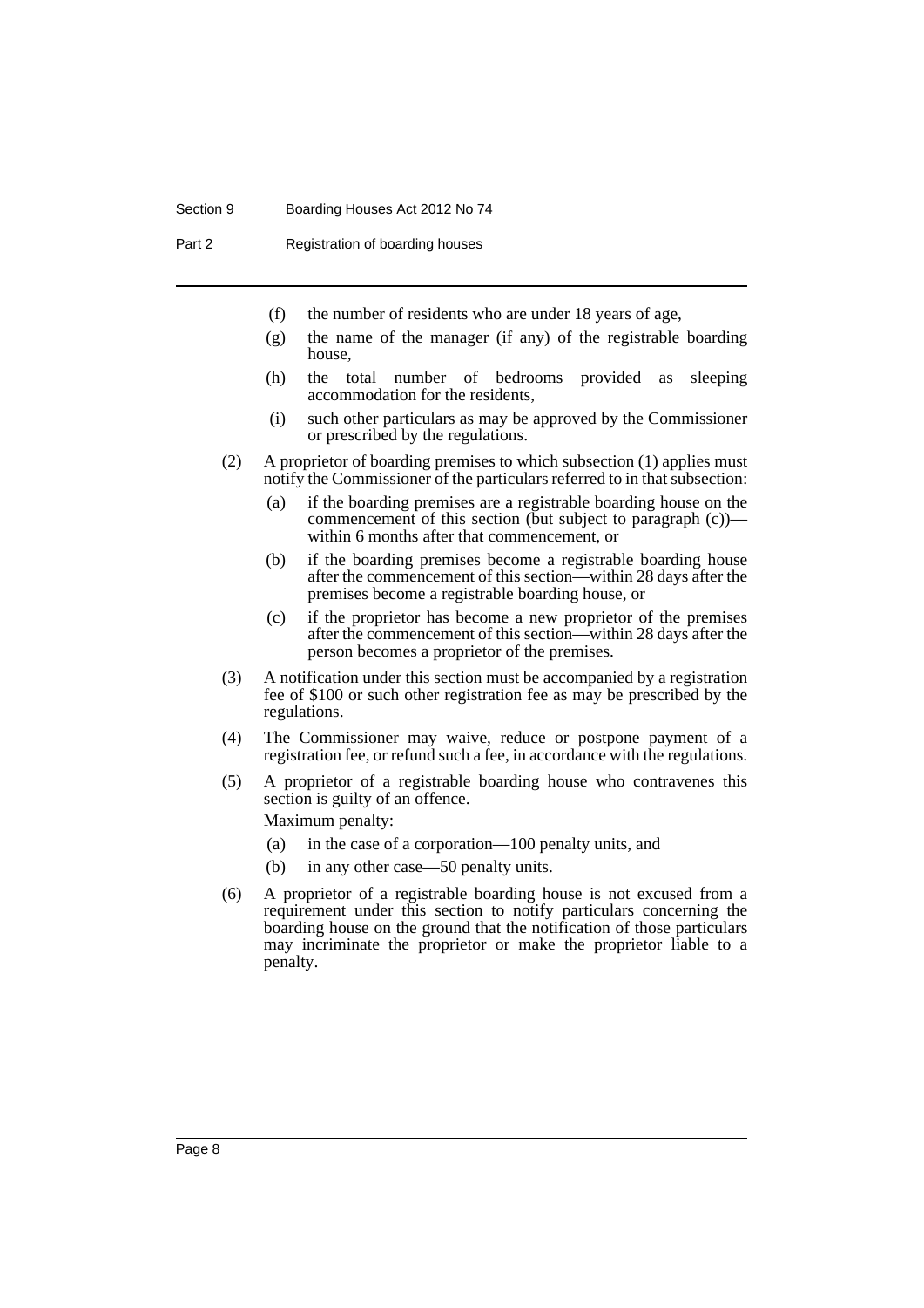(f) the number of residents who are under 18 years of age,

(g) the name of the manager (if any) of the registrable boarding house,

(h) the total number of bedrooms provided as sleeping accommodation for the residents,

(i) such other particulars as may be approved by the Commissioner or prescribed by the regulations.

(2) A proprietor of boarding premises to which subsection (1) applies must notify the Commissioner of the particulars referred to in that subsection:

(a) if the boarding premises are a registrable boarding house on the commencement of this section (but subject to paragraph (c))—within 6 months after that commencement, or

(b) if the boarding premises become a registrable boarding house after the commencement of this section—within 28 days after the premises become a registrable boarding house, or

(c) if the proprietor has become a new proprietor of the premises after the commencement of this section—within 28 days after the person becomes a proprietor of the premises.

(3) A notification under this section must be accompanied by a registration fee of $100 or such other registration fee as may be prescribed by the regulations.

(4) The Commissioner may waive, reduce or postpone payment of a registration fee, or refund such a fee, in accordance with the regulations.

(5) A proprietor of a registrable boarding house who contravenes this section is guilty of an offence.

Maximum penalty:

(a) in the case of a corporation—100 penalty units, and

(b) in any other case—50 penalty units.

(6) A proprietor of a registrable boarding house is not excused from a requirement under this section to notify particulars concerning the boarding house on the ground that the notification of those particulars may incriminate the proprietor or make the proprietor liable to a penalty.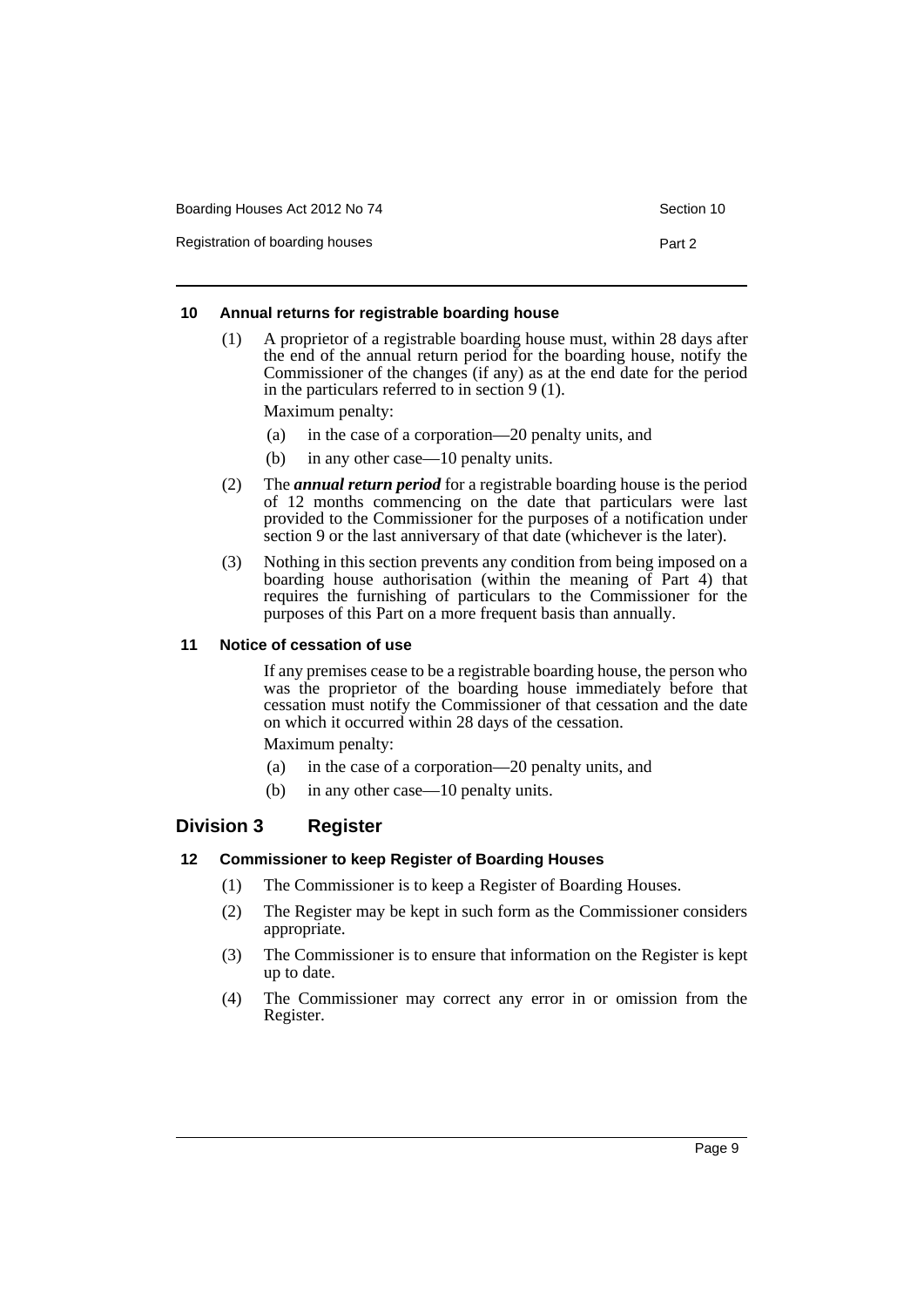### 10 Annual returns for registrable boarding house

(1) A proprietor of a registrable boarding house must, within 28 days after the end of the annual return period for the boarding house, notify the Commissioner of the changes (if any) as at the end date for the period in the particulars referred to in section 9 (1).

Maximum penalty:

(a) in the case of a corporation—20 penalty units, and

(b) in any other case—10 penalty units.

(2) The ***annual return period*** for a registrable boarding house is the period of 12 months commencing on the date that particulars were last provided to the Commissioner for the purposes of a notification under section 9 or the last anniversary of that date (whichever is the later).

(3) Nothing in this section prevents any condition from being imposed on a boarding house authorisation (within the meaning of Part 4) that requires the furnishing of particulars to the Commissioner for the purposes of this Part on a more frequent basis than annually.

### 11 Notice of cessation of use

If any premises cease to be a registrable boarding house, the person who was the proprietor of the boarding house immediately before that cessation must notify the Commissioner of that cessation and the date on which it occurred within 28 days of the cessation.

Maximum penalty:

(a) in the case of a corporation—20 penalty units, and

(b) in any other case—10 penalty units.

## Division 3 Register

### 12 Commissioner to keep Register of Boarding Houses

(1) The Commissioner is to keep a Register of Boarding Houses.

(2) The Register may be kept in such form as the Commissioner considers appropriate.

(3) The Commissioner is to ensure that information on the Register is kept up to date.

(4) The Commissioner may correct any error in or omission from the Register.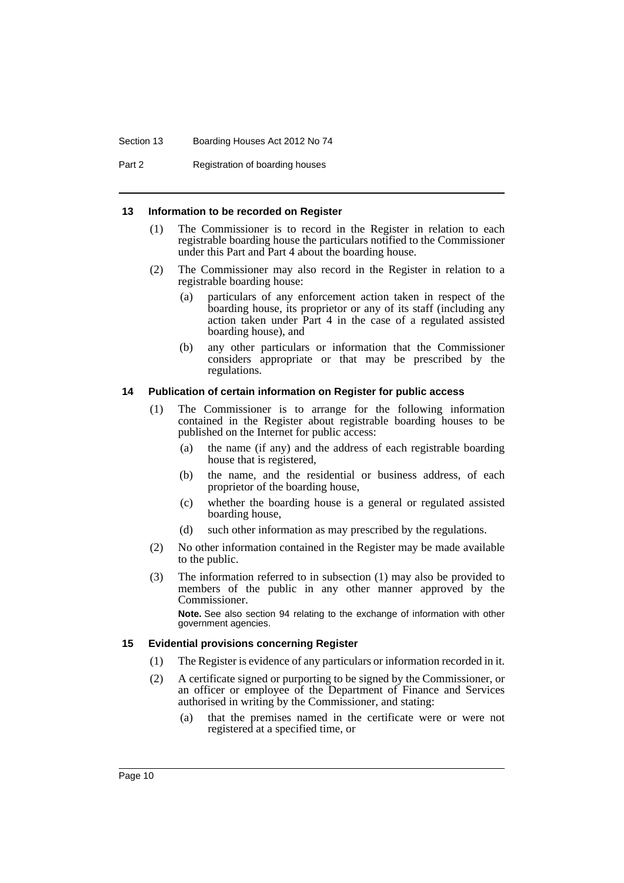#### 13 Information to be recorded on Register

(1) The Commissioner is to record in the Register in relation to each registrable boarding house the particulars notified to the Commissioner under this Part and Part 4 about the boarding house.

(2) The Commissioner may also record in the Register in relation to a registrable boarding house:

- (a) particulars of any enforcement action taken in respect of the boarding house, its proprietor or any of its staff (including any action taken under Part 4 in the case of a regulated assisted boarding house), and
- (b) any other particulars or information that the Commissioner considers appropriate or that may be prescribed by the regulations.

#### 14 Publication of certain information on Register for public access

(1) The Commissioner is to arrange for the following information contained in the Register about registrable boarding houses to be published on the Internet for public access:

- (a) the name (if any) and the address of each registrable boarding house that is registered,
- (b) the name, and the residential or business address, of each proprietor of the boarding house,
- (c) whether the boarding house is a general or regulated assisted boarding house,
- (d) such other information as may prescribed by the regulations.

(2) No other information contained in the Register may be made available to the public.

(3) The information referred to in subsection (1) may also be provided to members of the public in any other manner approved by the Commissioner.

**Note.** See also section 94 relating to the exchange of information with other government agencies.

#### 15 Evidential provisions concerning Register

(1) The Register is evidence of any particulars or information recorded in it.

(2) A certificate signed or purporting to be signed by the Commissioner, or an officer or employee of the Department of Finance and Services authorised in writing by the Commissioner, and stating:

- (a) that the premises named in the certificate were or were not registered at a specified time, or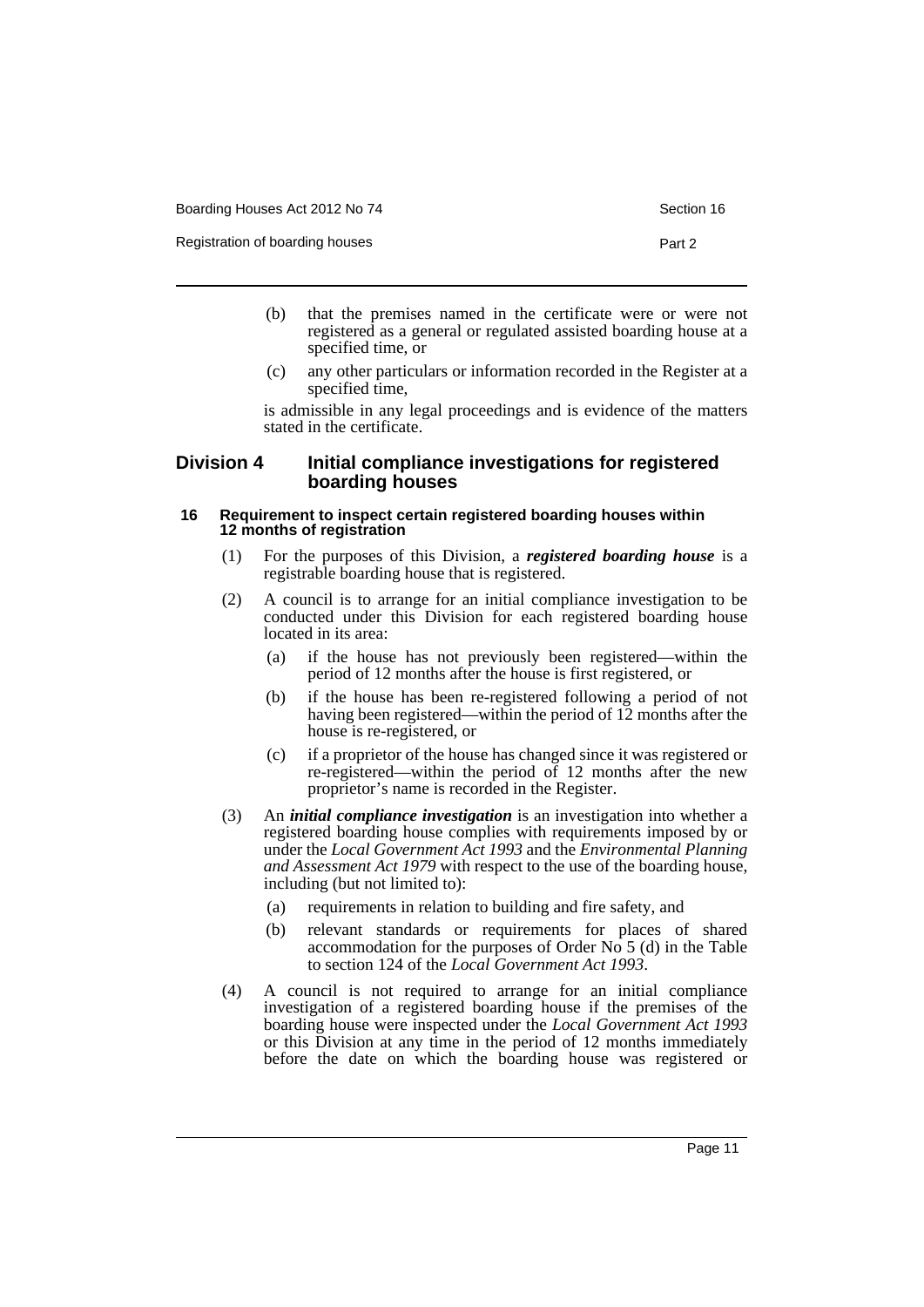(b) that the premises named in the certificate were or were not registered as a general or regulated assisted boarding house at a specified time, or

(c) any other particulars or information recorded in the Register at a specified time,

is admissible in any legal proceedings and is evidence of the matters stated in the certificate.

## Division 4 Initial compliance investigations for registered boarding houses

### 16 Requirement to inspect certain registered boarding houses within 12 months of registration

(1) For the purposes of this Division, a ***registered boarding house*** is a registrable boarding house that is registered.

(2) A council is to arrange for an initial compliance investigation to be conducted under this Division for each registered boarding house located in its area:

(a) if the house has not previously been registered—within the period of 12 months after the house is first registered, or

(b) if the house has been re-registered following a period of not having been registered—within the period of 12 months after the house is re-registered, or

(c) if a proprietor of the house has changed since it was registered or re-registered—within the period of 12 months after the new proprietor's name is recorded in the Register.

(3) An ***initial compliance investigation*** is an investigation into whether a registered boarding house complies with requirements imposed by or under the *Local Government Act 1993* and the *Environmental Planning and Assessment Act 1979* with respect to the use of the boarding house, including (but not limited to):

(a) requirements in relation to building and fire safety, and

(b) relevant standards or requirements for places of shared accommodation for the purposes of Order No 5 (d) in the Table to section 124 of the *Local Government Act 1993*.

(4) A council is not required to arrange for an initial compliance investigation of a registered boarding house if the premises of the boarding house were inspected under the *Local Government Act 1993* or this Division at any time in the period of 12 months immediately before the date on which the boarding house was registered or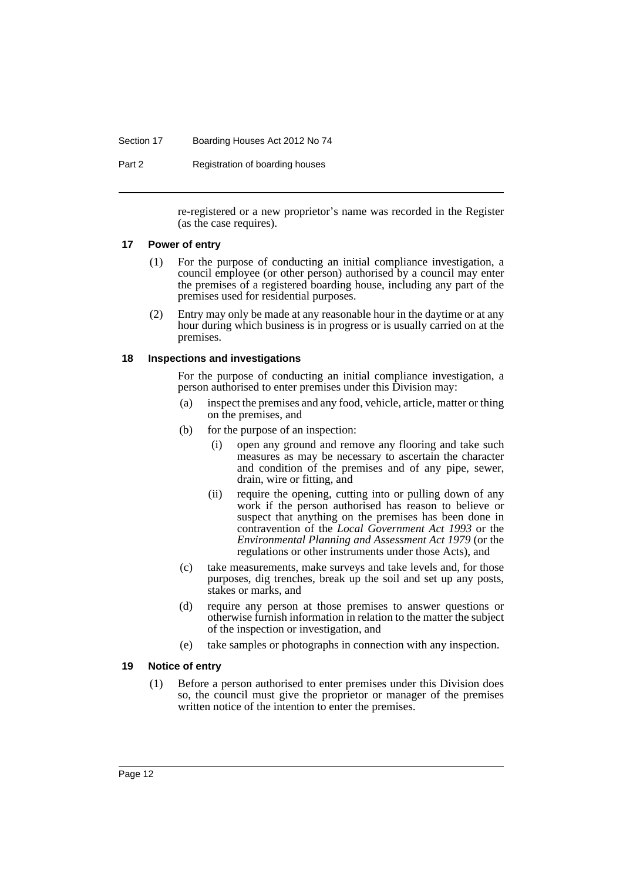re-registered or a new proprietor's name was recorded in the Register (as the case requires).

### 17 Power of entry

(1) For the purpose of conducting an initial compliance investigation, a council employee (or other person) authorised by a council may enter the premises of a registered boarding house, including any part of the premises used for residential purposes.

(2) Entry may only be made at any reasonable hour in the daytime or at any hour during which business is in progress or is usually carried on at the premises.

### 18 Inspections and investigations

For the purpose of conducting an initial compliance investigation, a person authorised to enter premises under this Division may:

(a) inspect the premises and any food, vehicle, article, matter or thing on the premises, and

(b) for the purpose of an inspection:

(i) open any ground and remove any flooring and take such measures as may be necessary to ascertain the character and condition of the premises and of any pipe, sewer, drain, wire or fitting, and

(ii) require the opening, cutting into or pulling down of any work if the person authorised has reason to believe or suspect that anything on the premises has been done in contravention of the *Local Government Act 1993* or the *Environmental Planning and Assessment Act 1979* (or the regulations or other instruments under those Acts), and

(c) take measurements, make surveys and take levels and, for those purposes, dig trenches, break up the soil and set up any posts, stakes or marks, and

(d) require any person at those premises to answer questions or otherwise furnish information in relation to the matter the subject of the inspection or investigation, and

(e) take samples or photographs in connection with any inspection.

### 19 Notice of entry

(1) Before a person authorised to enter premises under this Division does so, the council must give the proprietor or manager of the premises written notice of the intention to enter the premises.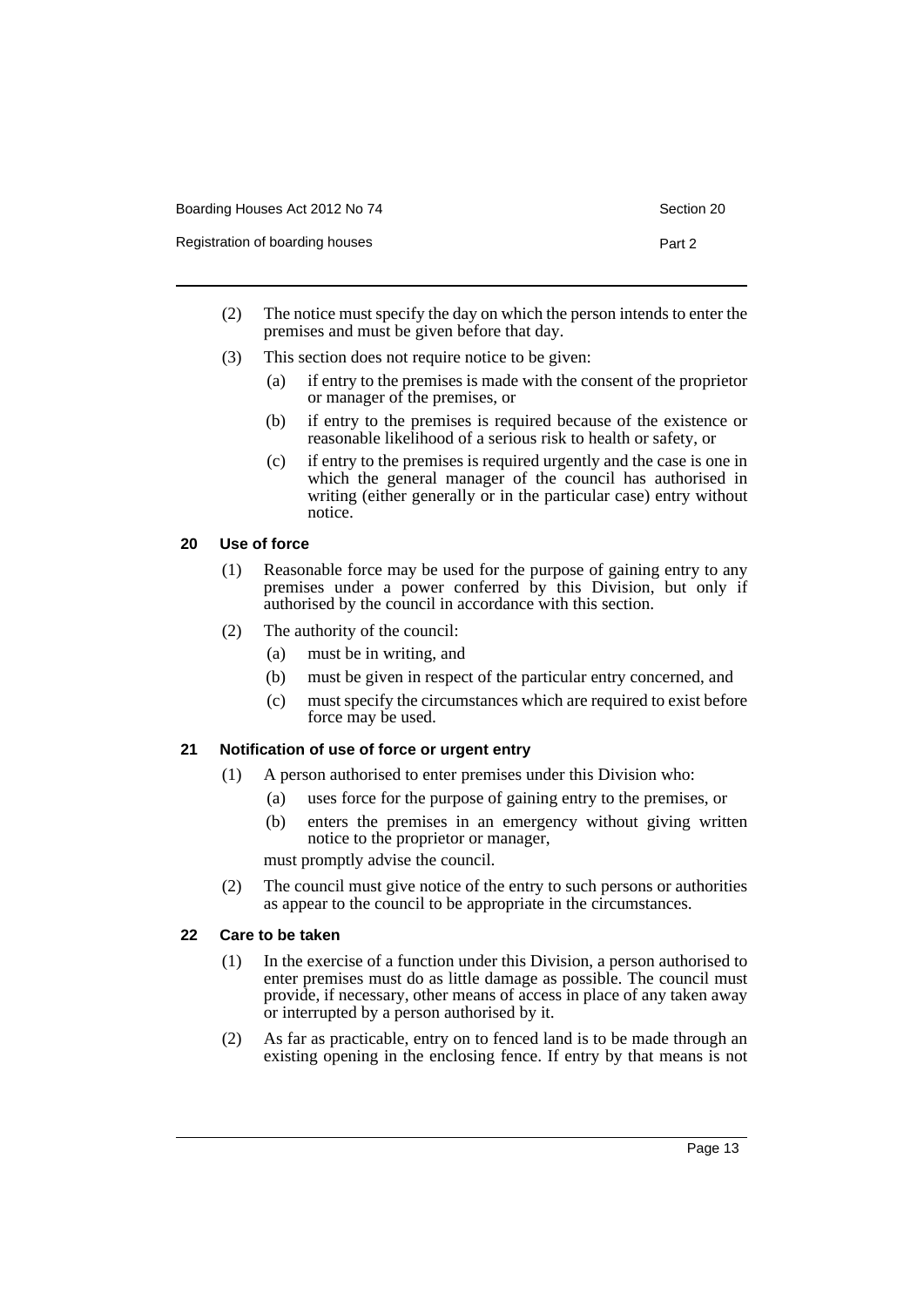(2) The notice must specify the day on which the person intends to enter the premises and must be given before that day.

(3) This section does not require notice to be given:

(a) if entry to the premises is made with the consent of the proprietor or manager of the premises, or

(b) if entry to the premises is required because of the existence or reasonable likelihood of a serious risk to health or safety, or

(c) if entry to the premises is required urgently and the case is one in which the general manager of the council has authorised in writing (either generally or in the particular case) entry without notice.

### 20 Use of force

(1) Reasonable force may be used for the purpose of gaining entry to any premises under a power conferred by this Division, but only if authorised by the council in accordance with this section.

(2) The authority of the council:

(a) must be in writing, and

(b) must be given in respect of the particular entry concerned, and

(c) must specify the circumstances which are required to exist before force may be used.

### 21 Notification of use of force or urgent entry

(1) A person authorised to enter premises under this Division who:

(a) uses force for the purpose of gaining entry to the premises, or

(b) enters the premises in an emergency without giving written notice to the proprietor or manager,

must promptly advise the council.

(2) The council must give notice of the entry to such persons or authorities as appear to the council to be appropriate in the circumstances.

### 22 Care to be taken

(1) In the exercise of a function under this Division, a person authorised to enter premises must do as little damage as possible. The council must provide, if necessary, other means of access in place of any taken away or interrupted by a person authorised by it.

(2) As far as practicable, entry on to fenced land is to be made through an existing opening in the enclosing fence. If entry by that means is not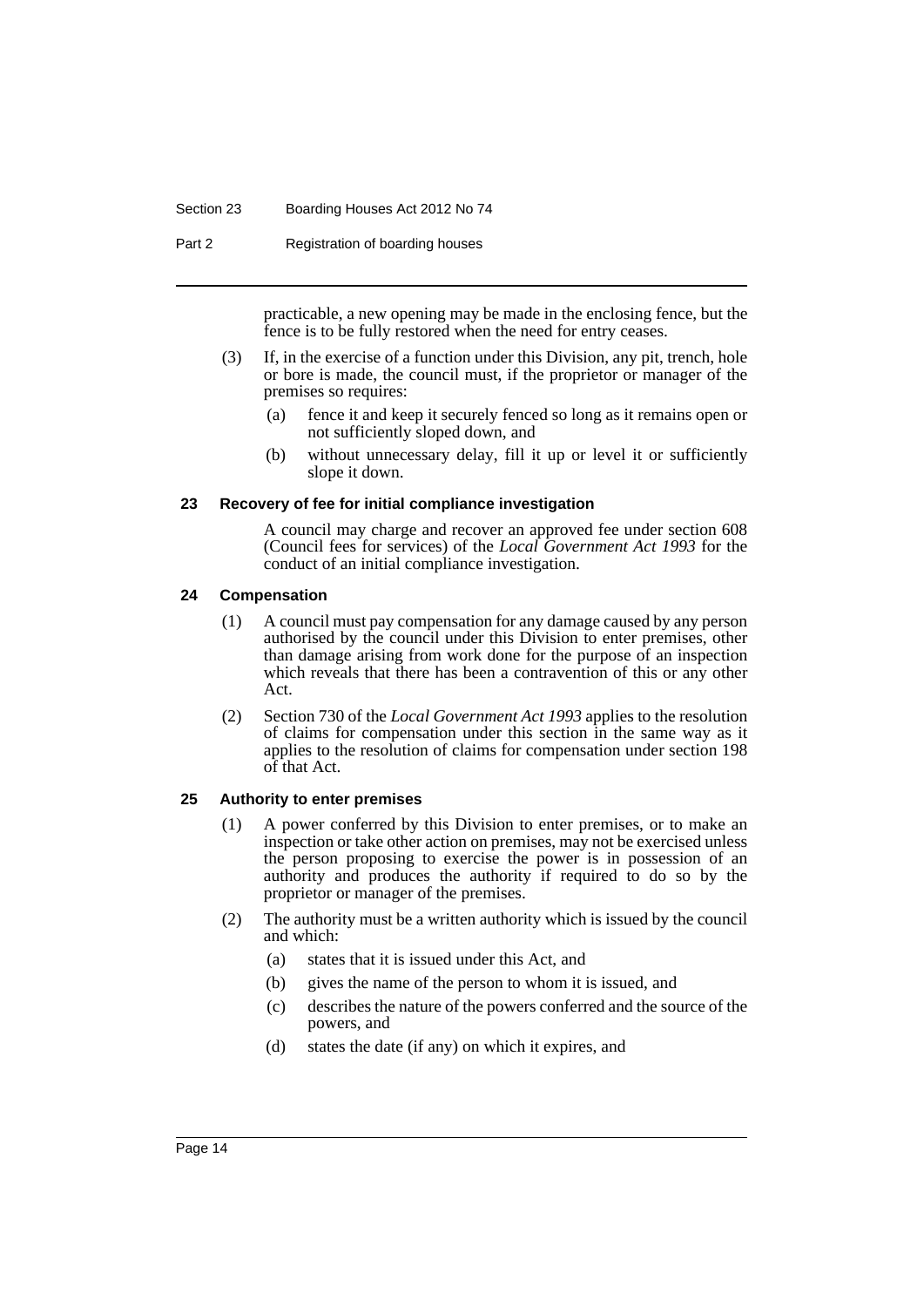practicable, a new opening may be made in the enclosing fence, but the fence is to be fully restored when the need for entry ceases.

(3) If, in the exercise of a function under this Division, any pit, trench, hole or bore is made, the council must, if the proprietor or manager of the premises so requires:

(a) fence it and keep it securely fenced so long as it remains open or not sufficiently sloped down, and

(b) without unnecessary delay, fill it up or level it or sufficiently slope it down.

### 23 Recovery of fee for initial compliance investigation

A council may charge and recover an approved fee under section 608 (Council fees for services) of the *Local Government Act 1993* for the conduct of an initial compliance investigation.

### 24 Compensation

(1) A council must pay compensation for any damage caused by any person authorised by the council under this Division to enter premises, other than damage arising from work done for the purpose of an inspection which reveals that there has been a contravention of this or any other Act.

(2) Section 730 of the *Local Government Act 1993* applies to the resolution of claims for compensation under this section in the same way as it applies to the resolution of claims for compensation under section 198 of that Act.

### 25 Authority to enter premises

(1) A power conferred by this Division to enter premises, or to make an inspection or take other action on premises, may not be exercised unless the person proposing to exercise the power is in possession of an authority and produces the authority if required to do so by the proprietor or manager of the premises.

(2) The authority must be a written authority which is issued by the council and which:

(a) states that it is issued under this Act, and

(b) gives the name of the person to whom it is issued, and

(c) describes the nature of the powers conferred and the source of the powers, and

(d) states the date (if any) on which it expires, and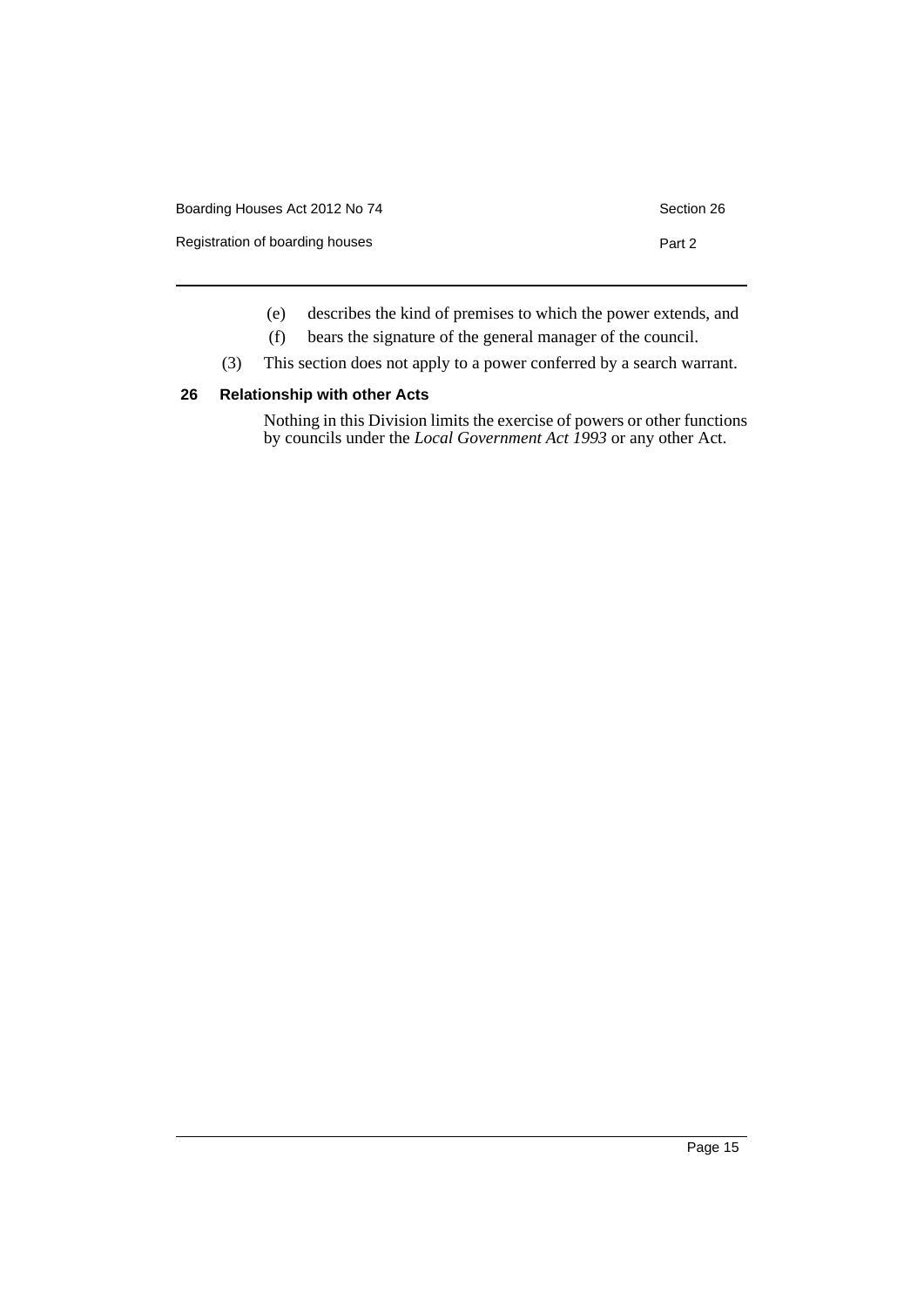(e) describes the kind of premises to which the power extends, and

(f) bears the signature of the general manager of the council.

(3) This section does not apply to a power conferred by a search warrant.

### 26 Relationship with other Acts

Nothing in this Division limits the exercise of powers or other functions by councils under the *Local Government Act 1993* or any other Act.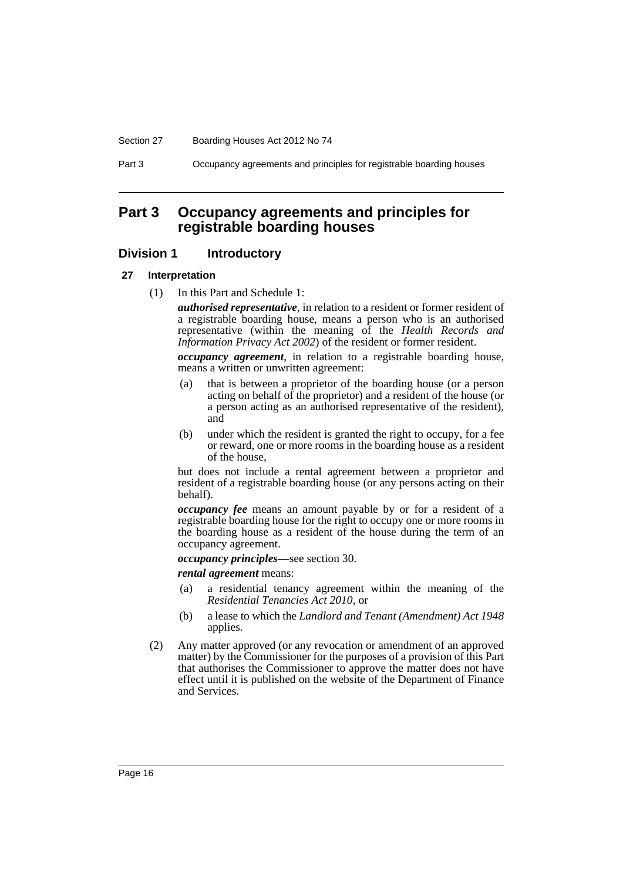# Part 3 Occupancy agreements and principles for registrable boarding houses

## Division 1 Introductory

### 27 Interpretation

(1) In this Part and Schedule 1:

***authorised representative***, in relation to a resident or former resident of a registrable boarding house, means a person who is an authorised representative (within the meaning of the *Health Records and Information Privacy Act 2002*) of the resident or former resident.

***occupancy agreement***, in relation to a registrable boarding house, means a written or unwritten agreement:

(a) that is between a proprietor of the boarding house (or a person acting on behalf of the proprietor) and a resident of the house (or a person acting as an authorised representative of the resident), and

(b) under which the resident is granted the right to occupy, for a fee or reward, one or more rooms in the boarding house as a resident of the house,

but does not include a rental agreement between a proprietor and resident of a registrable boarding house (or any persons acting on their behalf).

***occupancy fee*** means an amount payable by or for a resident of a registrable boarding house for the right to occupy one or more rooms in the boarding house as a resident of the house during the term of an occupancy agreement.

***occupancy principles***—see section 30.

***rental agreement*** means:

(a) a residential tenancy agreement within the meaning of the *Residential Tenancies Act 2010*, or

(b) a lease to which the *Landlord and Tenant (Amendment) Act 1948* applies.

(2) Any matter approved (or any revocation or amendment of an approved matter) by the Commissioner for the purposes of a provision of this Part that authorises the Commissioner to approve the matter does not have effect until it is published on the website of the Department of Finance and Services.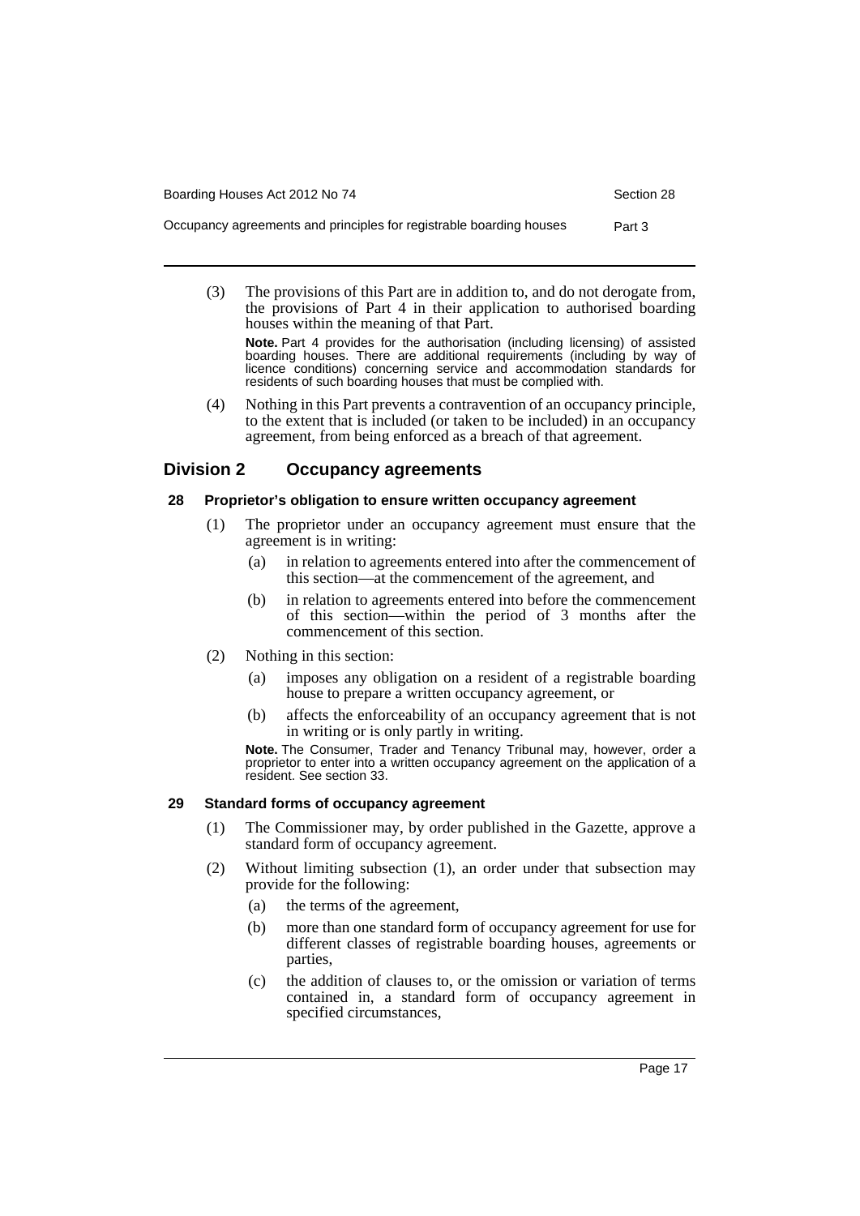(3) The provisions of this Part are in addition to, and do not derogate from, the provisions of Part 4 in their application to authorised boarding houses within the meaning of that Part.

**Note.** Part 4 provides for the authorisation (including licensing) of assisted boarding houses. There are additional requirements (including by way of licence conditions) concerning service and accommodation standards for residents of such boarding houses that must be complied with.

(4) Nothing in this Part prevents a contravention of an occupancy principle, to the extent that is included (or taken to be included) in an occupancy agreement, from being enforced as a breach of that agreement.

## Division 2 Occupancy agreements

### 28 Proprietor's obligation to ensure written occupancy agreement

(1) The proprietor under an occupancy agreement must ensure that the agreement is in writing:

(a) in relation to agreements entered into after the commencement of this section—at the commencement of the agreement, and

(b) in relation to agreements entered into before the commencement of this section—within the period of 3 months after the commencement of this section.

(2) Nothing in this section:

(a) imposes any obligation on a resident of a registrable boarding house to prepare a written occupancy agreement, or

(b) affects the enforceability of an occupancy agreement that is not in writing or is only partly in writing.

**Note.** The Consumer, Trader and Tenancy Tribunal may, however, order a proprietor to enter into a written occupancy agreement on the application of a resident. See section 33.

### 29 Standard forms of occupancy agreement

(1) The Commissioner may, by order published in the Gazette, approve a standard form of occupancy agreement.

(2) Without limiting subsection (1), an order under that subsection may provide for the following:

(a) the terms of the agreement,

(b) more than one standard form of occupancy agreement for use for different classes of registrable boarding houses, agreements or parties,

(c) the addition of clauses to, or the omission or variation of terms contained in, a standard form of occupancy agreement in specified circumstances,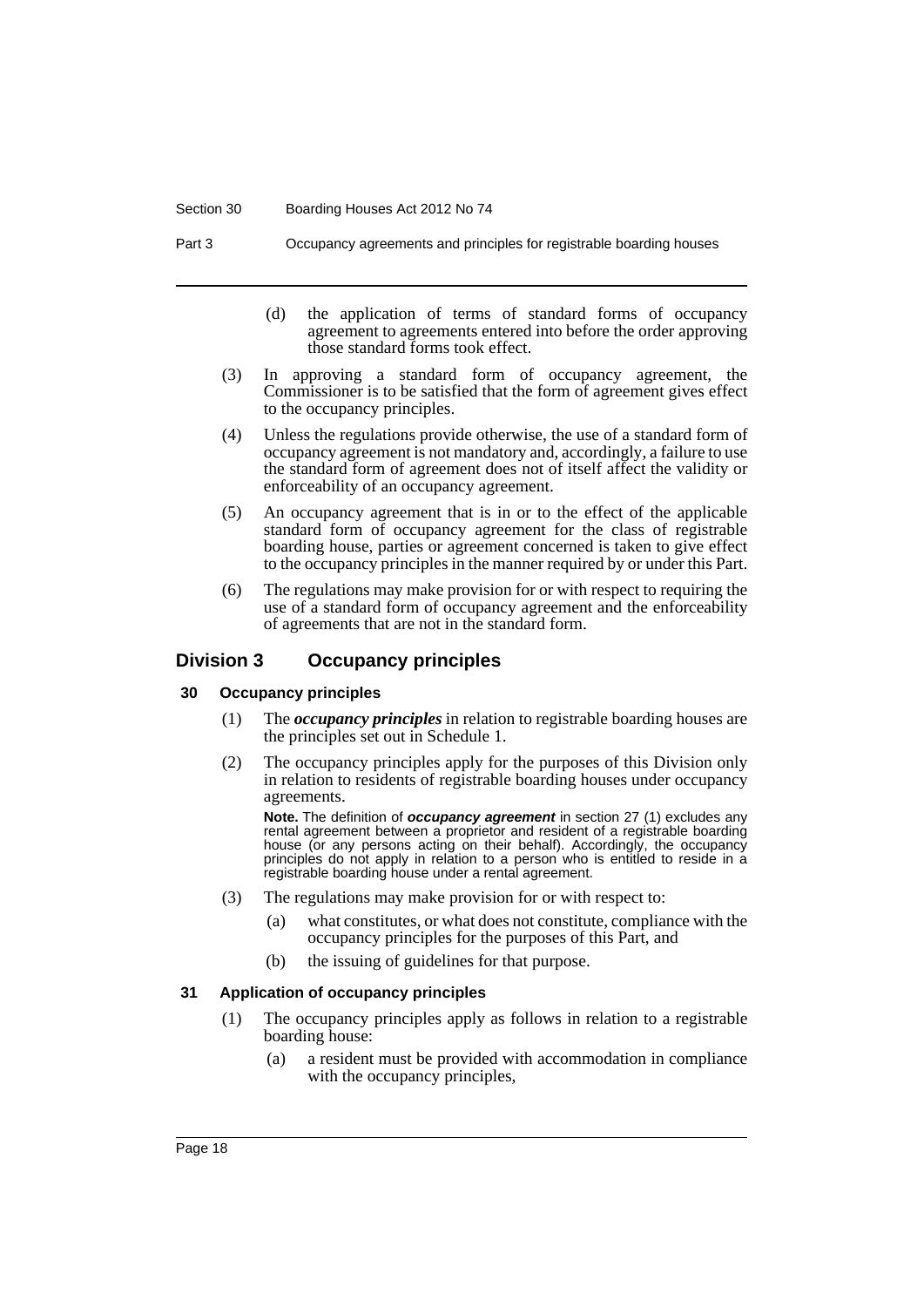(d) the application of terms of standard forms of occupancy agreement to agreements entered into before the order approving those standard forms took effect.

(3) In approving a standard form of occupancy agreement, the Commissioner is to be satisfied that the form of agreement gives effect to the occupancy principles.

(4) Unless the regulations provide otherwise, the use of a standard form of occupancy agreement is not mandatory and, accordingly, a failure to use the standard form of agreement does not of itself affect the validity or enforceability of an occupancy agreement.

(5) An occupancy agreement that is in or to the effect of the applicable standard form of occupancy agreement for the class of registrable boarding house, parties or agreement concerned is taken to give effect to the occupancy principles in the manner required by or under this Part.

(6) The regulations may make provision for or with respect to requiring the use of a standard form of occupancy agreement and the enforceability of agreements that are not in the standard form.

## Division 3 Occupancy principles

### 30 Occupancy principles

(1) The ***occupancy principles*** in relation to registrable boarding houses are the principles set out in Schedule 1.

(2) The occupancy principles apply for the purposes of this Division only in relation to residents of registrable boarding houses under occupancy agreements.

**Note.** The definition of ***occupancy agreement*** in section 27 (1) excludes any rental agreement between a proprietor and resident of a registrable boarding house (or any persons acting on their behalf). Accordingly, the occupancy principles do not apply in relation to a person who is entitled to reside in a registrable boarding house under a rental agreement.

(3) The regulations may make provision for or with respect to:

(a) what constitutes, or what does not constitute, compliance with the occupancy principles for the purposes of this Part, and

(b) the issuing of guidelines for that purpose.

### 31 Application of occupancy principles

(1) The occupancy principles apply as follows in relation to a registrable boarding house:

(a) a resident must be provided with accommodation in compliance with the occupancy principles,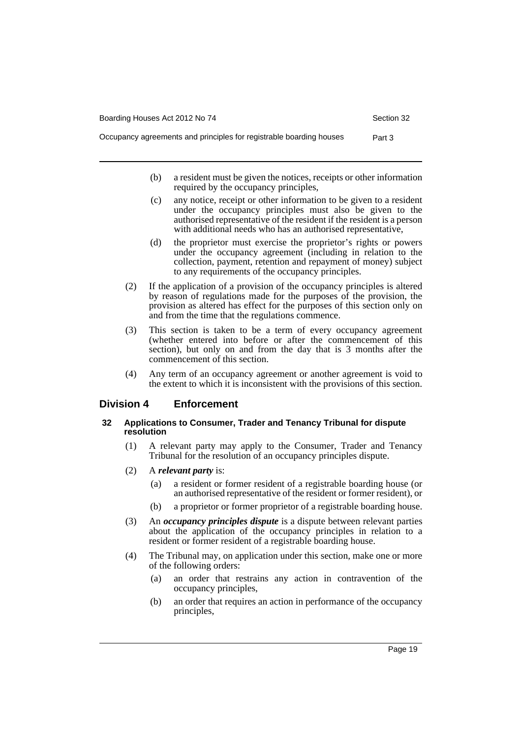(b) a resident must be given the notices, receipts or other information required by the occupancy principles,

(c) any notice, receipt or other information to be given to a resident under the occupancy principles must also be given to the authorised representative of the resident if the resident is a person with additional needs who has an authorised representative,

(d) the proprietor must exercise the proprietor's rights or powers under the occupancy agreement (including in relation to the collection, payment, retention and repayment of money) subject to any requirements of the occupancy principles.

(2) If the application of a provision of the occupancy principles is altered by reason of regulations made for the purposes of the provision, the provision as altered has effect for the purposes of this section only on and from the time that the regulations commence.

(3) This section is taken to be a term of every occupancy agreement (whether entered into before or after the commencement of this section), but only on and from the day that is 3 months after the commencement of this section.

(4) Any term of an occupancy agreement or another agreement is void to the extent to which it is inconsistent with the provisions of this section.

## Division 4 Enforcement

### 32 Applications to Consumer, Trader and Tenancy Tribunal for dispute resolution

(1) A relevant party may apply to the Consumer, Trader and Tenancy Tribunal for the resolution of an occupancy principles dispute.

(2) A ***relevant party*** is:

(a) a resident or former resident of a registrable boarding house (or an authorised representative of the resident or former resident), or

(b) a proprietor or former proprietor of a registrable boarding house.

(3) An ***occupancy principles dispute*** is a dispute between relevant parties about the application of the occupancy principles in relation to a resident or former resident of a registrable boarding house.

(4) The Tribunal may, on application under this section, make one or more of the following orders:

(a) an order that restrains any action in contravention of the occupancy principles,

(b) an order that requires an action in performance of the occupancy principles,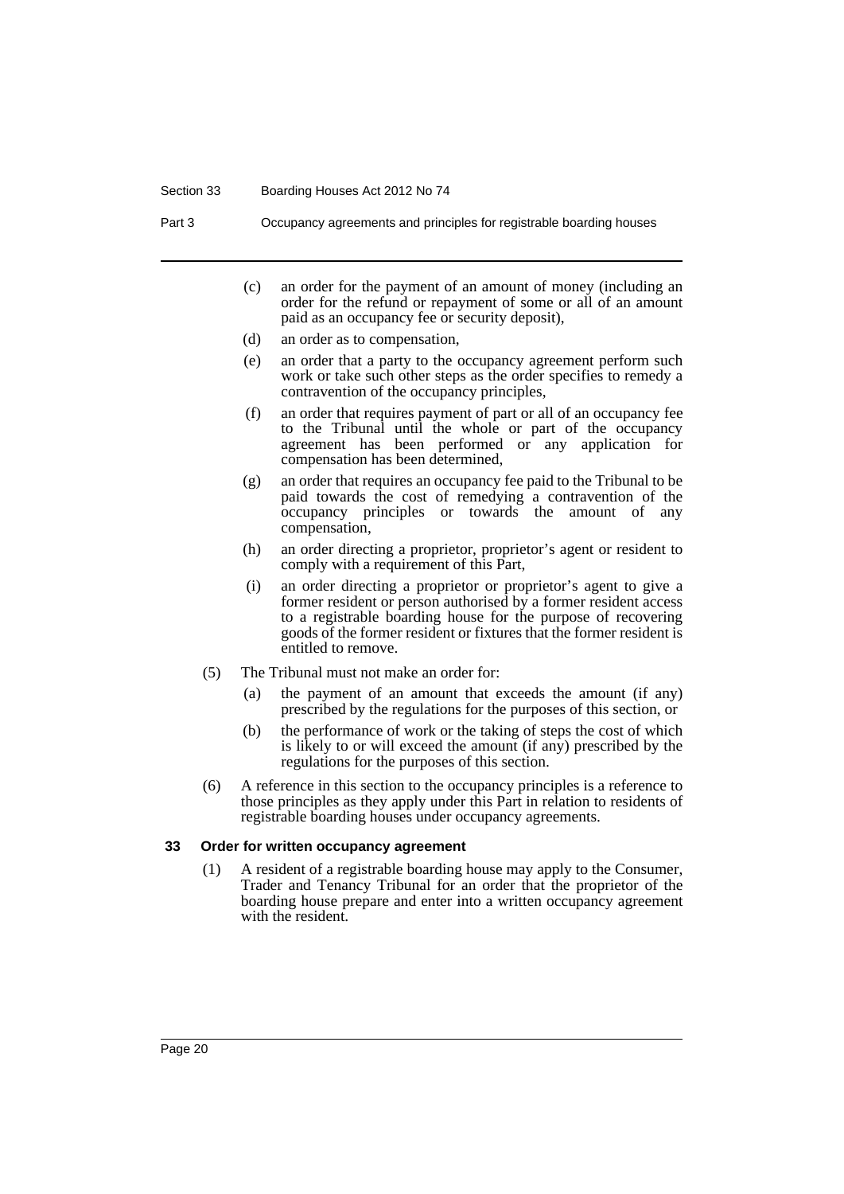(c) an order for the payment of an amount of money (including an order for the refund or repayment of some or all of an amount paid as an occupancy fee or security deposit),

(d) an order as to compensation,

(e) an order that a party to the occupancy agreement perform such work or take such other steps as the order specifies to remedy a contravention of the occupancy principles,

(f) an order that requires payment of part or all of an occupancy fee to the Tribunal until the whole or part of the occupancy agreement has been performed or any application for compensation has been determined,

(g) an order that requires an occupancy fee paid to the Tribunal to be paid towards the cost of remedying a contravention of the occupancy principles or towards the amount of any compensation,

(h) an order directing a proprietor, proprietor's agent or resident to comply with a requirement of this Part,

(i) an order directing a proprietor or proprietor's agent to give a former resident or person authorised by a former resident access to a registrable boarding house for the purpose of recovering goods of the former resident or fixtures that the former resident is entitled to remove.

(5) The Tribunal must not make an order for:

(a) the payment of an amount that exceeds the amount (if any) prescribed by the regulations for the purposes of this section, or

(b) the performance of work or the taking of steps the cost of which is likely to or will exceed the amount (if any) prescribed by the regulations for the purposes of this section.

(6) A reference in this section to the occupancy principles is a reference to those principles as they apply under this Part in relation to residents of registrable boarding houses under occupancy agreements.

### 33 Order for written occupancy agreement

(1) A resident of a registrable boarding house may apply to the Consumer, Trader and Tenancy Tribunal for an order that the proprietor of the boarding house prepare and enter into a written occupancy agreement with the resident.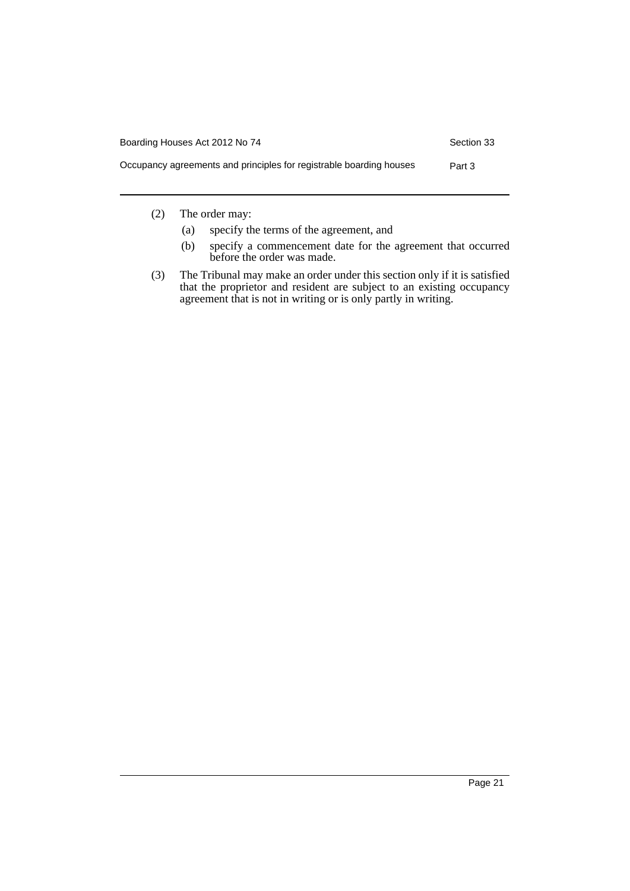(2) The order may:

(a) specify the terms of the agreement, and

(b) specify a commencement date for the agreement that occurred before the order was made.

(3) The Tribunal may make an order under this section only if it is satisfied that the proprietor and resident are subject to an existing occupancy agreement that is not in writing or is only partly in writing.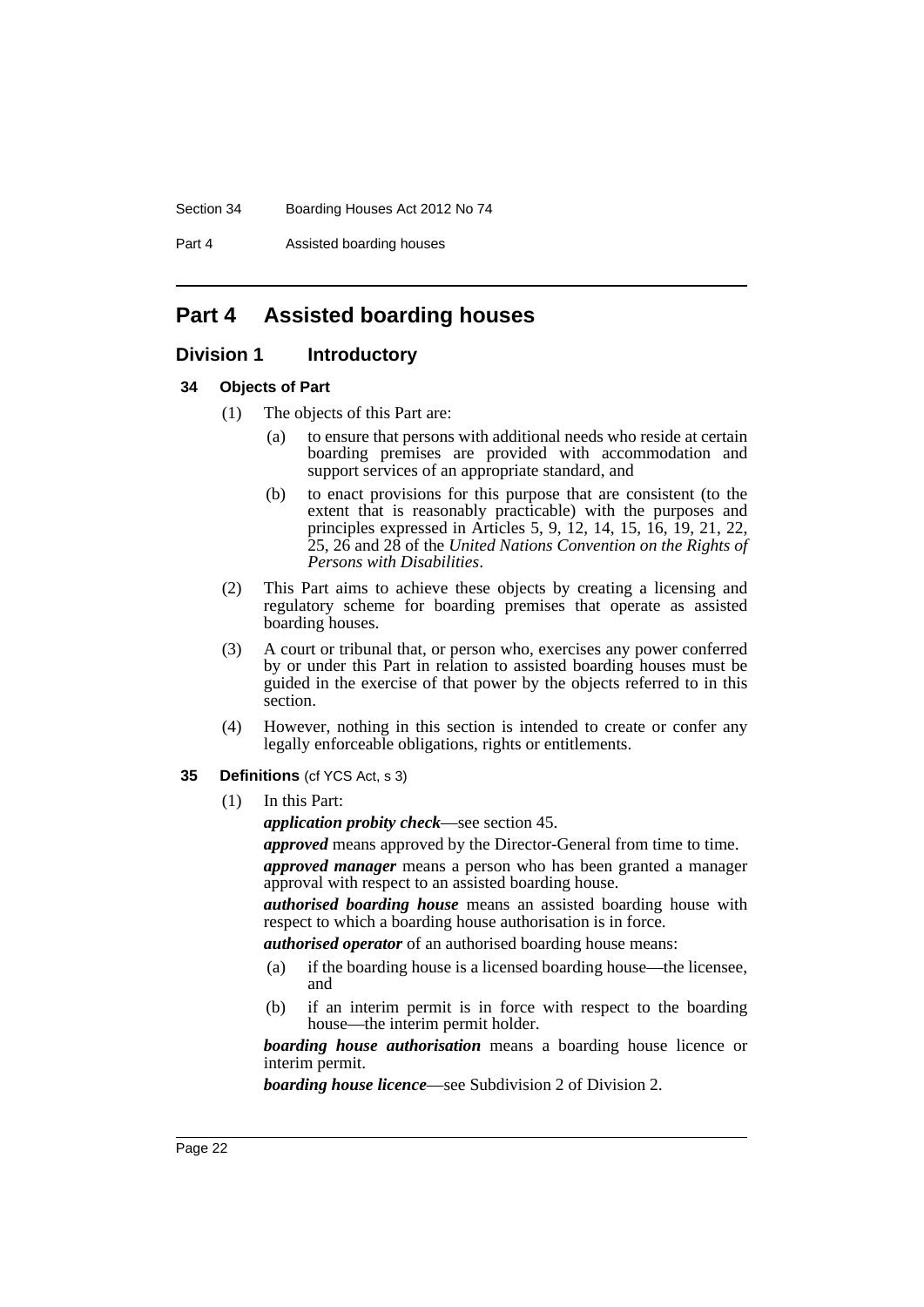# Part 4 Assisted boarding houses

## Division 1 Introductory

### 34 Objects of Part

(1) The objects of this Part are:

(a) to ensure that persons with additional needs who reside at certain boarding premises are provided with accommodation and support services of an appropriate standard, and

(b) to enact provisions for this purpose that are consistent (to the extent that is reasonably practicable) with the purposes and principles expressed in Articles 5, 9, 12, 14, 15, 16, 19, 21, 22, 25, 26 and 28 of the *United Nations Convention on the Rights of Persons with Disabilities*.

(2) This Part aims to achieve these objects by creating a licensing and regulatory scheme for boarding premises that operate as assisted boarding houses.

(3) A court or tribunal that, or person who, exercises any power conferred by or under this Part in relation to assisted boarding houses must be guided in the exercise of that power by the objects referred to in this section.

(4) However, nothing in this section is intended to create or confer any legally enforceable obligations, rights or entitlements.

### 35 Definitions (cf YCS Act, s 3)

(1) In this Part:

***application probity check***—see section 45.

***approved*** means approved by the Director-General from time to time.

***approved manager*** means a person who has been granted a manager approval with respect to an assisted boarding house.

***authorised boarding house*** means an assisted boarding house with respect to which a boarding house authorisation is in force.

***authorised operator*** of an authorised boarding house means:

(a) if the boarding house is a licensed boarding house—the licensee, and

(b) if an interim permit is in force with respect to the boarding house—the interim permit holder.

***boarding house authorisation*** means a boarding house licence or interim permit.

***boarding house licence***—see Subdivision 2 of Division 2.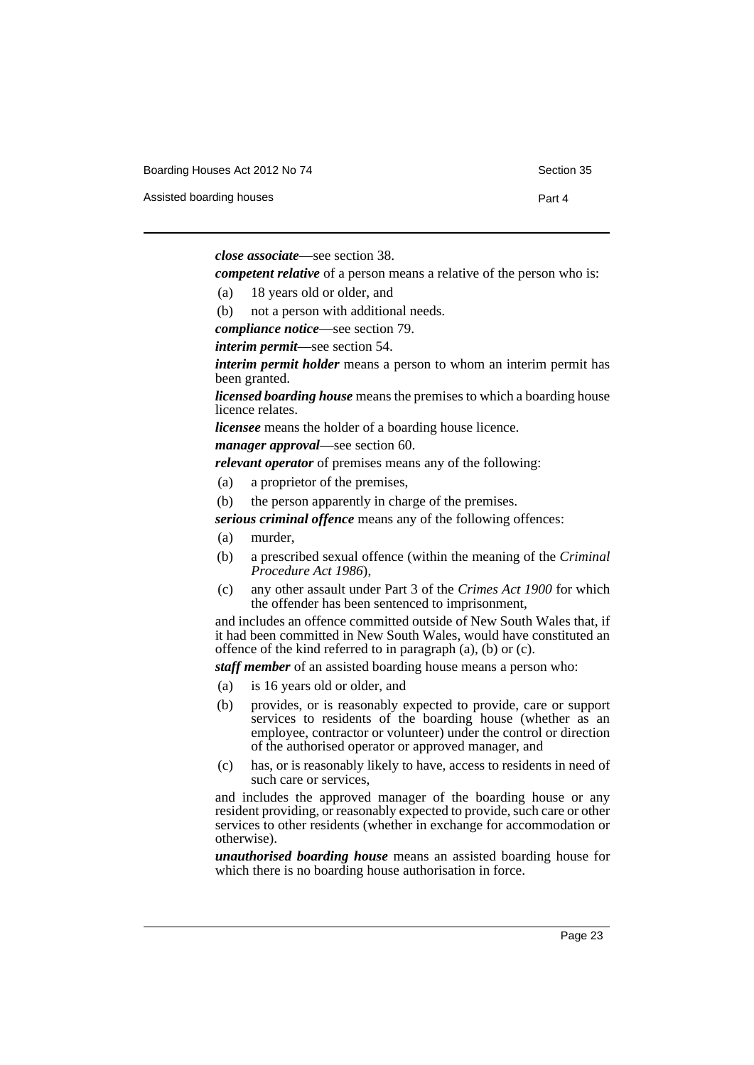***close associate***—see section 38.

***competent relative*** of a person means a relative of the person who is:

(a) 18 years old or older, and

(b) not a person with additional needs.

***compliance notice***—see section 79.

***interim permit***—see section 54.

***interim permit holder*** means a person to whom an interim permit has been granted.

***licensed boarding house*** means the premises to which a boarding house licence relates.

***licensee*** means the holder of a boarding house licence.

***manager approval***—see section 60.

***relevant operator*** of premises means any of the following:

(a) a proprietor of the premises,

(b) the person apparently in charge of the premises.

***serious criminal offence*** means any of the following offences:

(a) murder,

(b) a prescribed sexual offence (within the meaning of the *Criminal Procedure Act 1986*),

(c) any other assault under Part 3 of the *Crimes Act 1900* for which the offender has been sentenced to imprisonment,

and includes an offence committed outside of New South Wales that, if it had been committed in New South Wales, would have constituted an offence of the kind referred to in paragraph (a), (b) or (c).

***staff member*** of an assisted boarding house means a person who:

(a) is 16 years old or older, and

(b) provides, or is reasonably expected to provide, care or support services to residents of the boarding house (whether as an employee, contractor or volunteer) under the control or direction of the authorised operator or approved manager, and

(c) has, or is reasonably likely to have, access to residents in need of such care or services,

and includes the approved manager of the boarding house or any resident providing, or reasonably expected to provide, such care or other services to other residents (whether in exchange for accommodation or otherwise).

***unauthorised boarding house*** means an assisted boarding house for which there is no boarding house authorisation in force.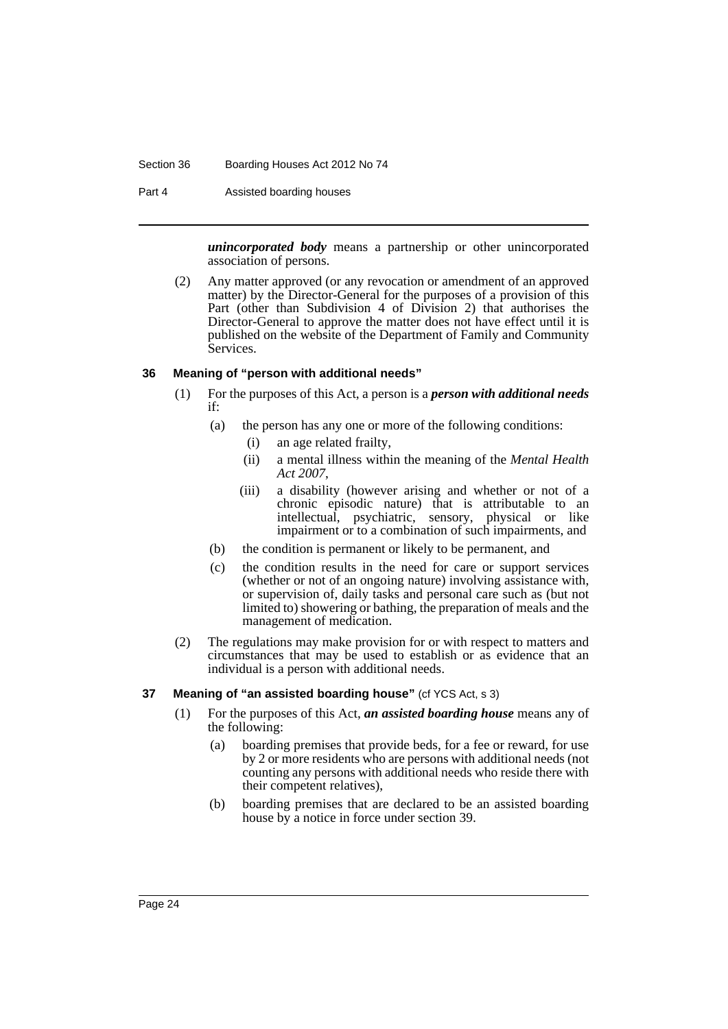***unincorporated body*** means a partnership or other unincorporated association of persons.

(2) Any matter approved (or any revocation or amendment of an approved matter) by the Director-General for the purposes of a provision of this Part (other than Subdivision 4 of Division 2) that authorises the Director-General to approve the matter does not have effect until it is published on the website of the Department of Family and Community Services.

### 36 Meaning of "person with additional needs"

(1) For the purposes of this Act, a person is a ***person with additional needs*** if:

- (a) the person has any one or more of the following conditions:
  - (i) an age related frailty,
  - (ii) a mental illness within the meaning of the *Mental Health Act 2007*,
  - (iii) a disability (however arising and whether or not of a chronic episodic nature) that is attributable to an intellectual, psychiatric, sensory, physical or like impairment or to a combination of such impairments, and
- (b) the condition is permanent or likely to be permanent, and
- (c) the condition results in the need for care or support services (whether or not of an ongoing nature) involving assistance with, or supervision of, daily tasks and personal care such as (but not limited to) showering or bathing, the preparation of meals and the management of medication.

(2) The regulations may make provision for or with respect to matters and circumstances that may be used to establish or as evidence that an individual is a person with additional needs.

### 37 Meaning of "an assisted boarding house" (cf YCS Act, s 3)

(1) For the purposes of this Act, ***an assisted boarding house*** means any of the following:

- (a) boarding premises that provide beds, for a fee or reward, for use by 2 or more residents who are persons with additional needs (not counting any persons with additional needs who reside there with their competent relatives),
- (b) boarding premises that are declared to be an assisted boarding house by a notice in force under section 39.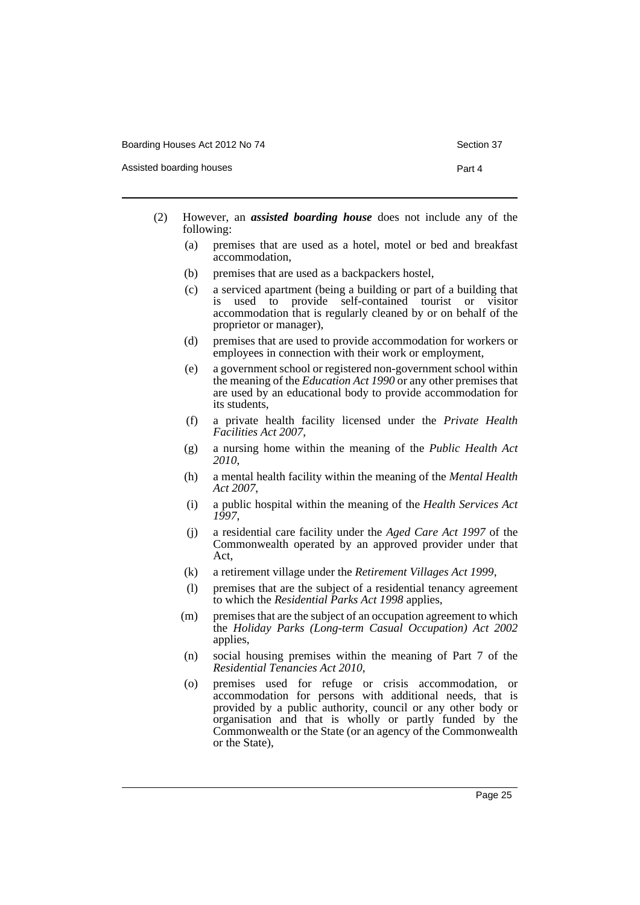(2) However, an ***assisted boarding house*** does not include any of the following:

(a) premises that are used as a hotel, motel or bed and breakfast accommodation,

(b) premises that are used as a backpackers hostel,

(c) a serviced apartment (being a building or part of a building that is used to provide self-contained tourist or visitor accommodation that is regularly cleaned by or on behalf of the proprietor or manager),

(d) premises that are used to provide accommodation for workers or employees in connection with their work or employment,

(e) a government school or registered non-government school within the meaning of the *Education Act 1990* or any other premises that are used by an educational body to provide accommodation for its students,

(f) a private health facility licensed under the *Private Health Facilities Act 2007*,

(g) a nursing home within the meaning of the *Public Health Act 2010*,

(h) a mental health facility within the meaning of the *Mental Health Act 2007*,

(i) a public hospital within the meaning of the *Health Services Act 1997*,

(j) a residential care facility under the *Aged Care Act 1997* of the Commonwealth operated by an approved provider under that Act,

(k) a retirement village under the *Retirement Villages Act 1999*,

(l) premises that are the subject of a residential tenancy agreement to which the *Residential Parks Act 1998* applies,

(m) premises that are the subject of an occupation agreement to which the *Holiday Parks (Long-term Casual Occupation) Act 2002* applies,

(n) social housing premises within the meaning of Part 7 of the *Residential Tenancies Act 2010*,

(o) premises used for refuge or crisis accommodation, or accommodation for persons with additional needs, that is provided by a public authority, council or any other body or organisation and that is wholly or partly funded by the Commonwealth or the State (or an agency of the Commonwealth or the State),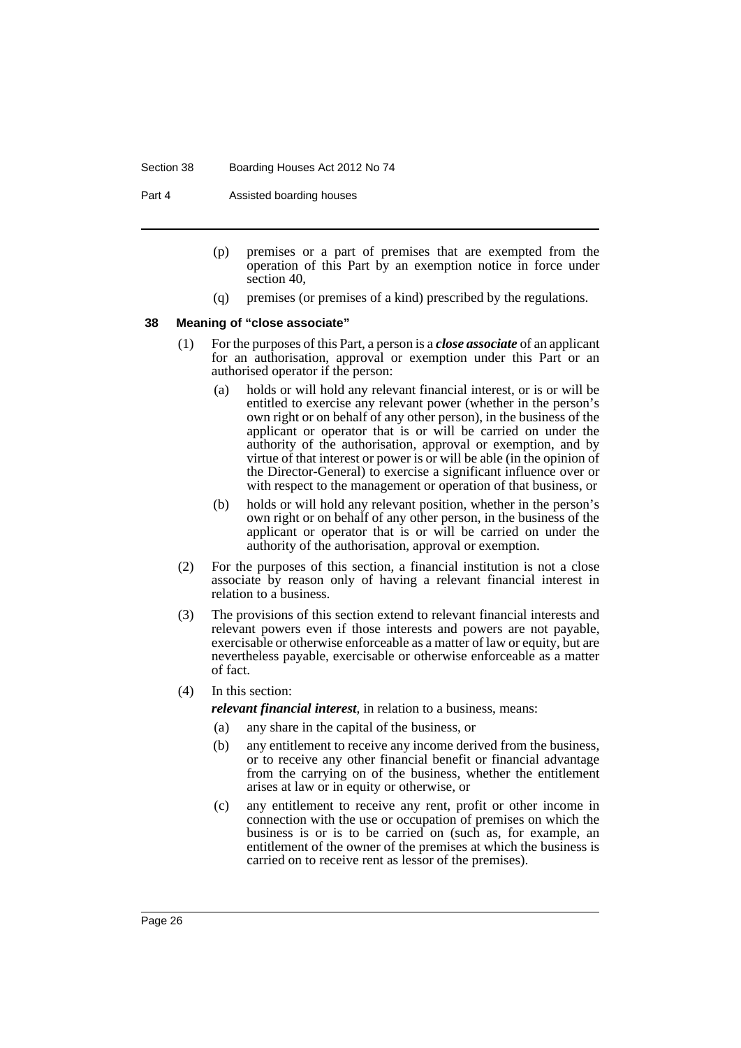(p) premises or a part of premises that are exempted from the operation of this Part by an exemption notice in force under section 40,

(q) premises (or premises of a kind) prescribed by the regulations.

### 38 Meaning of "close associate"

(1) For the purposes of this Part, a person is a ***close associate*** of an applicant for an authorisation, approval or exemption under this Part or an authorised operator if the person:

(a) holds or will hold any relevant financial interest, or is or will be entitled to exercise any relevant power (whether in the person's own right or on behalf of any other person), in the business of the applicant or operator that is or will be carried on under the authority of the authorisation, approval or exemption, and by virtue of that interest or power is or will be able (in the opinion of the Director-General) to exercise a significant influence over or with respect to the management or operation of that business, or

(b) holds or will hold any relevant position, whether in the person's own right or on behalf of any other person, in the business of the applicant or operator that is or will be carried on under the authority of the authorisation, approval or exemption.

(2) For the purposes of this section, a financial institution is not a close associate by reason only of having a relevant financial interest in relation to a business.

(3) The provisions of this section extend to relevant financial interests and relevant powers even if those interests and powers are not payable, exercisable or otherwise enforceable as a matter of law or equity, but are nevertheless payable, exercisable or otherwise enforceable as a matter of fact.

(4) In this section:

***relevant financial interest***, in relation to a business, means:

(a) any share in the capital of the business, or

(b) any entitlement to receive any income derived from the business, or to receive any other financial benefit or financial advantage from the carrying on of the business, whether the entitlement arises at law or in equity or otherwise, or

(c) any entitlement to receive any rent, profit or other income in connection with the use or occupation of premises on which the business is or is to be carried on (such as, for example, an entitlement of the owner of the premises at which the business is carried on to receive rent as lessor of the premises).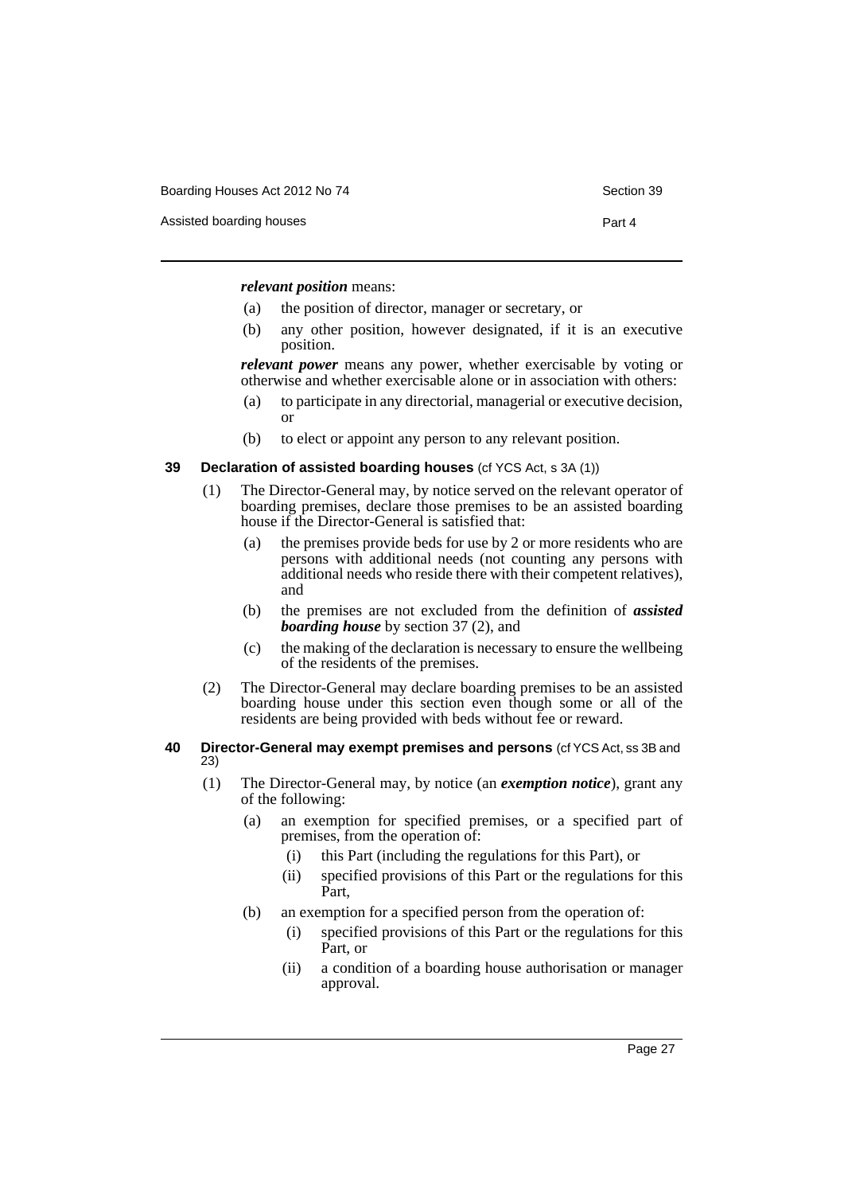***relevant position*** means:

(a) the position of director, manager or secretary, or

(b) any other position, however designated, if it is an executive position.

***relevant power*** means any power, whether exercisable by voting or otherwise and whether exercisable alone or in association with others:

(a) to participate in any directorial, managerial or executive decision, or

(b) to elect or appoint any person to any relevant position.

### 39 Declaration of assisted boarding houses (cf YCS Act, s 3A (1))

(1) The Director-General may, by notice served on the relevant operator of boarding premises, declare those premises to be an assisted boarding house if the Director-General is satisfied that:

(a) the premises provide beds for use by 2 or more residents who are persons with additional needs (not counting any persons with additional needs who reside there with their competent relatives), and

(b) the premises are not excluded from the definition of ***assisted boarding house*** by section 37 (2), and

(c) the making of the declaration is necessary to ensure the wellbeing of the residents of the premises.

(2) The Director-General may declare boarding premises to be an assisted boarding house under this section even though some or all of the residents are being provided with beds without fee or reward.

### 40 Director-General may exempt premises and persons (cf YCS Act, ss 3B and 23)

(1) The Director-General may, by notice (an ***exemption notice***), grant any of the following:

(a) an exemption for specified premises, or a specified part of premises, from the operation of:

(i) this Part (including the regulations for this Part), or

(ii) specified provisions of this Part or the regulations for this Part,

(b) an exemption for a specified person from the operation of:

(i) specified provisions of this Part or the regulations for this Part, or

(ii) a condition of a boarding house authorisation or manager approval.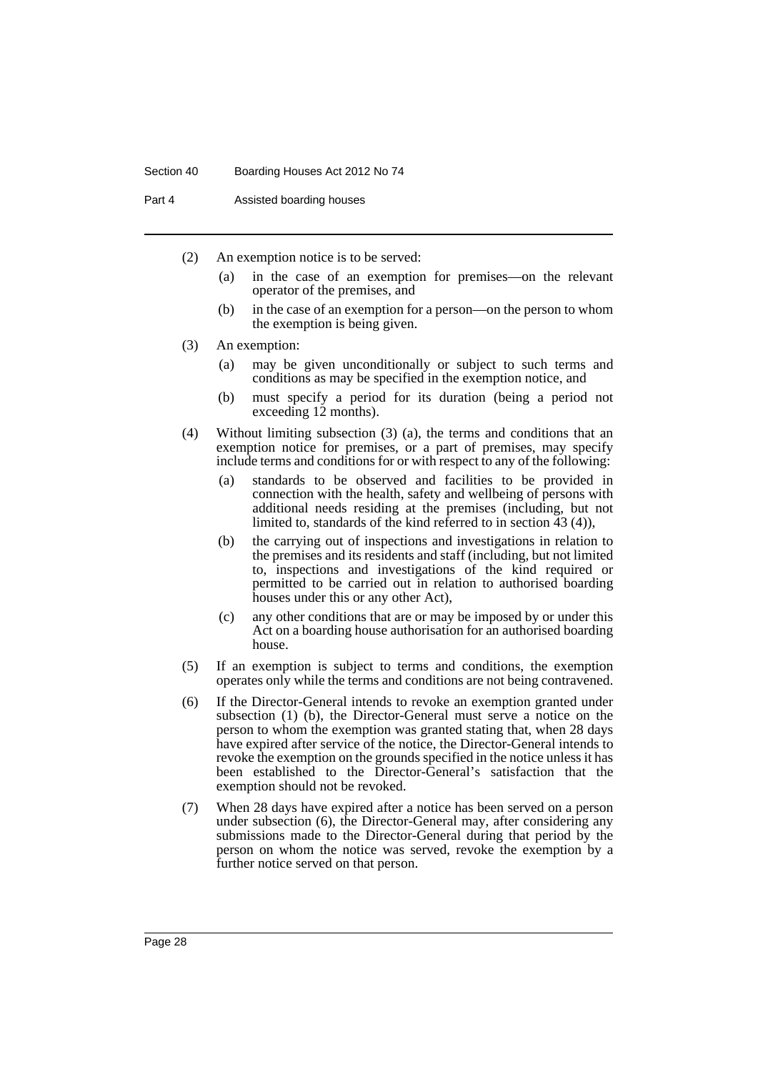(2) An exemption notice is to be served:

(a) in the case of an exemption for premises—on the relevant operator of the premises, and

(b) in the case of an exemption for a person—on the person to whom the exemption is being given.

(3) An exemption:

(a) may be given unconditionally or subject to such terms and conditions as may be specified in the exemption notice, and

(b) must specify a period for its duration (being a period not exceeding 12 months).

(4) Without limiting subsection (3) (a), the terms and conditions that an exemption notice for premises, or a part of premises, may specify include terms and conditions for or with respect to any of the following:

(a) standards to be observed and facilities to be provided in connection with the health, safety and wellbeing of persons with additional needs residing at the premises (including, but not limited to, standards of the kind referred to in section 43 (4)),

(b) the carrying out of inspections and investigations in relation to the premises and its residents and staff (including, but not limited to, inspections and investigations of the kind required or permitted to be carried out in relation to authorised boarding houses under this or any other Act),

(c) any other conditions that are or may be imposed by or under this Act on a boarding house authorisation for an authorised boarding house.

(5) If an exemption is subject to terms and conditions, the exemption operates only while the terms and conditions are not being contravened.

(6) If the Director-General intends to revoke an exemption granted under subsection (1) (b), the Director-General must serve a notice on the person to whom the exemption was granted stating that, when 28 days have expired after service of the notice, the Director-General intends to revoke the exemption on the grounds specified in the notice unless it has been established to the Director-General's satisfaction that the exemption should not be revoked.

(7) When 28 days have expired after a notice has been served on a person under subsection (6), the Director-General may, after considering any submissions made to the Director-General during that period by the person on whom the notice was served, revoke the exemption by a further notice served on that person.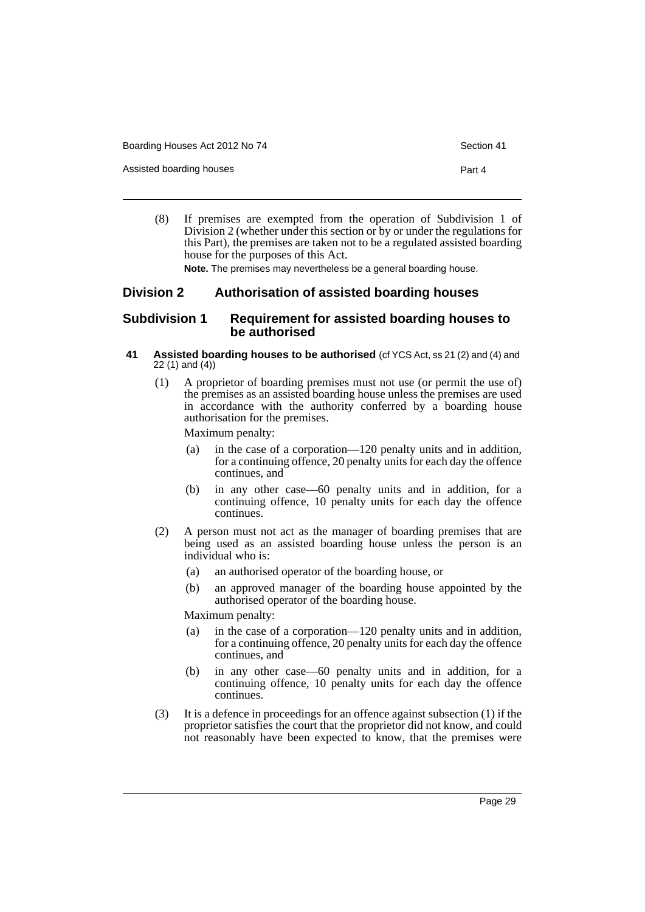(8) If premises are exempted from the operation of Subdivision 1 of Division 2 (whether under this section or by or under the regulations for this Part), the premises are taken not to be a regulated assisted boarding house for the purposes of this Act.

**Note.** The premises may nevertheless be a general boarding house.

## Division 2 Authorisation of assisted boarding houses

### Subdivision 1 Requirement for assisted boarding houses to be authorised

#### 41 Assisted boarding houses to be authorised (cf YCS Act, ss 21 (2) and (4) and 22 (1) and (4))

(1) A proprietor of boarding premises must not use (or permit the use of) the premises as an assisted boarding house unless the premises are used in accordance with the authority conferred by a boarding house authorisation for the premises.

Maximum penalty:

- (a) in the case of a corporation—120 penalty units and in addition, for a continuing offence, 20 penalty units for each day the offence continues, and
- (b) in any other case—60 penalty units and in addition, for a continuing offence, 10 penalty units for each day the offence continues.

(2) A person must not act as the manager of boarding premises that are being used as an assisted boarding house unless the person is an individual who is:

- (a) an authorised operator of the boarding house, or
- (b) an approved manager of the boarding house appointed by the authorised operator of the boarding house.

Maximum penalty:

- (a) in the case of a corporation—120 penalty units and in addition, for a continuing offence, 20 penalty units for each day the offence continues, and
- (b) in any other case—60 penalty units and in addition, for a continuing offence, 10 penalty units for each day the offence continues.

(3) It is a defence in proceedings for an offence against subsection (1) if the proprietor satisfies the court that the proprietor did not know, and could not reasonably have been expected to know, that the premises were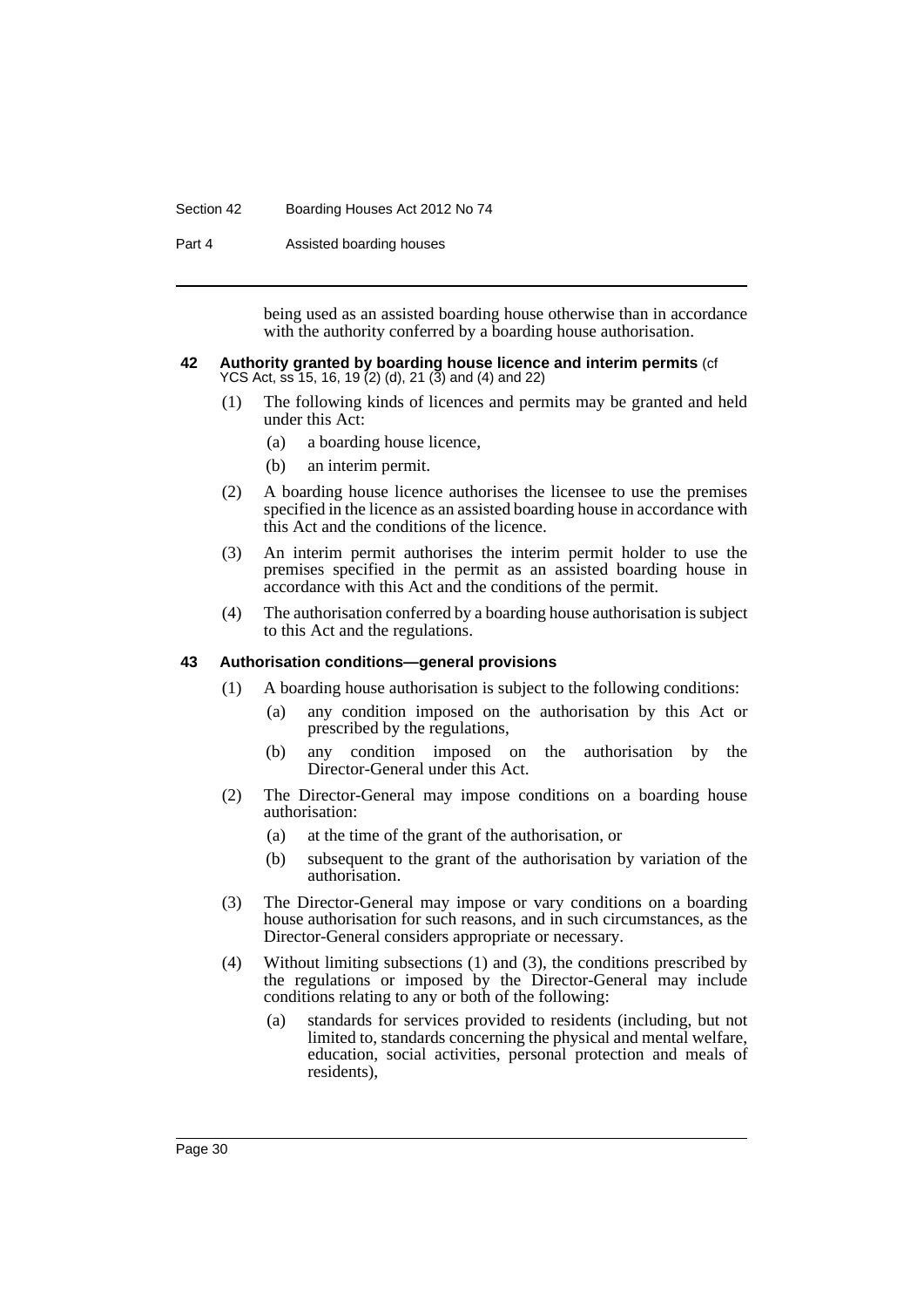being used as an assisted boarding house otherwise than in accordance with the authority conferred by a boarding house authorisation.

### 42 Authority granted by boarding house licence and interim permits (cf YCS Act, ss 15, 16, 19 (2) (d), 21 (3) and (4) and 22)

(1) The following kinds of licences and permits may be granted and held under this Act:

(a) a boarding house licence,

(b) an interim permit.

(2) A boarding house licence authorises the licensee to use the premises specified in the licence as an assisted boarding house in accordance with this Act and the conditions of the licence.

(3) An interim permit authorises the interim permit holder to use the premises specified in the permit as an assisted boarding house in accordance with this Act and the conditions of the permit.

(4) The authorisation conferred by a boarding house authorisation is subject to this Act and the regulations.

### 43 Authorisation conditions—general provisions

(1) A boarding house authorisation is subject to the following conditions:

(a) any condition imposed on the authorisation by this Act or prescribed by the regulations,

(b) any condition imposed on the authorisation by the Director-General under this Act.

(2) The Director-General may impose conditions on a boarding house authorisation:

(a) at the time of the grant of the authorisation, or

(b) subsequent to the grant of the authorisation by variation of the authorisation.

(3) The Director-General may impose or vary conditions on a boarding house authorisation for such reasons, and in such circumstances, as the Director-General considers appropriate or necessary.

(4) Without limiting subsections (1) and (3), the conditions prescribed by the regulations or imposed by the Director-General may include conditions relating to any or both of the following:

(a) standards for services provided to residents (including, but not limited to, standards concerning the physical and mental welfare, education, social activities, personal protection and meals of residents),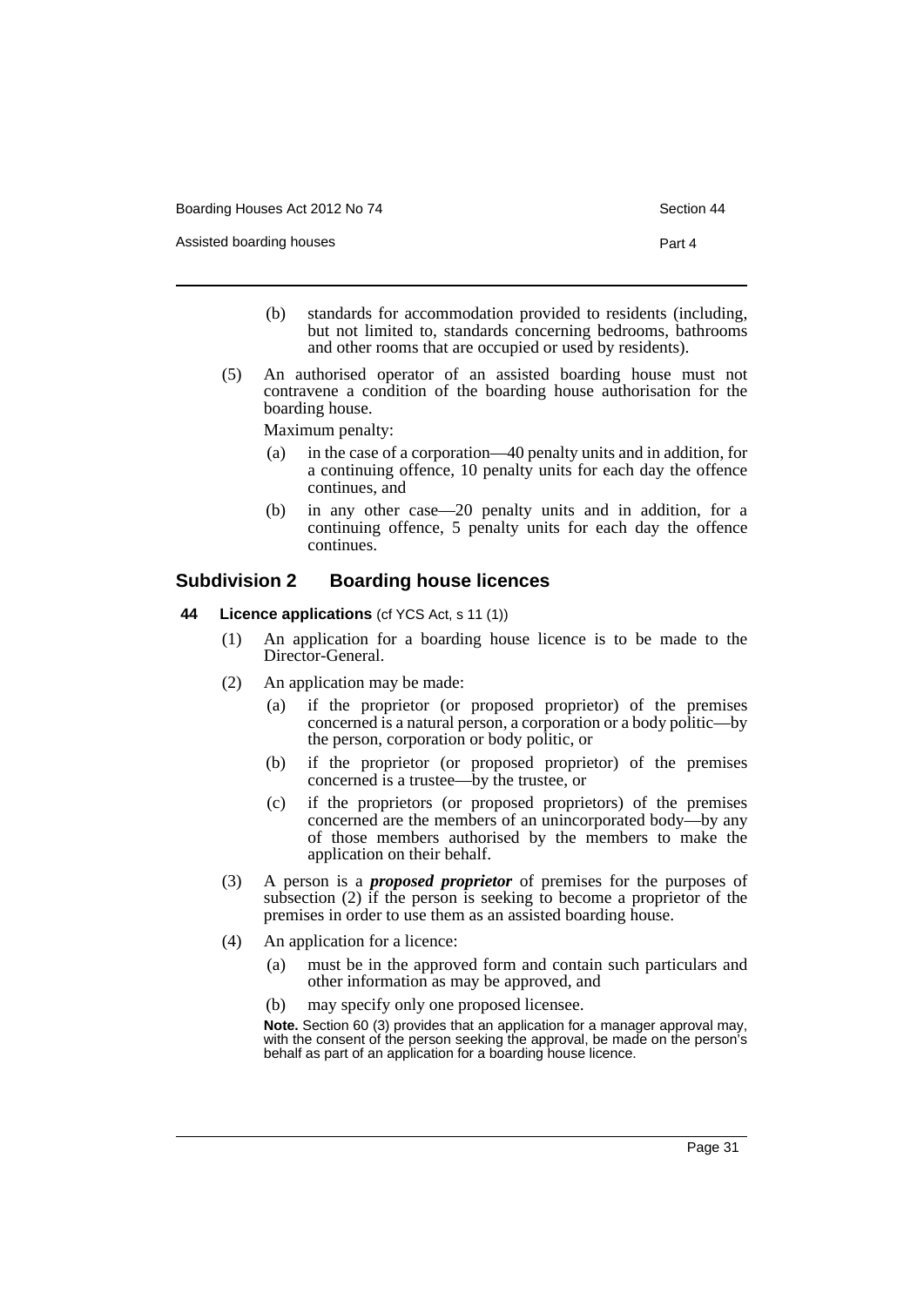(b) standards for accommodation provided to residents (including, but not limited to, standards concerning bedrooms, bathrooms and other rooms that are occupied or used by residents).

(5) An authorised operator of an assisted boarding house must not contravene a condition of the boarding house authorisation for the boarding house.

Maximum penalty:

(a) in the case of a corporation—40 penalty units and in addition, for a continuing offence, 10 penalty units for each day the offence continues, and

(b) in any other case—20 penalty units and in addition, for a continuing offence, 5 penalty units for each day the offence continues.

## Subdivision 2 Boarding house licences

### 44 Licence applications (cf YCS Act, s 11 (1))

(1) An application for a boarding house licence is to be made to the Director-General.

(2) An application may be made:

(a) if the proprietor (or proposed proprietor) of the premises concerned is a natural person, a corporation or a body politic—by the person, corporation or body politic, or

(b) if the proprietor (or proposed proprietor) of the premises concerned is a trustee—by the trustee, or

(c) if the proprietors (or proposed proprietors) of the premises concerned are the members of an unincorporated body—by any of those members authorised by the members to make the application on their behalf.

(3) A person is a ***proposed proprietor*** of premises for the purposes of subsection (2) if the person is seeking to become a proprietor of the premises in order to use them as an assisted boarding house.

(4) An application for a licence:

(a) must be in the approved form and contain such particulars and other information as may be approved, and

(b) may specify only one proposed licensee.

**Note.** Section 60 (3) provides that an application for a manager approval may, with the consent of the person seeking the approval, be made on the person's behalf as part of an application for a boarding house licence.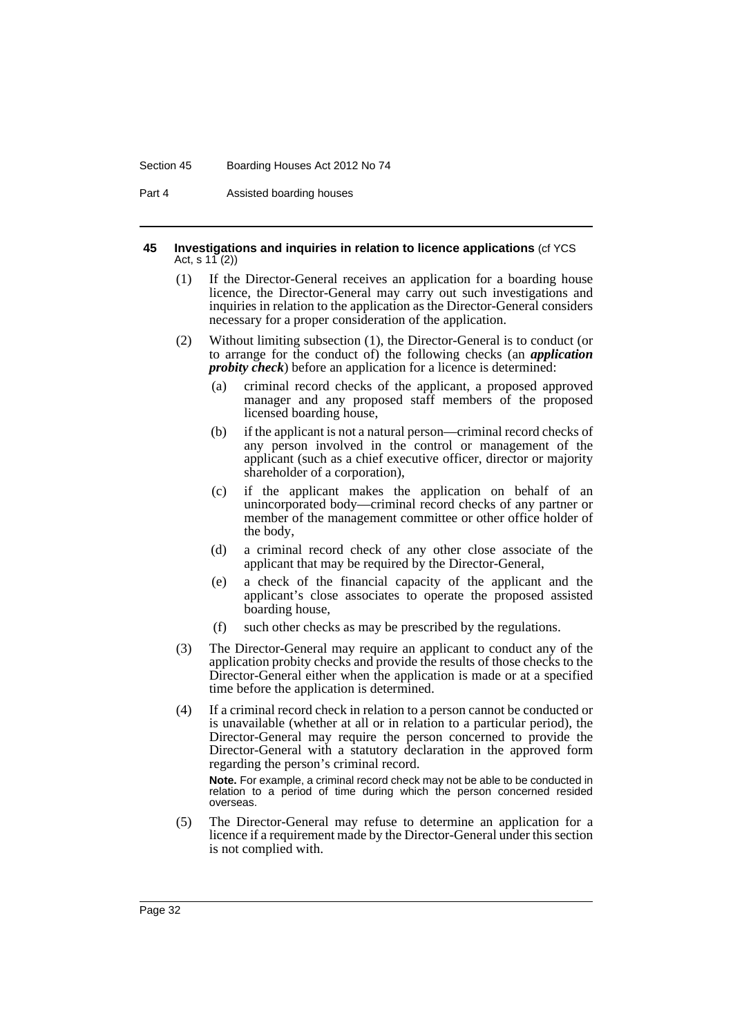#### 45 Investigations and inquiries in relation to licence applications (cf YCS Act, s 11 (2))

(1) If the Director-General receives an application for a boarding house licence, the Director-General may carry out such investigations and inquiries in relation to the application as the Director-General considers necessary for a proper consideration of the application.

(2) Without limiting subsection (1), the Director-General is to conduct (or to arrange for the conduct of) the following checks (an ***application probity check***) before an application for a licence is determined:

- (a) criminal record checks of the applicant, a proposed approved manager and any proposed staff members of the proposed licensed boarding house,
- (b) if the applicant is not a natural person—criminal record checks of any person involved in the control or management of the applicant (such as a chief executive officer, director or majority shareholder of a corporation),
- (c) if the applicant makes the application on behalf of an unincorporated body—criminal record checks of any partner or member of the management committee or other office holder of the body,
- (d) a criminal record check of any other close associate of the applicant that may be required by the Director-General,
- (e) a check of the financial capacity of the applicant and the applicant's close associates to operate the proposed assisted boarding house,
- (f) such other checks as may be prescribed by the regulations.

(3) The Director-General may require an applicant to conduct any of the application probity checks and provide the results of those checks to the Director-General either when the application is made or at a specified time before the application is determined.

(4) If a criminal record check in relation to a person cannot be conducted or is unavailable (whether at all or in relation to a particular period), the Director-General may require the person concerned to provide the Director-General with a statutory declaration in the approved form regarding the person's criminal record.

**Note.** For example, a criminal record check may not be able to be conducted in relation to a period of time during which the person concerned resided overseas.

(5) The Director-General may refuse to determine an application for a licence if a requirement made by the Director-General under this section is not complied with.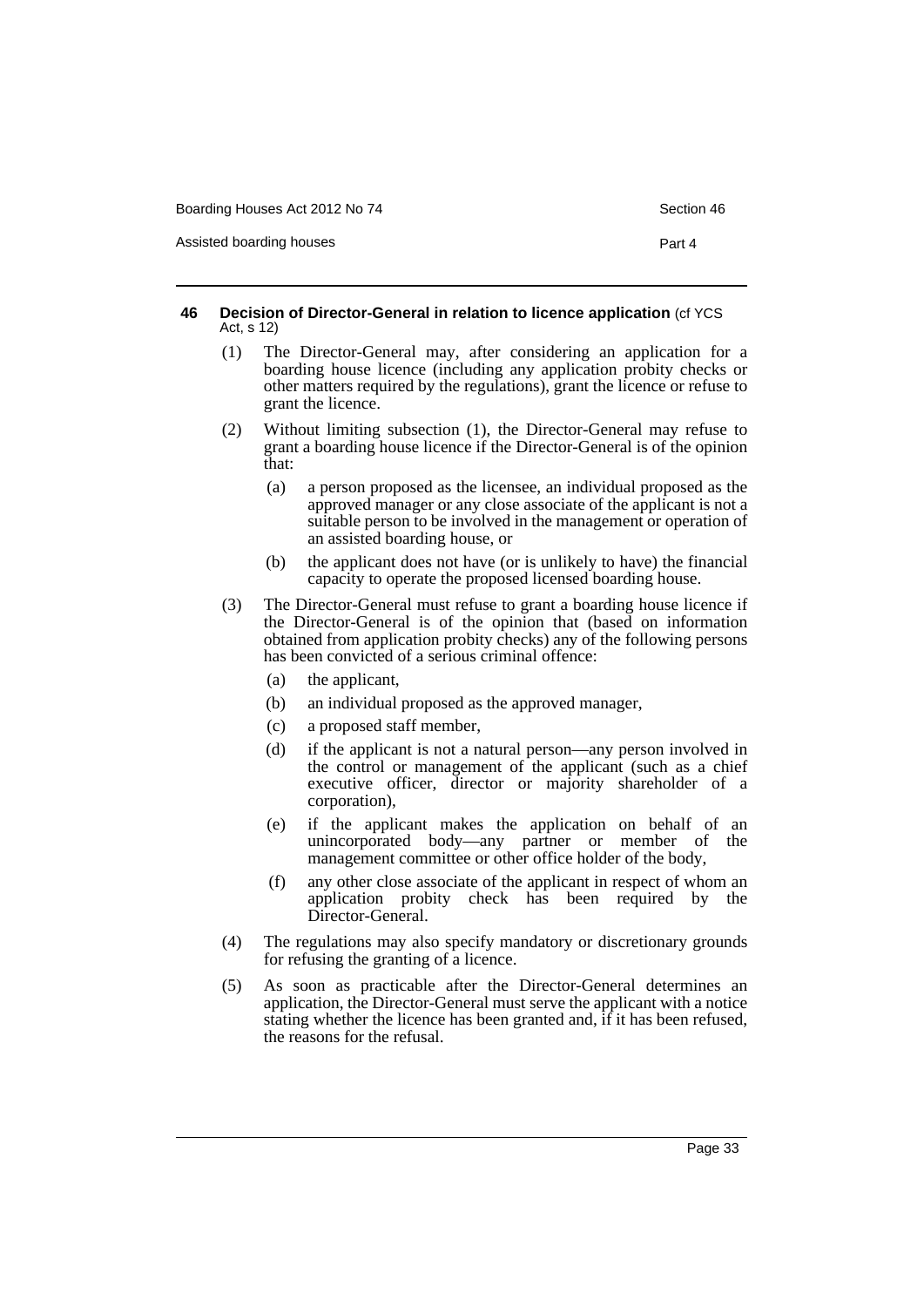#### 46 Decision of Director-General in relation to licence application (cf YCS Act, s 12)

(1) The Director-General may, after considering an application for a boarding house licence (including any application probity checks or other matters required by the regulations), grant the licence or refuse to grant the licence.

(2) Without limiting subsection (1), the Director-General may refuse to grant a boarding house licence if the Director-General is of the opinion that:

(a) a person proposed as the licensee, an individual proposed as the approved manager or any close associate of the applicant is not a suitable person to be involved in the management or operation of an assisted boarding house, or

(b) the applicant does not have (or is unlikely to have) the financial capacity to operate the proposed licensed boarding house.

(3) The Director-General must refuse to grant a boarding house licence if the Director-General is of the opinion that (based on information obtained from application probity checks) any of the following persons has been convicted of a serious criminal offence:

(a) the applicant,

(b) an individual proposed as the approved manager,

(c) a proposed staff member,

(d) if the applicant is not a natural person—any person involved in the control or management of the applicant (such as a chief executive officer, director or majority shareholder of a corporation),

(e) if the applicant makes the application on behalf of an unincorporated body—any partner or member of the management committee or other office holder of the body,

(f) any other close associate of the applicant in respect of whom an application probity check has been required by the Director-General.

(4) The regulations may also specify mandatory or discretionary grounds for refusing the granting of a licence.

(5) As soon as practicable after the Director-General determines an application, the Director-General must serve the applicant with a notice stating whether the licence has been granted and, if it has been refused, the reasons for the refusal.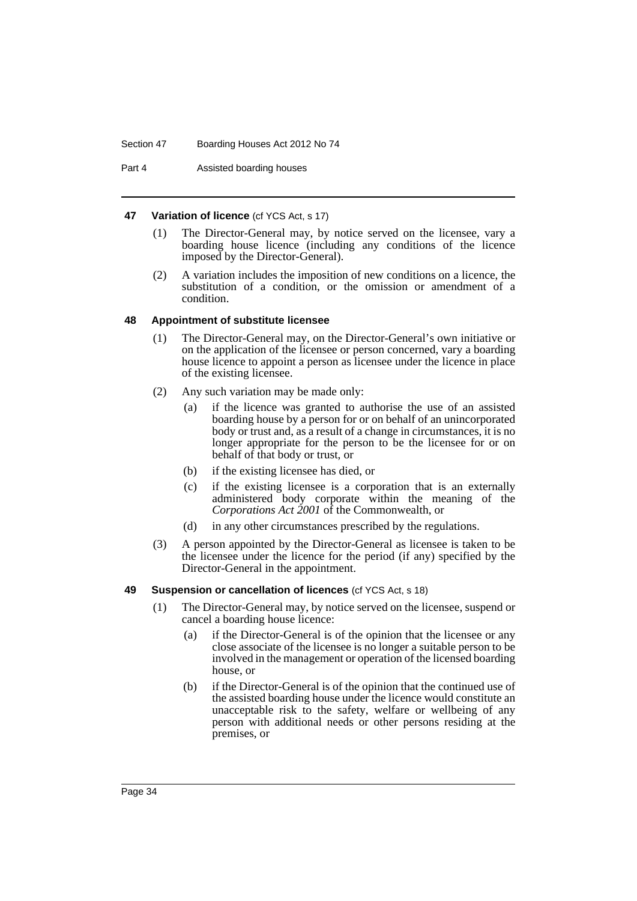#### 47 Variation of licence (cf YCS Act, s 17)

(1) The Director-General may, by notice served on the licensee, vary a boarding house licence (including any conditions of the licence imposed by the Director-General).

(2) A variation includes the imposition of new conditions on a licence, the substitution of a condition, or the omission or amendment of a condition.

#### 48 Appointment of substitute licensee

(1) The Director-General may, on the Director-General's own initiative or on the application of the licensee or person concerned, vary a boarding house licence to appoint a person as licensee under the licence in place of the existing licensee.

(2) Any such variation may be made only:

- (a) if the licence was granted to authorise the use of an assisted boarding house by a person for or on behalf of an unincorporated body or trust and, as a result of a change in circumstances, it is no longer appropriate for the person to be the licensee for or on behalf of that body or trust, or
- (b) if the existing licensee has died, or
- (c) if the existing licensee is a corporation that is an externally administered body corporate within the meaning of the *Corporations Act 2001* of the Commonwealth, or
- (d) in any other circumstances prescribed by the regulations.

(3) A person appointed by the Director-General as licensee is taken to be the licensee under the licence for the period (if any) specified by the Director-General in the appointment.

#### 49 Suspension or cancellation of licences (cf YCS Act, s 18)

(1) The Director-General may, by notice served on the licensee, suspend or cancel a boarding house licence:

- (a) if the Director-General is of the opinion that the licensee or any close associate of the licensee is no longer a suitable person to be involved in the management or operation of the licensed boarding house, or
- (b) if the Director-General is of the opinion that the continued use of the assisted boarding house under the licence would constitute an unacceptable risk to the safety, welfare or wellbeing of any person with additional needs or other persons residing at the premises, or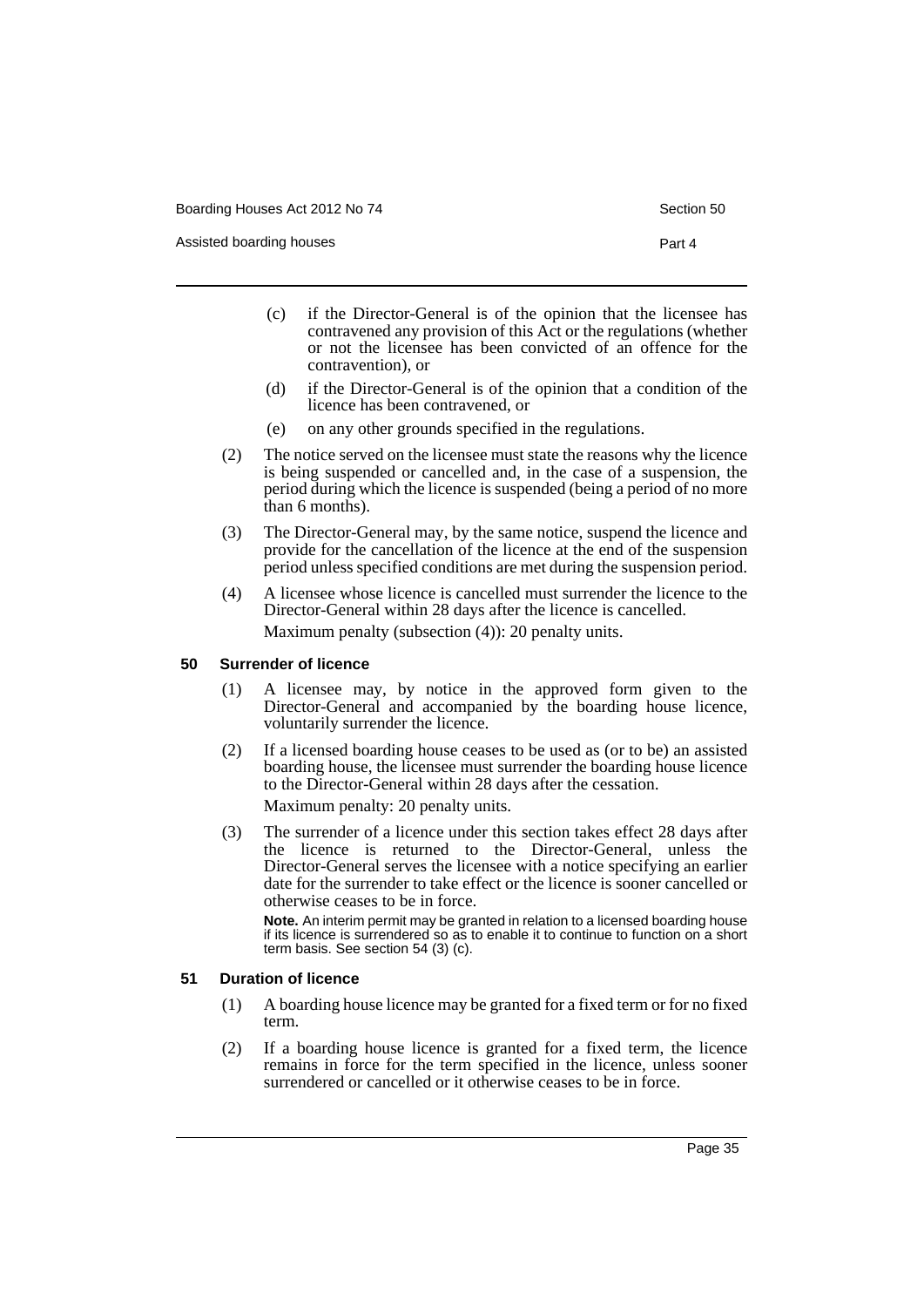(c) if the Director-General is of the opinion that the licensee has contravened any provision of this Act or the regulations (whether or not the licensee has been convicted of an offence for the contravention), or

(d) if the Director-General is of the opinion that a condition of the licence has been contravened, or

(e) on any other grounds specified in the regulations.

(2) The notice served on the licensee must state the reasons why the licence is being suspended or cancelled and, in the case of a suspension, the period during which the licence is suspended (being a period of no more than 6 months).

(3) The Director-General may, by the same notice, suspend the licence and provide for the cancellation of the licence at the end of the suspension period unless specified conditions are met during the suspension period.

(4) A licensee whose licence is cancelled must surrender the licence to the Director-General within 28 days after the licence is cancelled.

Maximum penalty (subsection (4)): 20 penalty units.

### 50 Surrender of licence

(1) A licensee may, by notice in the approved form given to the Director-General and accompanied by the boarding house licence, voluntarily surrender the licence.

(2) If a licensed boarding house ceases to be used as (or to be) an assisted boarding house, the licensee must surrender the boarding house licence to the Director-General within 28 days after the cessation.

Maximum penalty: 20 penalty units.

(3) The surrender of a licence under this section takes effect 28 days after the licence is returned to the Director-General, unless the Director-General serves the licensee with a notice specifying an earlier date for the surrender to take effect or the licence is sooner cancelled or otherwise ceases to be in force.

**Note.** An interim permit may be granted in relation to a licensed boarding house if its licence is surrendered so as to enable it to continue to function on a short term basis. See section 54 (3) (c).

### 51 Duration of licence

(1) A boarding house licence may be granted for a fixed term or for no fixed term.

(2) If a boarding house licence is granted for a fixed term, the licence remains in force for the term specified in the licence, unless sooner surrendered or cancelled or it otherwise ceases to be in force.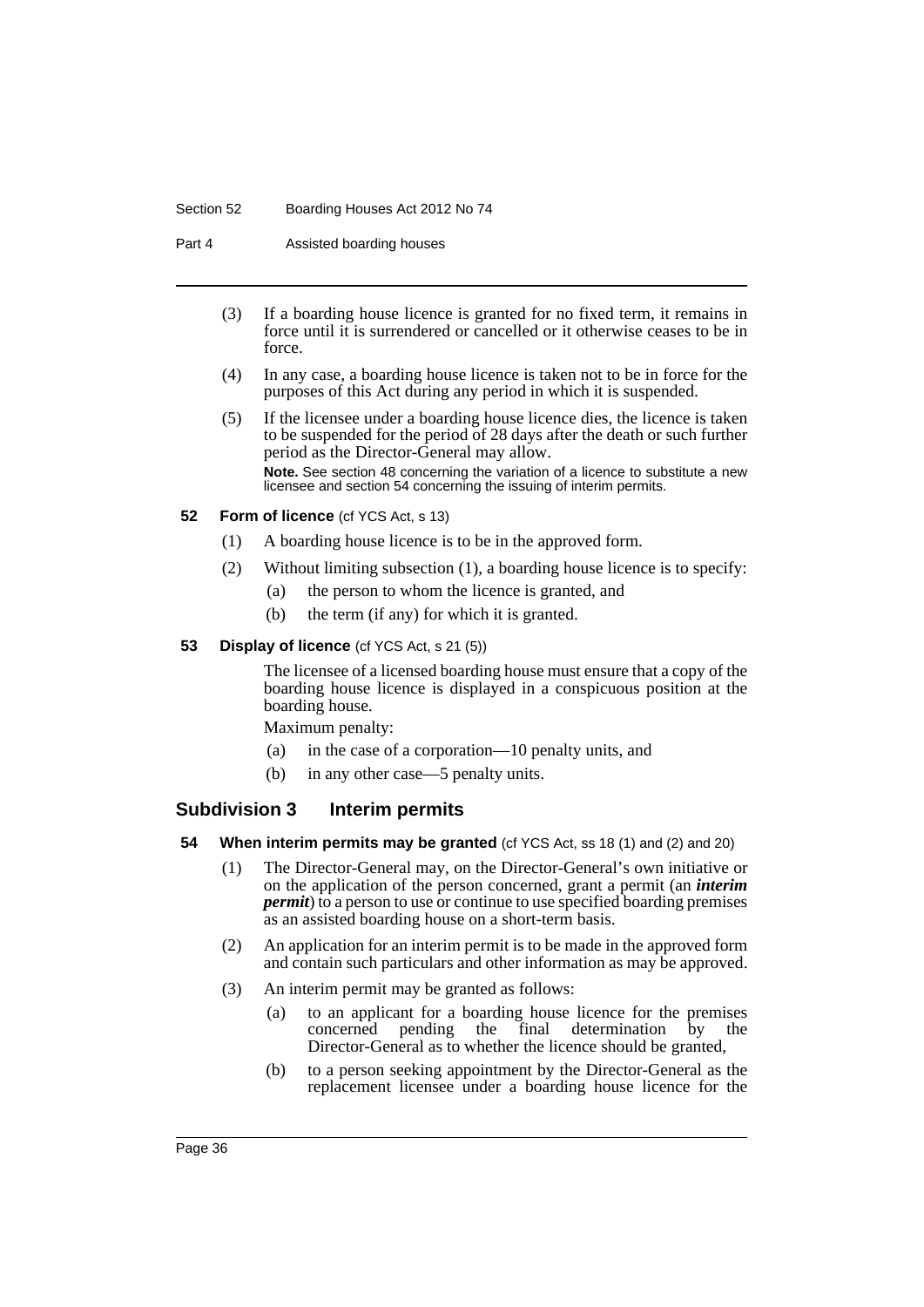(3) If a boarding house licence is granted for no fixed term, it remains in force until it is surrendered or cancelled or it otherwise ceases to be in force.

(4) In any case, a boarding house licence is taken not to be in force for the purposes of this Act during any period in which it is suspended.

(5) If the licensee under a boarding house licence dies, the licence is taken to be suspended for the period of 28 days after the death or such further period as the Director-General may allow.

**Note.** See section 48 concerning the variation of a licence to substitute a new licensee and section 54 concerning the issuing of interim permits.

**52 Form of licence** (cf YCS Act, s 13)

(1) A boarding house licence is to be in the approved form.

(2) Without limiting subsection (1), a boarding house licence is to specify:

(a) the person to whom the licence is granted, and

(b) the term (if any) for which it is granted.

**53 Display of licence** (cf YCS Act, s 21 (5))

The licensee of a licensed boarding house must ensure that a copy of the boarding house licence is displayed in a conspicuous position at the boarding house.

Maximum penalty:

(a) in the case of a corporation—10 penalty units, and

(b) in any other case—5 penalty units.

## Subdivision 3 Interim permits

**54 When interim permits may be granted** (cf YCS Act, ss 18 (1) and (2) and 20)

(1) The Director-General may, on the Director-General's own initiative or on the application of the person concerned, grant a permit (an ***interim permit***) to a person to use or continue to use specified boarding premises as an assisted boarding house on a short-term basis.

(2) An application for an interim permit is to be made in the approved form and contain such particulars and other information as may be approved.

(3) An interim permit may be granted as follows:

(a) to an applicant for a boarding house licence for the premises concerned pending the final determination by the Director-General as to whether the licence should be granted,

(b) to a person seeking appointment by the Director-General as the replacement licensee under a boarding house licence for the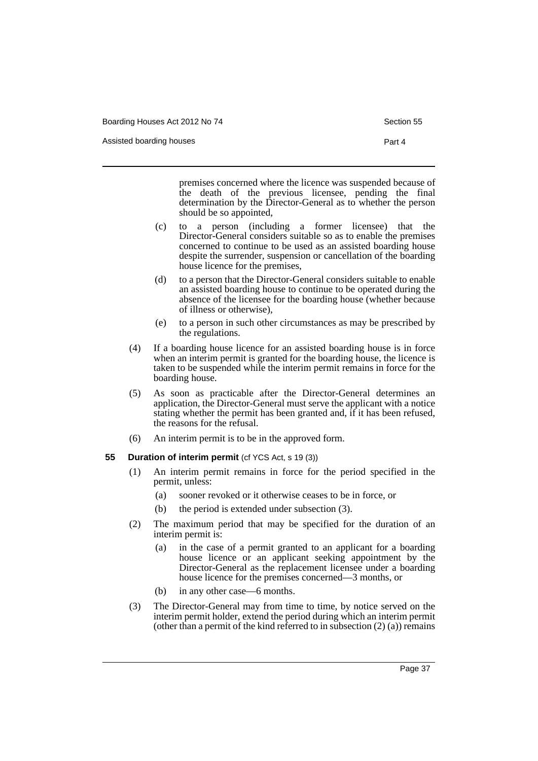premises concerned where the licence was suspended because of the death of the previous licensee, pending the final determination by the Director-General as to whether the person should be so appointed,

(c) to a person (including a former licensee) that the Director-General considers suitable so as to enable the premises concerned to continue to be used as an assisted boarding house despite the surrender, suspension or cancellation of the boarding house licence for the premises,

(d) to a person that the Director-General considers suitable to enable an assisted boarding house to continue to be operated during the absence of the licensee for the boarding house (whether because of illness or otherwise),

(e) to a person in such other circumstances as may be prescribed by the regulations.

(4) If a boarding house licence for an assisted boarding house is in force when an interim permit is granted for the boarding house, the licence is taken to be suspended while the interim permit remains in force for the boarding house.

(5) As soon as practicable after the Director-General determines an application, the Director-General must serve the applicant with a notice stating whether the permit has been granted and, if it has been refused, the reasons for the refusal.

(6) An interim permit is to be in the approved form.

### 55 Duration of interim permit (cf YCS Act, s 19 (3))

(1) An interim permit remains in force for the period specified in the permit, unless:

(a) sooner revoked or it otherwise ceases to be in force, or

(b) the period is extended under subsection (3).

(2) The maximum period that may be specified for the duration of an interim permit is:

(a) in the case of a permit granted to an applicant for a boarding house licence or an applicant seeking appointment by the Director-General as the replacement licensee under a boarding house licence for the premises concerned—3 months, or

(b) in any other case—6 months.

(3) The Director-General may from time to time, by notice served on the interim permit holder, extend the period during which an interim permit (other than a permit of the kind referred to in subsection (2) (a)) remains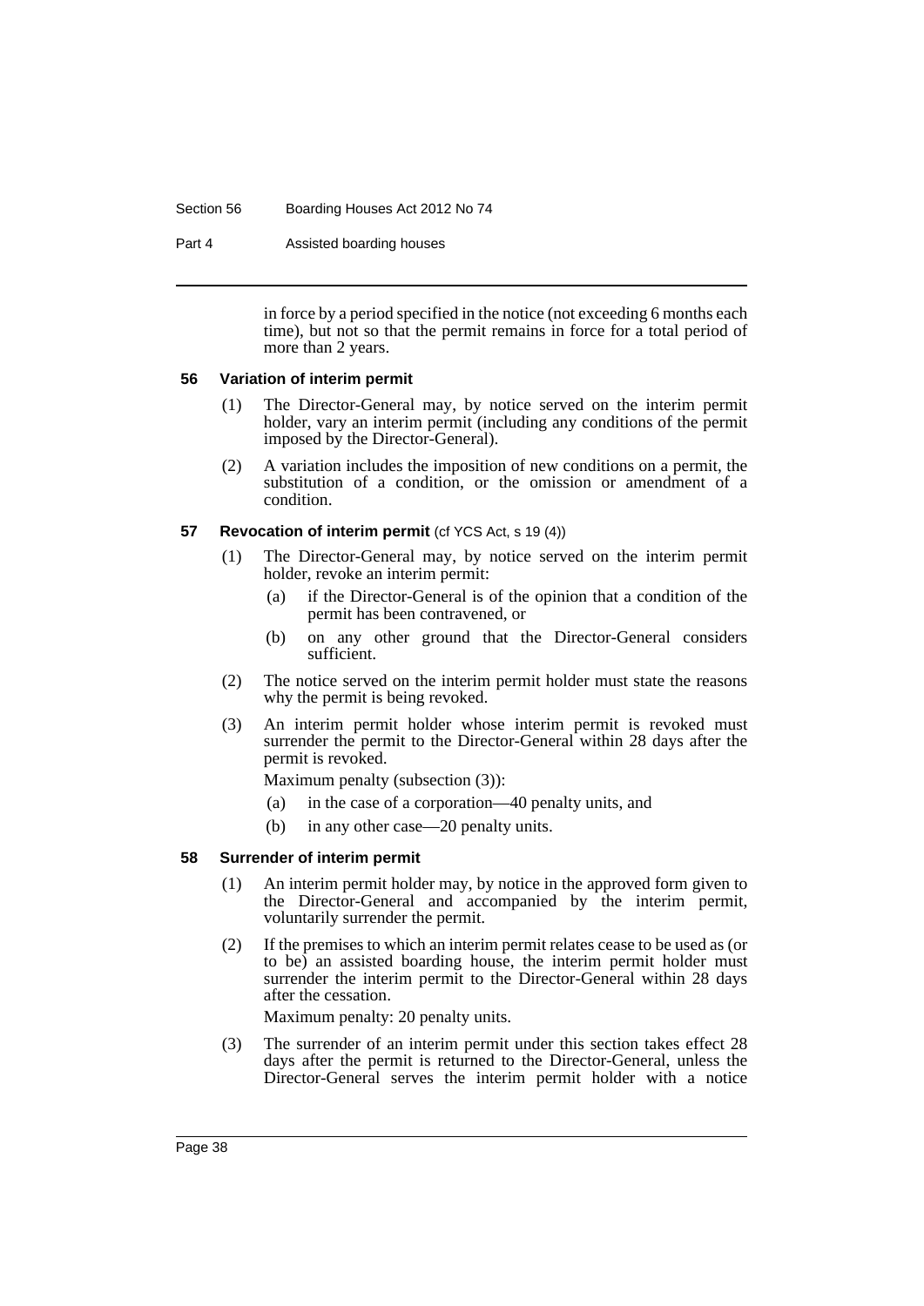in force by a period specified in the notice (not exceeding 6 months each time), but not so that the permit remains in force for a total period of more than 2 years.

### 56 Variation of interim permit

(1) The Director-General may, by notice served on the interim permit holder, vary an interim permit (including any conditions of the permit imposed by the Director-General).

(2) A variation includes the imposition of new conditions on a permit, the substitution of a condition, or the omission or amendment of a condition.

### 57 Revocation of interim permit (cf YCS Act, s 19 (4))

(1) The Director-General may, by notice served on the interim permit holder, revoke an interim permit:

- (a) if the Director-General is of the opinion that a condition of the permit has been contravened, or
- (b) on any other ground that the Director-General considers sufficient.

(2) The notice served on the interim permit holder must state the reasons why the permit is being revoked.

(3) An interim permit holder whose interim permit is revoked must surrender the permit to the Director-General within 28 days after the permit is revoked.

Maximum penalty (subsection (3)):

- (a) in the case of a corporation—40 penalty units, and
- (b) in any other case—20 penalty units.

### 58 Surrender of interim permit

(1) An interim permit holder may, by notice in the approved form given to the Director-General and accompanied by the interim permit, voluntarily surrender the permit.

(2) If the premises to which an interim permit relates cease to be used as (or to be) an assisted boarding house, the interim permit holder must surrender the interim permit to the Director-General within 28 days after the cessation.

Maximum penalty: 20 penalty units.

(3) The surrender of an interim permit under this section takes effect 28 days after the permit is returned to the Director-General, unless the Director-General serves the interim permit holder with a notice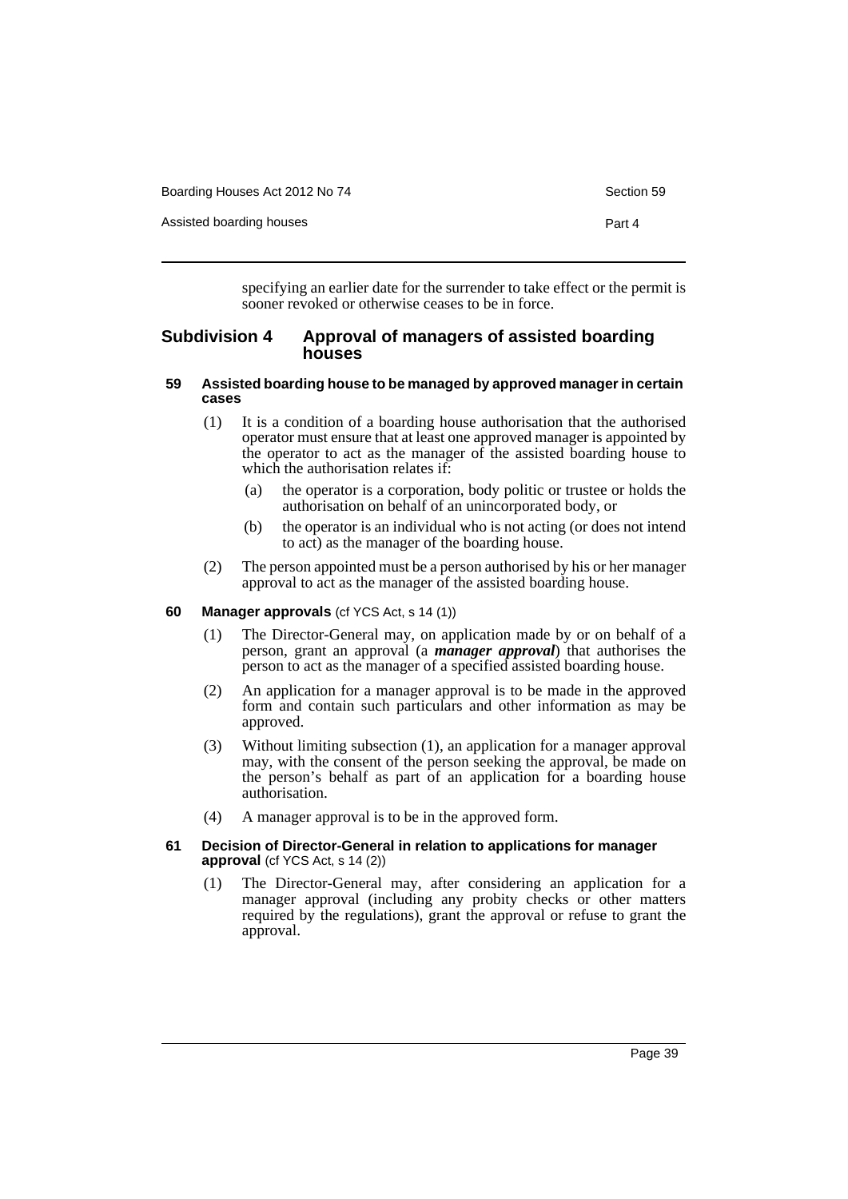specifying an earlier date for the surrender to take effect or the permit is sooner revoked or otherwise ceases to be in force.

## Subdivision 4 Approval of managers of assisted boarding houses

#### 59 Assisted boarding house to be managed by approved manager in certain cases

(1) It is a condition of a boarding house authorisation that the authorised operator must ensure that at least one approved manager is appointed by the operator to act as the manager of the assisted boarding house to which the authorisation relates if:

- (a) the operator is a corporation, body politic or trustee or holds the authorisation on behalf of an unincorporated body, or
- (b) the operator is an individual who is not acting (or does not intend to act) as the manager of the boarding house.

(2) The person appointed must be a person authorised by his or her manager approval to act as the manager of the assisted boarding house.

#### 60 Manager approvals (cf YCS Act, s 14 (1))

(1) The Director-General may, on application made by or on behalf of a person, grant an approval (a ***manager approval***) that authorises the person to act as the manager of a specified assisted boarding house.

(2) An application for a manager approval is to be made in the approved form and contain such particulars and other information as may be approved.

(3) Without limiting subsection (1), an application for a manager approval may, with the consent of the person seeking the approval, be made on the person's behalf as part of an application for a boarding house authorisation.

(4) A manager approval is to be in the approved form.

#### 61 Decision of Director-General in relation to applications for manager approval (cf YCS Act, s 14 (2))

(1) The Director-General may, after considering an application for a manager approval (including any probity checks or other matters required by the regulations), grant the approval or refuse to grant the approval.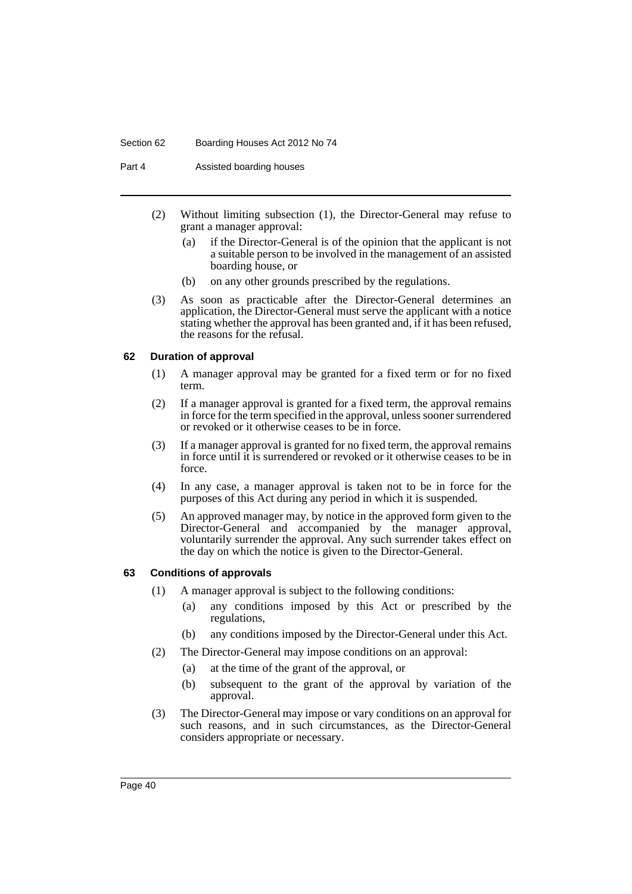(2) Without limiting subsection (1), the Director-General may refuse to grant a manager approval:

- (a) if the Director-General is of the opinion that the applicant is not a suitable person to be involved in the management of an assisted boarding house, or
- (b) on any other grounds prescribed by the regulations.

(3) As soon as practicable after the Director-General determines an application, the Director-General must serve the applicant with a notice stating whether the approval has been granted and, if it has been refused, the reasons for the refusal.

## 62 Duration of approval

(1) A manager approval may be granted for a fixed term or for no fixed term.

(2) If a manager approval is granted for a fixed term, the approval remains in force for the term specified in the approval, unless sooner surrendered or revoked or it otherwise ceases to be in force.

(3) If a manager approval is granted for no fixed term, the approval remains in force until it is surrendered or revoked or it otherwise ceases to be in force.

(4) In any case, a manager approval is taken not to be in force for the purposes of this Act during any period in which it is suspended.

(5) An approved manager may, by notice in the approved form given to the Director-General and accompanied by the manager approval, voluntarily surrender the approval. Any such surrender takes effect on the day on which the notice is given to the Director-General.

## 63 Conditions of approvals

(1) A manager approval is subject to the following conditions:

- (a) any conditions imposed by this Act or prescribed by the regulations,
- (b) any conditions imposed by the Director-General under this Act.

(2) The Director-General may impose conditions on an approval:

- (a) at the time of the grant of the approval, or
- (b) subsequent to the grant of the approval by variation of the approval.

(3) The Director-General may impose or vary conditions on an approval for such reasons, and in such circumstances, as the Director-General considers appropriate or necessary.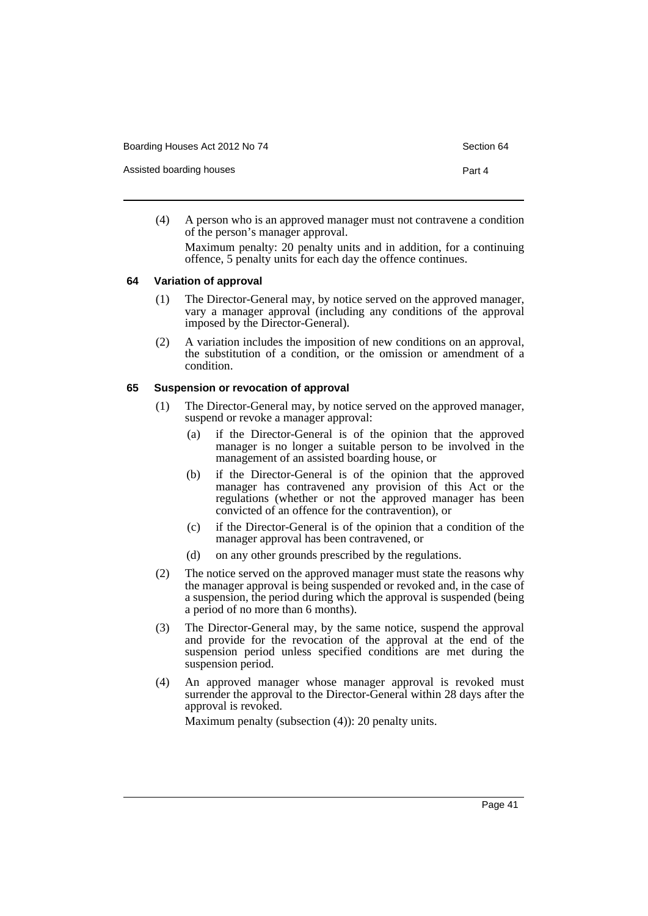(4) A person who is an approved manager must not contravene a condition of the person's manager approval.

Maximum penalty: 20 penalty units and in addition, for a continuing offence, 5 penalty units for each day the offence continues.

### 64 Variation of approval

(1) The Director-General may, by notice served on the approved manager, vary a manager approval (including any conditions of the approval imposed by the Director-General).

(2) A variation includes the imposition of new conditions on an approval, the substitution of a condition, or the omission or amendment of a condition.

### 65 Suspension or revocation of approval

(1) The Director-General may, by notice served on the approved manager, suspend or revoke a manager approval:

- (a) if the Director-General is of the opinion that the approved manager is no longer a suitable person to be involved in the management of an assisted boarding house, or
- (b) if the Director-General is of the opinion that the approved manager has contravened any provision of this Act or the regulations (whether or not the approved manager has been convicted of an offence for the contravention), or
- (c) if the Director-General is of the opinion that a condition of the manager approval has been contravened, or
- (d) on any other grounds prescribed by the regulations.

(2) The notice served on the approved manager must state the reasons why the manager approval is being suspended or revoked and, in the case of a suspension, the period during which the approval is suspended (being a period of no more than 6 months).

(3) The Director-General may, by the same notice, suspend the approval and provide for the revocation of the approval at the end of the suspension period unless specified conditions are met during the suspension period.

(4) An approved manager whose manager approval is revoked must surrender the approval to the Director-General within 28 days after the approval is revoked.

Maximum penalty (subsection (4)): 20 penalty units.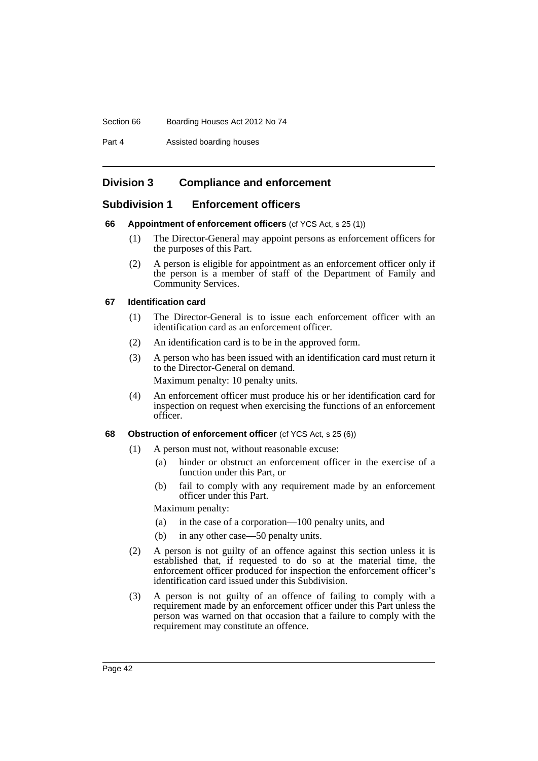## Division 3 Compliance and enforcement

### Subdivision 1 Enforcement officers

#### 66 Appointment of enforcement officers (cf YCS Act, s 25 (1))

(1) The Director-General may appoint persons as enforcement officers for the purposes of this Part.

(2) A person is eligible for appointment as an enforcement officer only if the person is a member of staff of the Department of Family and Community Services.

#### 67 Identification card

(1) The Director-General is to issue each enforcement officer with an identification card as an enforcement officer.

(2) An identification card is to be in the approved form.

(3) A person who has been issued with an identification card must return it to the Director-General on demand.

Maximum penalty: 10 penalty units.

(4) An enforcement officer must produce his or her identification card for inspection on request when exercising the functions of an enforcement officer.

#### 68 Obstruction of enforcement officer (cf YCS Act, s 25 (6))

(1) A person must not, without reasonable excuse:

(a) hinder or obstruct an enforcement officer in the exercise of a function under this Part, or

(b) fail to comply with any requirement made by an enforcement officer under this Part.

Maximum penalty:

(a) in the case of a corporation—100 penalty units, and

(b) in any other case—50 penalty units.

(2) A person is not guilty of an offence against this section unless it is established that, if requested to do so at the material time, the enforcement officer produced for inspection the enforcement officer's identification card issued under this Subdivision.

(3) A person is not guilty of an offence of failing to comply with a requirement made by an enforcement officer under this Part unless the person was warned on that occasion that a failure to comply with the requirement may constitute an offence.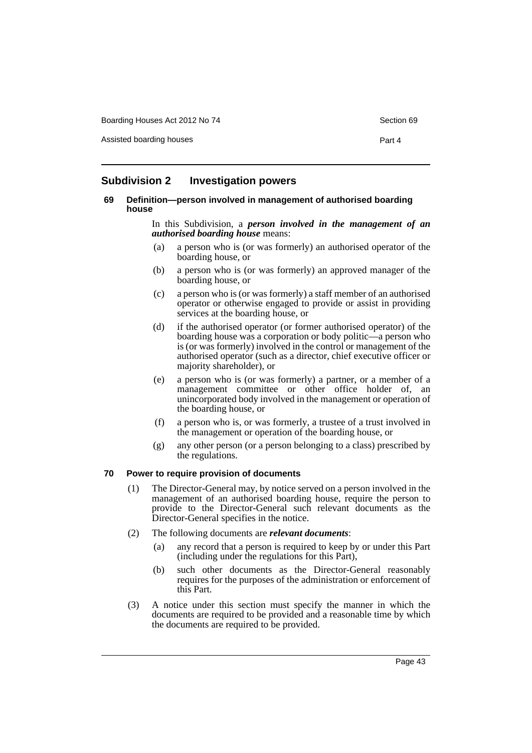## Subdivision 2 Investigation powers

### 69 Definition—person involved in management of authorised boarding house

In this Subdivision, a ***person involved in the management of an authorised boarding house*** means:

(a) a person who is (or was formerly) an authorised operator of the boarding house, or

(b) a person who is (or was formerly) an approved manager of the boarding house, or

(c) a person who is (or was formerly) a staff member of an authorised operator or otherwise engaged to provide or assist in providing services at the boarding house, or

(d) if the authorised operator (or former authorised operator) of the boarding house was a corporation or body politic—a person who is (or was formerly) involved in the control or management of the authorised operator (such as a director, chief executive officer or majority shareholder), or

(e) a person who is (or was formerly) a partner, or a member of a management committee or other office holder of, an unincorporated body involved in the management or operation of the boarding house, or

(f) a person who is, or was formerly, a trustee of a trust involved in the management or operation of the boarding house, or

(g) any other person (or a person belonging to a class) prescribed by the regulations.

### 70 Power to require provision of documents

(1) The Director-General may, by notice served on a person involved in the management of an authorised boarding house, require the person to provide to the Director-General such relevant documents as the Director-General specifies in the notice.

(2) The following documents are ***relevant documents***:

(a) any record that a person is required to keep by or under this Part (including under the regulations for this Part),

(b) such other documents as the Director-General reasonably requires for the purposes of the administration or enforcement of this Part.

(3) A notice under this section must specify the manner in which the documents are required to be provided and a reasonable time by which the documents are required to be provided.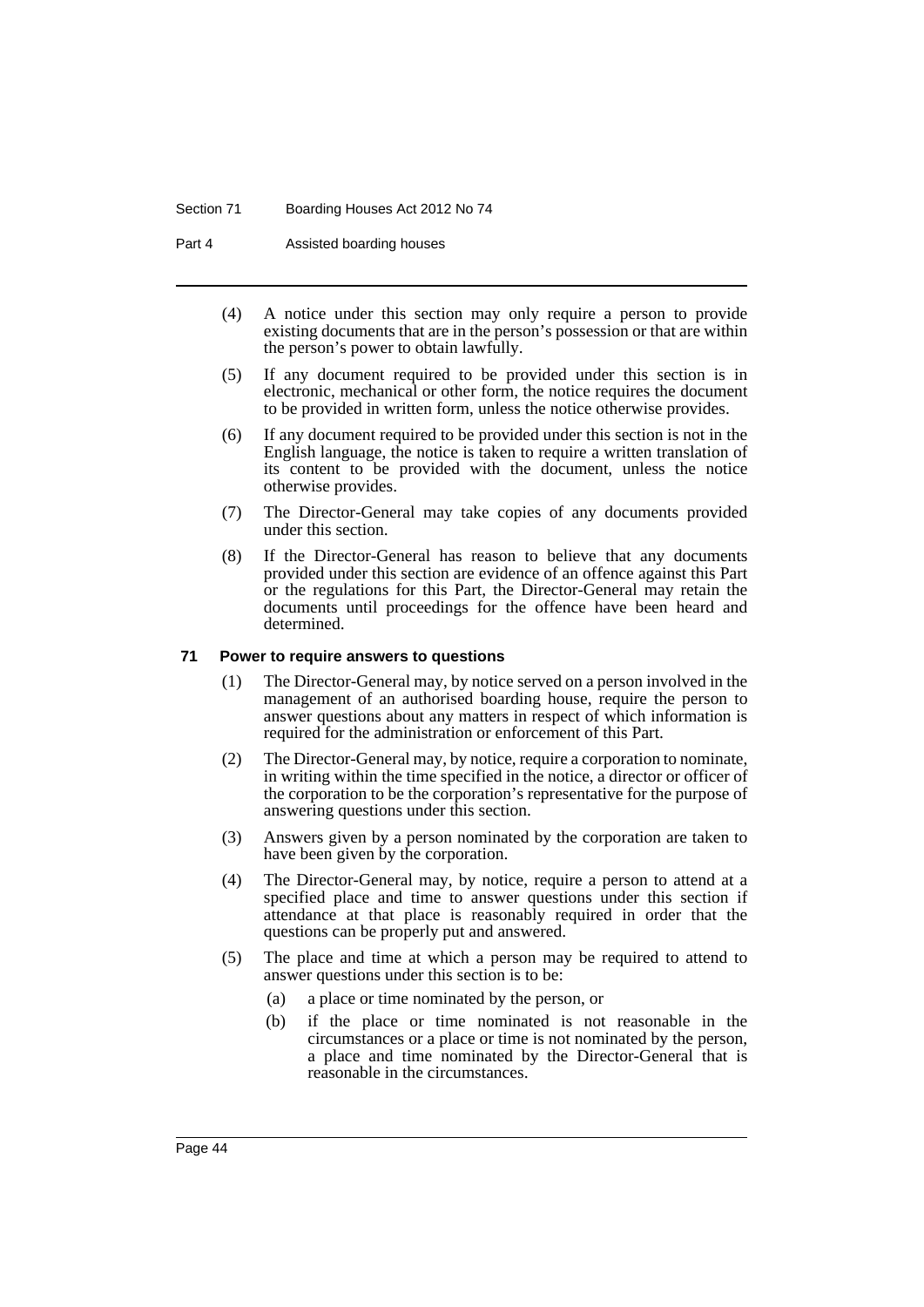(4) A notice under this section may only require a person to provide existing documents that are in the person's possession or that are within the person's power to obtain lawfully.

(5) If any document required to be provided under this section is in electronic, mechanical or other form, the notice requires the document to be provided in written form, unless the notice otherwise provides.

(6) If any document required to be provided under this section is not in the English language, the notice is taken to require a written translation of its content to be provided with the document, unless the notice otherwise provides.

(7) The Director-General may take copies of any documents provided under this section.

(8) If the Director-General has reason to believe that any documents provided under this section are evidence of an offence against this Part or the regulations for this Part, the Director-General may retain the documents until proceedings for the offence have been heard and determined.

### 71 Power to require answers to questions

(1) The Director-General may, by notice served on a person involved in the management of an authorised boarding house, require the person to answer questions about any matters in respect of which information is required for the administration or enforcement of this Part.

(2) The Director-General may, by notice, require a corporation to nominate, in writing within the time specified in the notice, a director or officer of the corporation to be the corporation's representative for the purpose of answering questions under this section.

(3) Answers given by a person nominated by the corporation are taken to have been given by the corporation.

(4) The Director-General may, by notice, require a person to attend at a specified place and time to answer questions under this section if attendance at that place is reasonably required in order that the questions can be properly put and answered.

(5) The place and time at which a person may be required to attend to answer questions under this section is to be:

- (a) a place or time nominated by the person, or
- (b) if the place or time nominated is not reasonable in the circumstances or a place or time is not nominated by the person, a place and time nominated by the Director-General that is reasonable in the circumstances.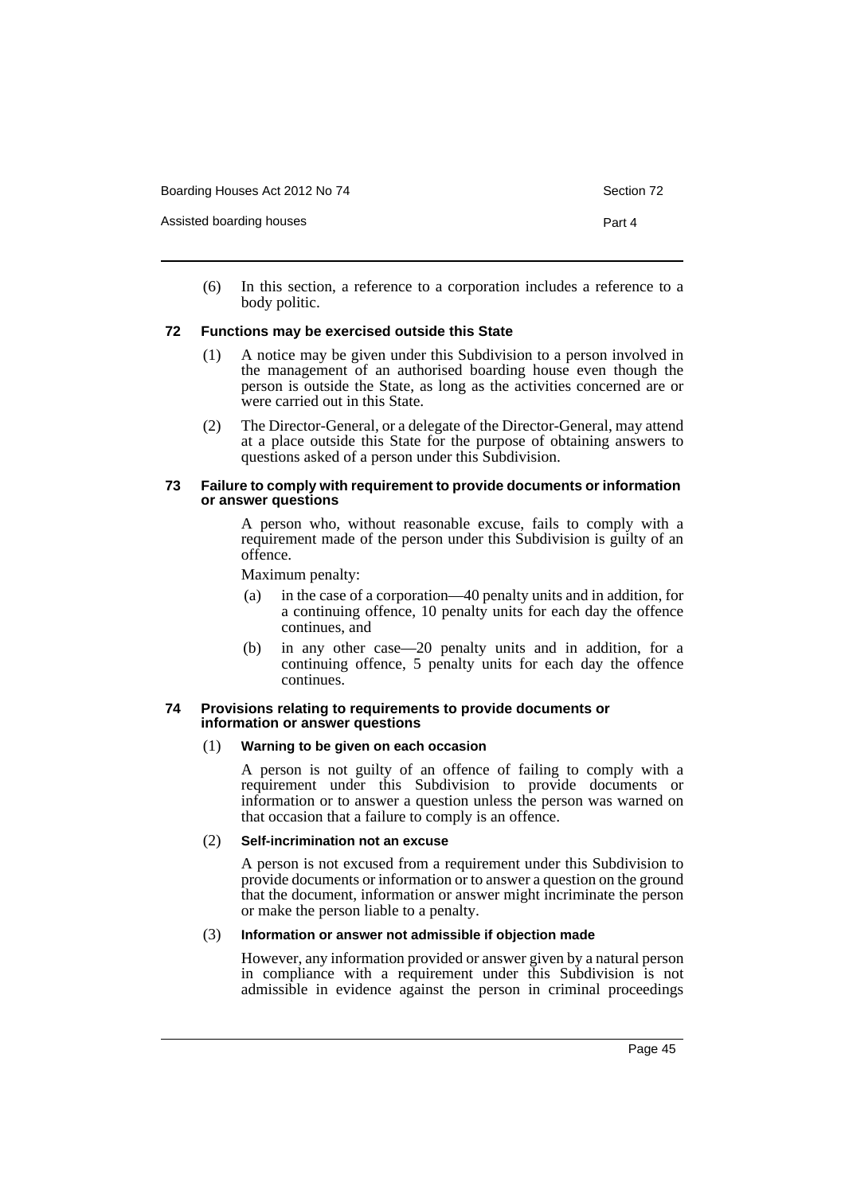(6) In this section, a reference to a corporation includes a reference to a body politic.

### 72 Functions may be exercised outside this State

(1) A notice may be given under this Subdivision to a person involved in the management of an authorised boarding house even though the person is outside the State, as long as the activities concerned are or were carried out in this State.

(2) The Director-General, or a delegate of the Director-General, may attend at a place outside this State for the purpose of obtaining answers to questions asked of a person under this Subdivision.

### 73 Failure to comply with requirement to provide documents or information or answer questions

A person who, without reasonable excuse, fails to comply with a requirement made of the person under this Subdivision is guilty of an offence.

Maximum penalty:

(a) in the case of a corporation—40 penalty units and in addition, for a continuing offence, 10 penalty units for each day the offence continues, and

(b) in any other case—20 penalty units and in addition, for a continuing offence, 5 penalty units for each day the offence continues.

### 74 Provisions relating to requirements to provide documents or information or answer questions

(1) **Warning to be given on each occasion**

A person is not guilty of an offence of failing to comply with a requirement under this Subdivision to provide documents or information or to answer a question unless the person was warned on that occasion that a failure to comply is an offence.

(2) **Self-incrimination not an excuse**

A person is not excused from a requirement under this Subdivision to provide documents or information or to answer a question on the ground that the document, information or answer might incriminate the person or make the person liable to a penalty.

(3) **Information or answer not admissible if objection made**

However, any information provided or answer given by a natural person in compliance with a requirement under this Subdivision is not admissible in evidence against the person in criminal proceedings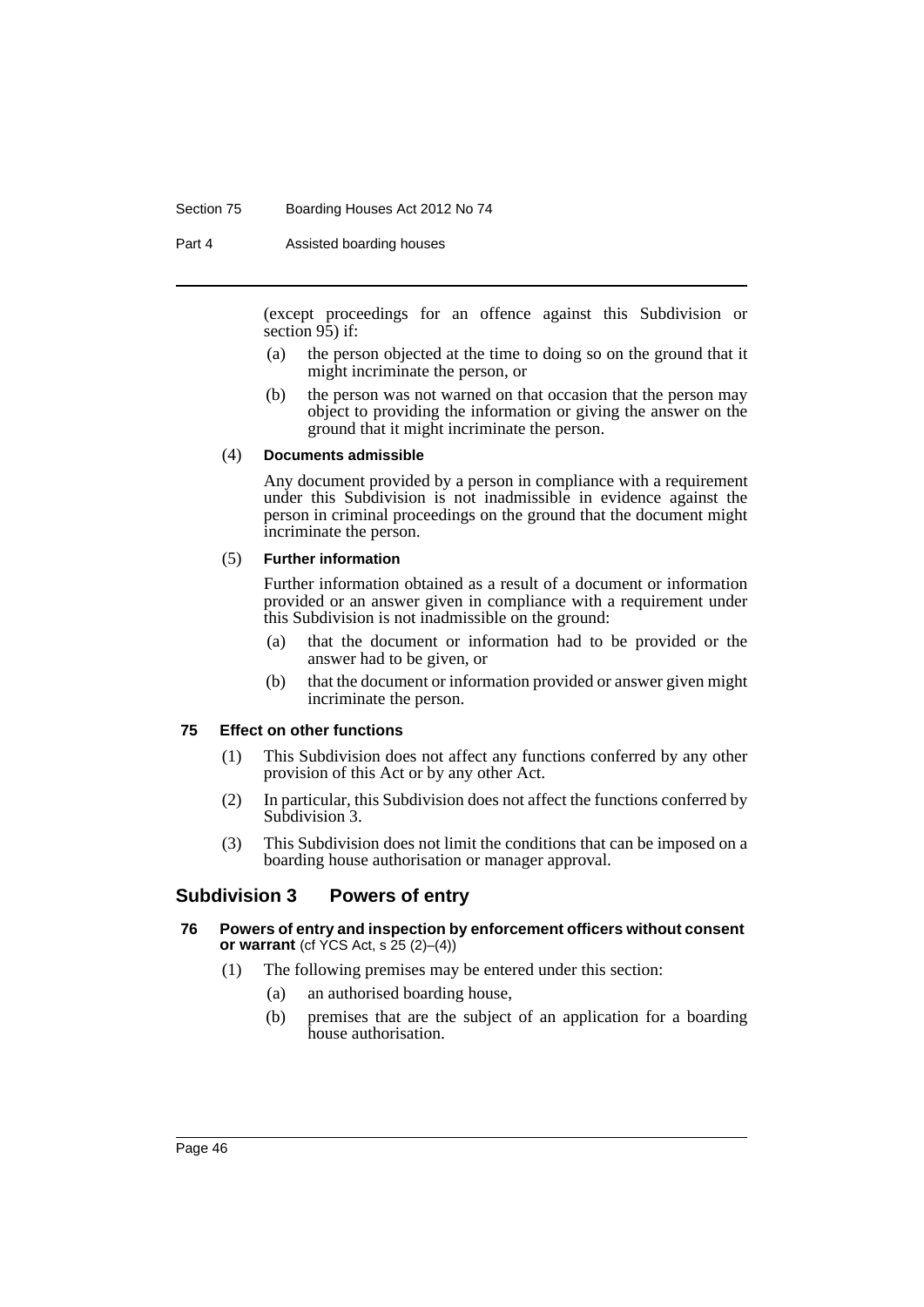(except proceedings for an offence against this Subdivision or section 95) if:

(a) the person objected at the time to doing so on the ground that it might incriminate the person, or

(b) the person was not warned on that occasion that the person may object to providing the information or giving the answer on the ground that it might incriminate the person.

(4) **Documents admissible**

Any document provided by a person in compliance with a requirement under this Subdivision is not inadmissible in evidence against the person in criminal proceedings on the ground that the document might incriminate the person.

(5) **Further information**

Further information obtained as a result of a document or information provided or an answer given in compliance with a requirement under this Subdivision is not inadmissible on the ground:

(a) that the document or information had to be provided or the answer had to be given, or

(b) that the document or information provided or answer given might incriminate the person.

### 75 Effect on other functions

(1) This Subdivision does not affect any functions conferred by any other provision of this Act or by any other Act.

(2) In particular, this Subdivision does not affect the functions conferred by Subdivision 3.

(3) This Subdivision does not limit the conditions that can be imposed on a boarding house authorisation or manager approval.

## Subdivision 3 Powers of entry

### 76 Powers of entry and inspection by enforcement officers without consent or warrant (cf YCS Act, s 25 (2)–(4))

(1) The following premises may be entered under this section:

(a) an authorised boarding house,

(b) premises that are the subject of an application for a boarding house authorisation.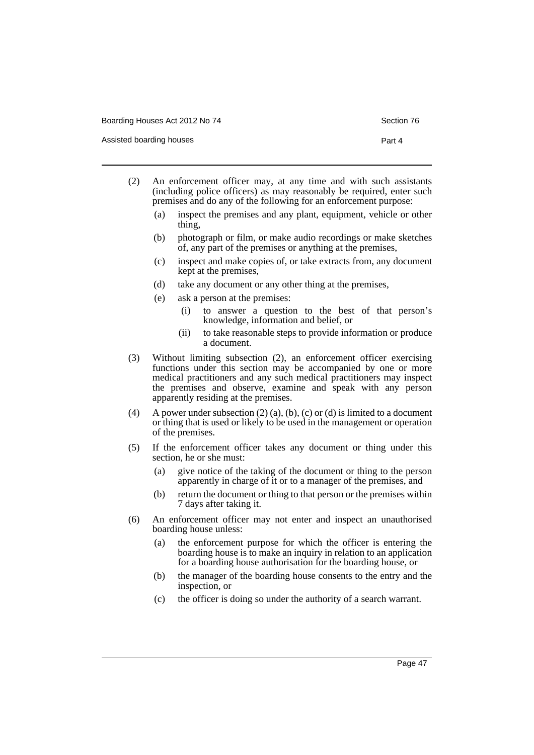(2) An enforcement officer may, at any time and with such assistants (including police officers) as may reasonably be required, enter such premises and do any of the following for an enforcement purpose:

- (a) inspect the premises and any plant, equipment, vehicle or other thing,
- (b) photograph or film, or make audio recordings or make sketches of, any part of the premises or anything at the premises,
- (c) inspect and make copies of, or take extracts from, any document kept at the premises,
- (d) take any document or any other thing at the premises,
- (e) ask a person at the premises:
  - (i) to answer a question to the best of that person's knowledge, information and belief, or
  - (ii) to take reasonable steps to provide information or produce a document.

(3) Without limiting subsection (2), an enforcement officer exercising functions under this section may be accompanied by one or more medical practitioners and any such medical practitioners may inspect the premises and observe, examine and speak with any person apparently residing at the premises.

(4) A power under subsection (2) (a), (b), (c) or (d) is limited to a document or thing that is used or likely to be used in the management or operation of the premises.

(5) If the enforcement officer takes any document or thing under this section, he or she must:

- (a) give notice of the taking of the document or thing to the person apparently in charge of it or to a manager of the premises, and
- (b) return the document or thing to that person or the premises within 7 days after taking it.

(6) An enforcement officer may not enter and inspect an unauthorised boarding house unless:

- (a) the enforcement purpose for which the officer is entering the boarding house is to make an inquiry in relation to an application for a boarding house authorisation for the boarding house, or
- (b) the manager of the boarding house consents to the entry and the inspection, or
- (c) the officer is doing so under the authority of a search warrant.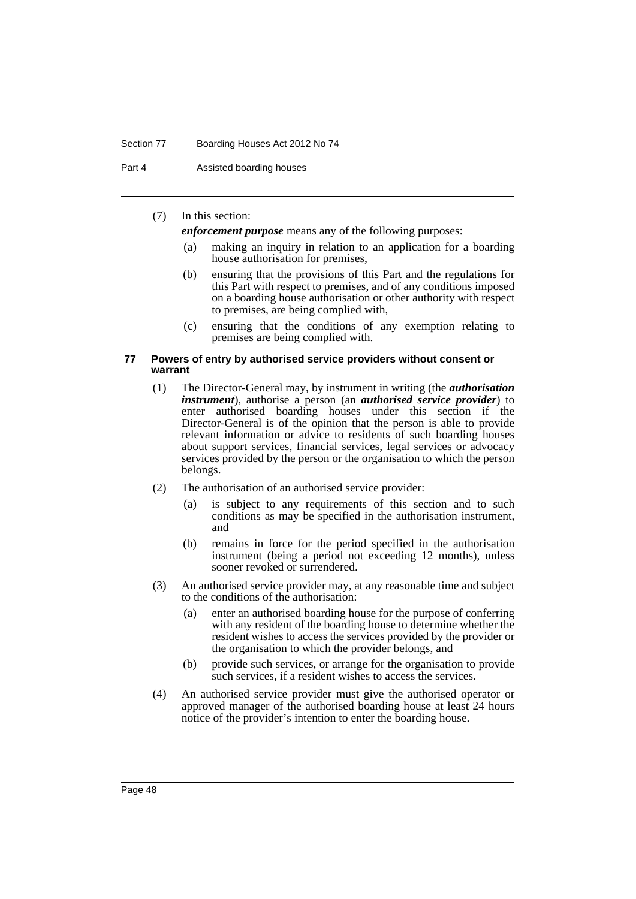(7) In this section:

***enforcement purpose*** means any of the following purposes:

(a) making an inquiry in relation to an application for a boarding house authorisation for premises,

(b) ensuring that the provisions of this Part and the regulations for this Part with respect to premises, and of any conditions imposed on a boarding house authorisation or other authority with respect to premises, are being complied with,

(c) ensuring that the conditions of any exemption relating to premises are being complied with.

#### 77 Powers of entry by authorised service providers without consent or warrant

(1) The Director-General may, by instrument in writing (the ***authorisation instrument***), authorise a person (an ***authorised service provider***) to enter authorised boarding houses under this section if the Director-General is of the opinion that the person is able to provide relevant information or advice to residents of such boarding houses about support services, financial services, legal services or advocacy services provided by the person or the organisation to which the person belongs.

(2) The authorisation of an authorised service provider:

(a) is subject to any requirements of this section and to such conditions as may be specified in the authorisation instrument, and

(b) remains in force for the period specified in the authorisation instrument (being a period not exceeding 12 months), unless sooner revoked or surrendered.

(3) An authorised service provider may, at any reasonable time and subject to the conditions of the authorisation:

(a) enter an authorised boarding house for the purpose of conferring with any resident of the boarding house to determine whether the resident wishes to access the services provided by the provider or the organisation to which the provider belongs, and

(b) provide such services, or arrange for the organisation to provide such services, if a resident wishes to access the services.

(4) An authorised service provider must give the authorised operator or approved manager of the authorised boarding house at least 24 hours notice of the provider's intention to enter the boarding house.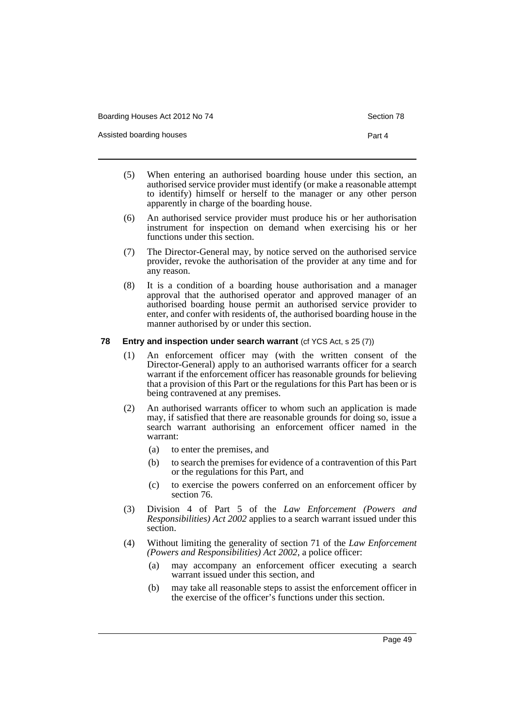(5) When entering an authorised boarding house under this section, an authorised service provider must identify (or make a reasonable attempt to identify) himself or herself to the manager or any other person apparently in charge of the boarding house.

(6) An authorised service provider must produce his or her authorisation instrument for inspection on demand when exercising his or her functions under this section.

(7) The Director-General may, by notice served on the authorised service provider, revoke the authorisation of the provider at any time and for any reason.

(8) It is a condition of a boarding house authorisation and a manager approval that the authorised operator and approved manager of an authorised boarding house permit an authorised service provider to enter, and confer with residents of, the authorised boarding house in the manner authorised by or under this section.

### 78 Entry and inspection under search warrant (cf YCS Act, s 25 (7))

(1) An enforcement officer may (with the written consent of the Director-General) apply to an authorised warrants officer for a search warrant if the enforcement officer has reasonable grounds for believing that a provision of this Part or the regulations for this Part has been or is being contravened at any premises.

(2) An authorised warrants officer to whom such an application is made may, if satisfied that there are reasonable grounds for doing so, issue a search warrant authorising an enforcement officer named in the warrant:

- (a) to enter the premises, and
- (b) to search the premises for evidence of a contravention of this Part or the regulations for this Part, and
- (c) to exercise the powers conferred on an enforcement officer by section 76.

(3) Division 4 of Part 5 of the *Law Enforcement (Powers and Responsibilities) Act 2002* applies to a search warrant issued under this section.

(4) Without limiting the generality of section 71 of the *Law Enforcement (Powers and Responsibilities) Act 2002*, a police officer:

- (a) may accompany an enforcement officer executing a search warrant issued under this section, and
- (b) may take all reasonable steps to assist the enforcement officer in the exercise of the officer's functions under this section.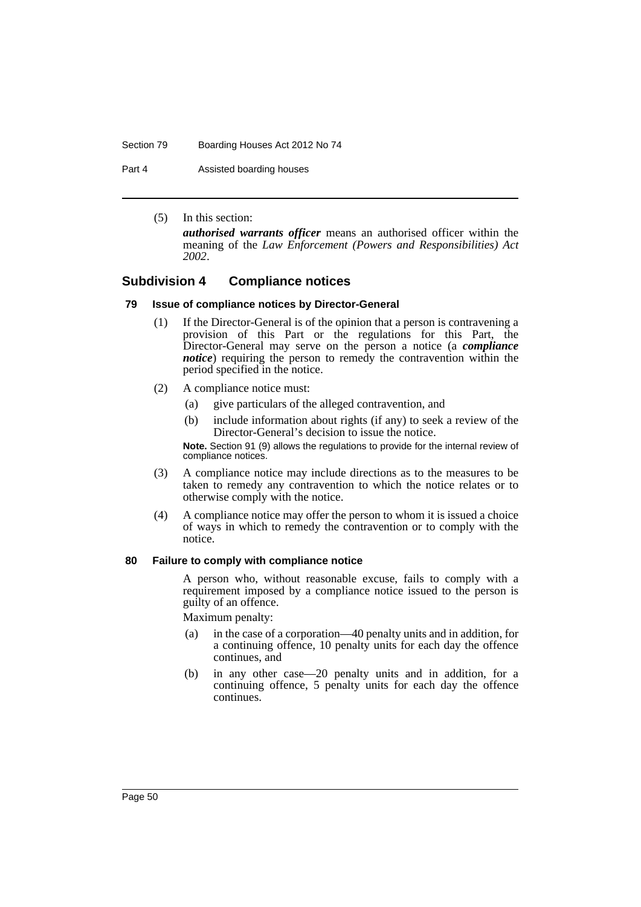(5) In this section:

***authorised warrants officer*** means an authorised officer within the meaning of the *Law Enforcement (Powers and Responsibilities) Act 2002*.

## Subdivision 4 Compliance notices

### 79 Issue of compliance notices by Director-General

(1) If the Director-General is of the opinion that a person is contravening a provision of this Part or the regulations for this Part, the Director-General may serve on the person a notice (a ***compliance notice***) requiring the person to remedy the contravention within the period specified in the notice.

(2) A compliance notice must:

- (a) give particulars of the alleged contravention, and
- (b) include information about rights (if any) to seek a review of the Director-General's decision to issue the notice.

**Note.** Section 91 (9) allows the regulations to provide for the internal review of compliance notices.

(3) A compliance notice may include directions as to the measures to be taken to remedy any contravention to which the notice relates or to otherwise comply with the notice.

(4) A compliance notice may offer the person to whom it is issued a choice of ways in which to remedy the contravention or to comply with the notice.

### 80 Failure to comply with compliance notice

A person who, without reasonable excuse, fails to comply with a requirement imposed by a compliance notice issued to the person is guilty of an offence.

Maximum penalty:

- (a) in the case of a corporation—40 penalty units and in addition, for a continuing offence, 10 penalty units for each day the offence continues, and
- (b) in any other case—20 penalty units and in addition, for a continuing offence, 5 penalty units for each day the offence continues.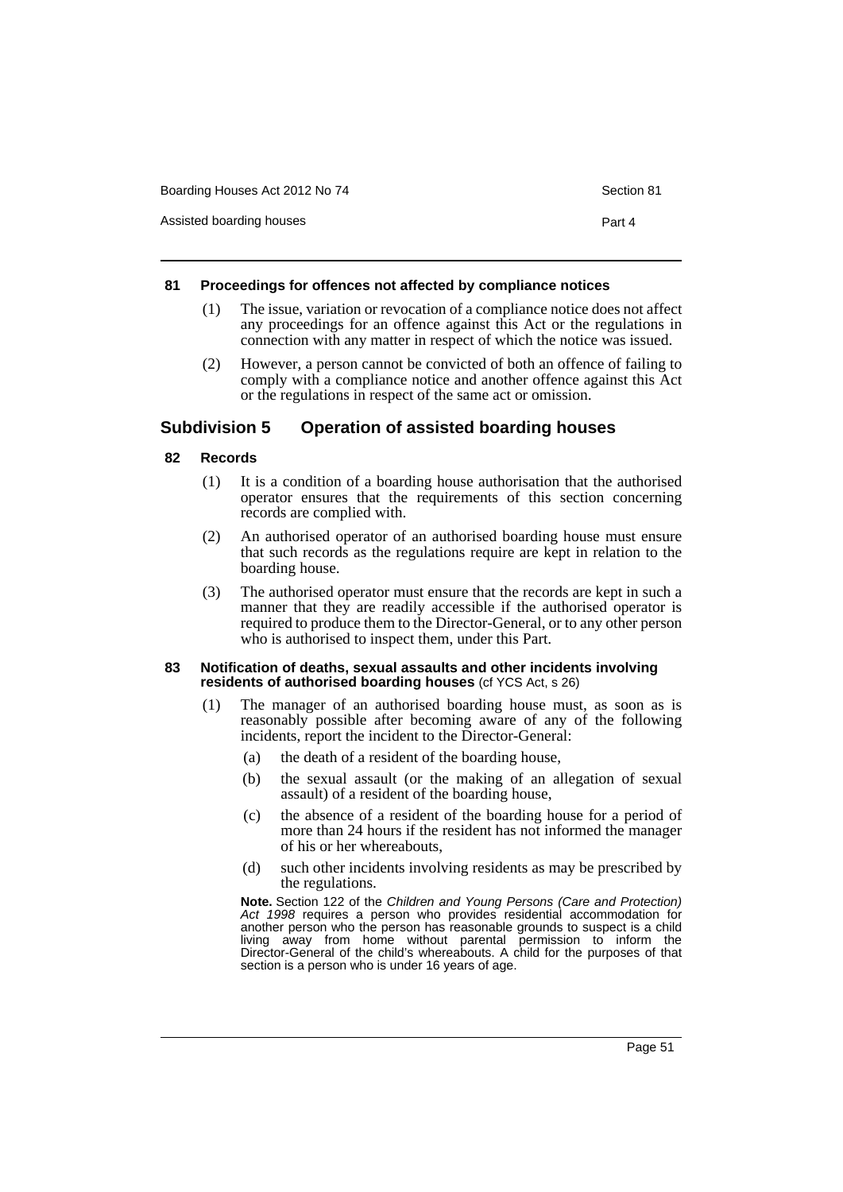#### 81 Proceedings for offences not affected by compliance notices

(1) The issue, variation or revocation of a compliance notice does not affect any proceedings for an offence against this Act or the regulations in connection with any matter in respect of which the notice was issued.

(2) However, a person cannot be convicted of both an offence of failing to comply with a compliance notice and another offence against this Act or the regulations in respect of the same act or omission.

### Subdivision 5 Operation of assisted boarding houses

#### 82 Records

(1) It is a condition of a boarding house authorisation that the authorised operator ensures that the requirements of this section concerning records are complied with.

(2) An authorised operator of an authorised boarding house must ensure that such records as the regulations require are kept in relation to the boarding house.

(3) The authorised operator must ensure that the records are kept in such a manner that they are readily accessible if the authorised operator is required to produce them to the Director-General, or to any other person who is authorised to inspect them, under this Part.

#### 83 Notification of deaths, sexual assaults and other incidents involving residents of authorised boarding houses (cf YCS Act, s 26)

(1) The manager of an authorised boarding house must, as soon as is reasonably possible after becoming aware of any of the following incidents, report the incident to the Director-General:

(a) the death of a resident of the boarding house,

(b) the sexual assault (or the making of an allegation of sexual assault) of a resident of the boarding house,

(c) the absence of a resident of the boarding house for a period of more than 24 hours if the resident has not informed the manager of his or her whereabouts,

(d) such other incidents involving residents as may be prescribed by the regulations.

**Note.** Section 122 of the *Children and Young Persons (Care and Protection) Act 1998* requires a person who provides residential accommodation for another person who the person has reasonable grounds to suspect is a child living away from home without parental permission to inform the Director-General of the child's whereabouts. A child for the purposes of that section is a person who is under 16 years of age.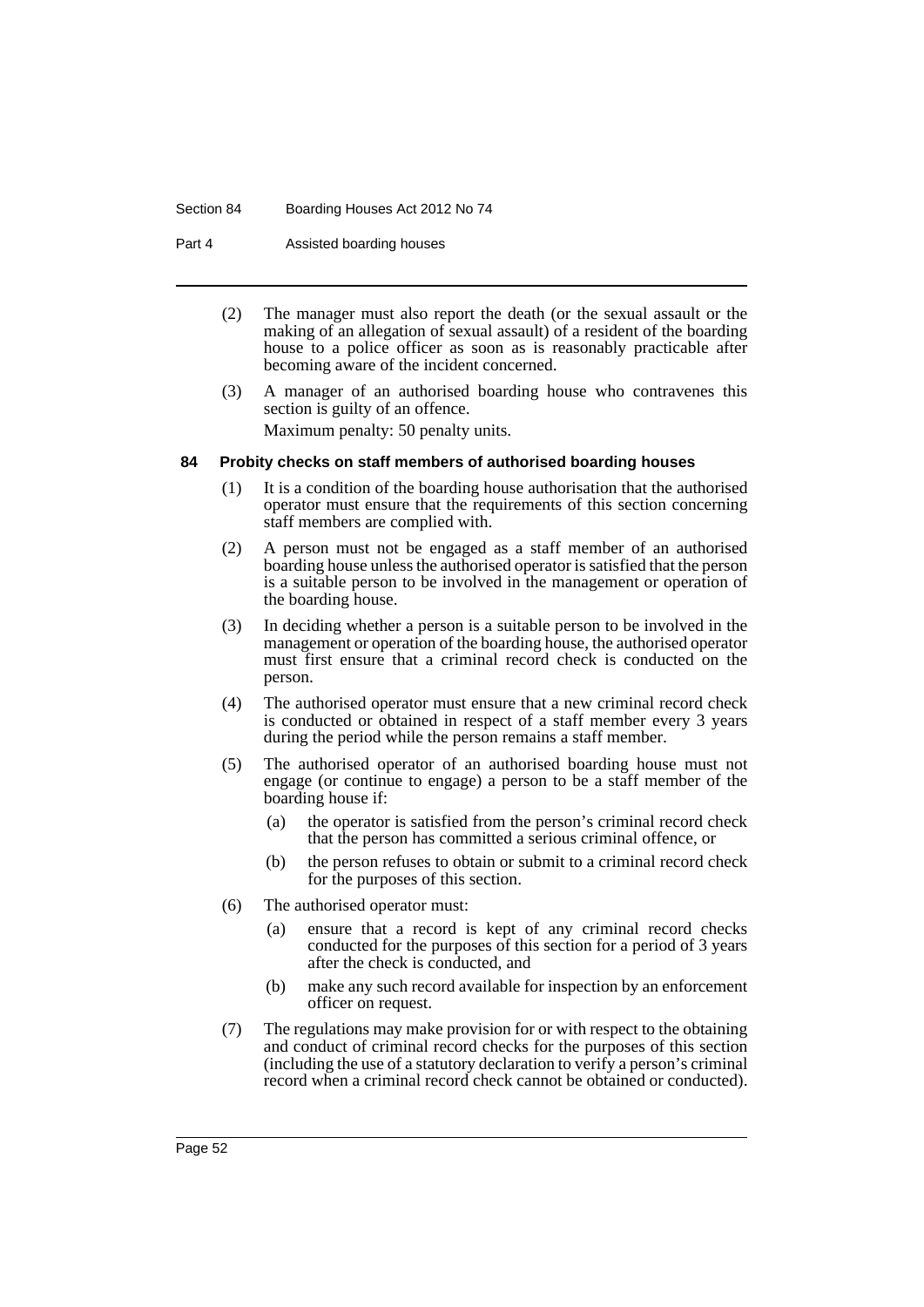(2) The manager must also report the death (or the sexual assault or the making of an allegation of sexual assault) of a resident of the boarding house to a police officer as soon as is reasonably practicable after becoming aware of the incident concerned.

(3) A manager of an authorised boarding house who contravenes this section is guilty of an offence.

Maximum penalty: 50 penalty units.

### 84 Probity checks on staff members of authorised boarding houses

(1) It is a condition of the boarding house authorisation that the authorised operator must ensure that the requirements of this section concerning staff members are complied with.

(2) A person must not be engaged as a staff member of an authorised boarding house unless the authorised operator is satisfied that the person is a suitable person to be involved in the management or operation of the boarding house.

(3) In deciding whether a person is a suitable person to be involved in the management or operation of the boarding house, the authorised operator must first ensure that a criminal record check is conducted on the person.

(4) The authorised operator must ensure that a new criminal record check is conducted or obtained in respect of a staff member every 3 years during the period while the person remains a staff member.

(5) The authorised operator of an authorised boarding house must not engage (or continue to engage) a person to be a staff member of the boarding house if:

- (a) the operator is satisfied from the person's criminal record check that the person has committed a serious criminal offence, or
- (b) the person refuses to obtain or submit to a criminal record check for the purposes of this section.

(6) The authorised operator must:

- (a) ensure that a record is kept of any criminal record checks conducted for the purposes of this section for a period of 3 years after the check is conducted, and
- (b) make any such record available for inspection by an enforcement officer on request.

(7) The regulations may make provision for or with respect to the obtaining and conduct of criminal record checks for the purposes of this section (including the use of a statutory declaration to verify a person's criminal record when a criminal record check cannot be obtained or conducted).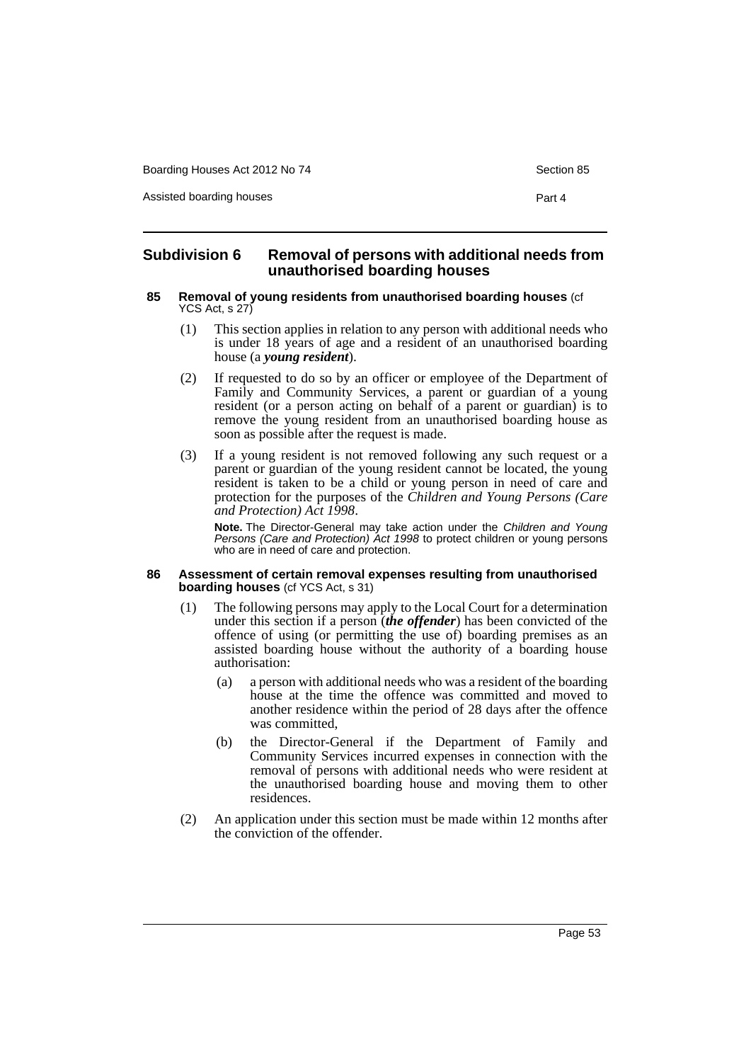## Subdivision 6 Removal of persons with additional needs from unauthorised boarding houses

### 85 Removal of young residents from unauthorised boarding houses (cf YCS Act, s 27)

(1) This section applies in relation to any person with additional needs who is under 18 years of age and a resident of an unauthorised boarding house (a ***young resident***).

(2) If requested to do so by an officer or employee of the Department of Family and Community Services, a parent or guardian of a young resident (or a person acting on behalf of a parent or guardian) is to remove the young resident from an unauthorised boarding house as soon as possible after the request is made.

(3) If a young resident is not removed following any such request or a parent or guardian of the young resident cannot be located, the young resident is taken to be a child or young person in need of care and protection for the purposes of the *Children and Young Persons (Care and Protection) Act 1998*.

**Note.** The Director-General may take action under the *Children and Young Persons (Care and Protection) Act 1998* to protect children or young persons who are in need of care and protection.

### 86 Assessment of certain removal expenses resulting from unauthorised boarding houses (cf YCS Act, s 31)

(1) The following persons may apply to the Local Court for a determination under this section if a person (***the offender***) has been convicted of the offence of using (or permitting the use of) boarding premises as an assisted boarding house without the authority of a boarding house authorisation:

(a) a person with additional needs who was a resident of the boarding house at the time the offence was committed and moved to another residence within the period of 28 days after the offence was committed,

(b) the Director-General if the Department of Family and Community Services incurred expenses in connection with the removal of persons with additional needs who were resident at the unauthorised boarding house and moving them to other residences.

(2) An application under this section must be made within 12 months after the conviction of the offender.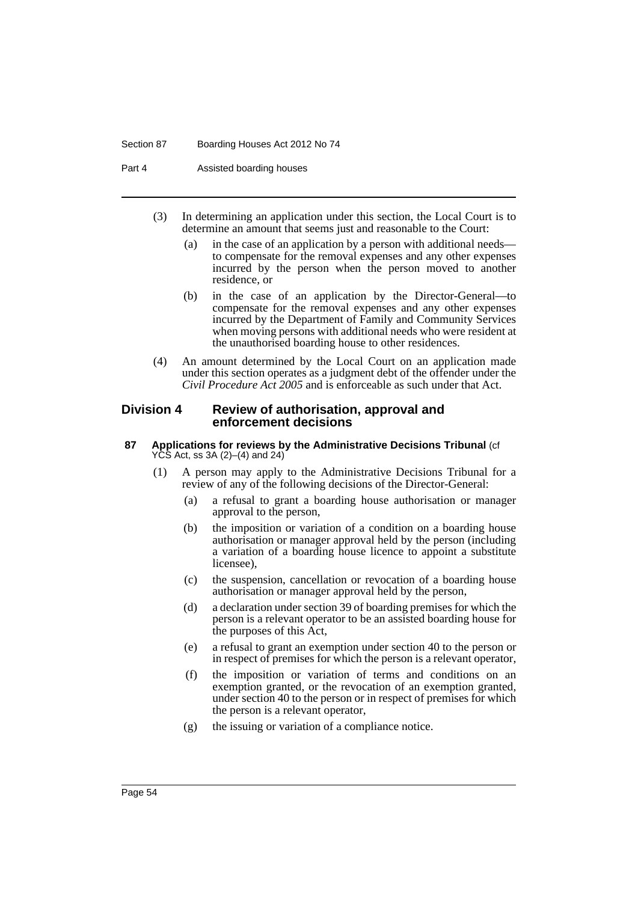(3) In determining an application under this section, the Local Court is to determine an amount that seems just and reasonable to the Court:

(a) in the case of an application by a person with additional needs—to compensate for the removal expenses and any other expenses incurred by the person when the person moved to another residence, or

(b) in the case of an application by the Director-General—to compensate for the removal expenses and any other expenses incurred by the Department of Family and Community Services when moving persons with additional needs who were resident at the unauthorised boarding house to other residences.

(4) An amount determined by the Local Court on an application made under this section operates as a judgment debt of the offender under the *Civil Procedure Act 2005* and is enforceable as such under that Act.

## Division 4 Review of authorisation, approval and enforcement decisions

### 87 Applications for reviews by the Administrative Decisions Tribunal (cf YCS Act, ss 3A (2)–(4) and 24)

(1) A person may apply to the Administrative Decisions Tribunal for a review of any of the following decisions of the Director-General:

(a) a refusal to grant a boarding house authorisation or manager approval to the person,

(b) the imposition or variation of a condition on a boarding house authorisation or manager approval held by the person (including a variation of a boarding house licence to appoint a substitute licensee),

(c) the suspension, cancellation or revocation of a boarding house authorisation or manager approval held by the person,

(d) a declaration under section 39 of boarding premises for which the person is a relevant operator to be an assisted boarding house for the purposes of this Act,

(e) a refusal to grant an exemption under section 40 to the person or in respect of premises for which the person is a relevant operator,

(f) the imposition or variation of terms and conditions on an exemption granted, or the revocation of an exemption granted, under section 40 to the person or in respect of premises for which the person is a relevant operator,

(g) the issuing or variation of a compliance notice.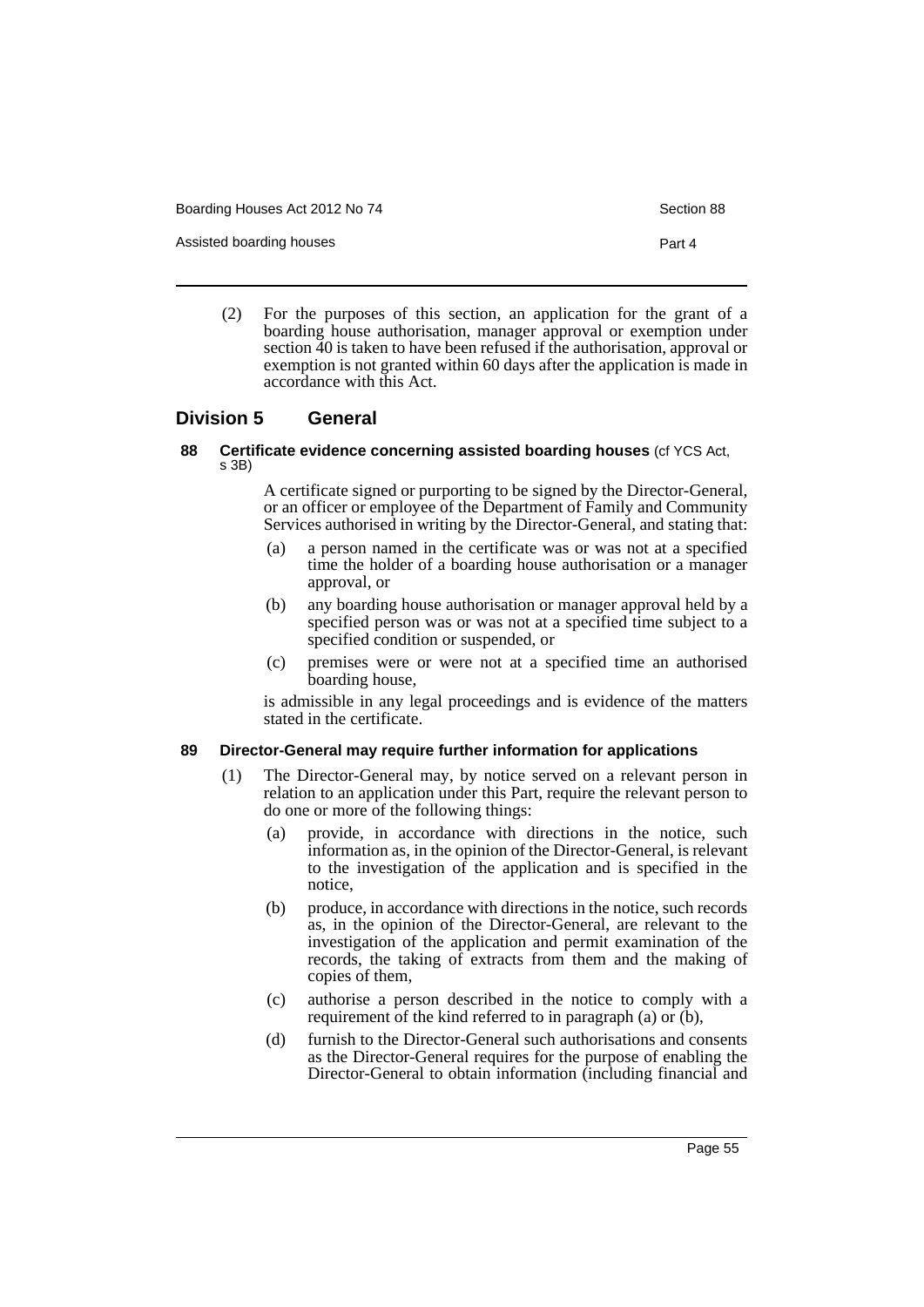(2) For the purposes of this section, an application for the grant of a boarding house authorisation, manager approval or exemption under section 40 is taken to have been refused if the authorisation, approval or exemption is not granted within 60 days after the application is made in accordance with this Act.

## Division 5 General

### 88 Certificate evidence concerning assisted boarding houses (cf YCS Act, s 3B)

A certificate signed or purporting to be signed by the Director-General, or an officer or employee of the Department of Family and Community Services authorised in writing by the Director-General, and stating that:

(a) a person named in the certificate was or was not at a specified time the holder of a boarding house authorisation or a manager approval, or

(b) any boarding house authorisation or manager approval held by a specified person was or was not at a specified time subject to a specified condition or suspended, or

(c) premises were or were not at a specified time an authorised boarding house,

is admissible in any legal proceedings and is evidence of the matters stated in the certificate.

### 89 Director-General may require further information for applications

(1) The Director-General may, by notice served on a relevant person in relation to an application under this Part, require the relevant person to do one or more of the following things:

(a) provide, in accordance with directions in the notice, such information as, in the opinion of the Director-General, is relevant to the investigation of the application and is specified in the notice,

(b) produce, in accordance with directions in the notice, such records as, in the opinion of the Director-General, are relevant to the investigation of the application and permit examination of the records, the taking of extracts from them and the making of copies of them,

(c) authorise a person described in the notice to comply with a requirement of the kind referred to in paragraph (a) or (b),

(d) furnish to the Director-General such authorisations and consents as the Director-General requires for the purpose of enabling the Director-General to obtain information (including financial and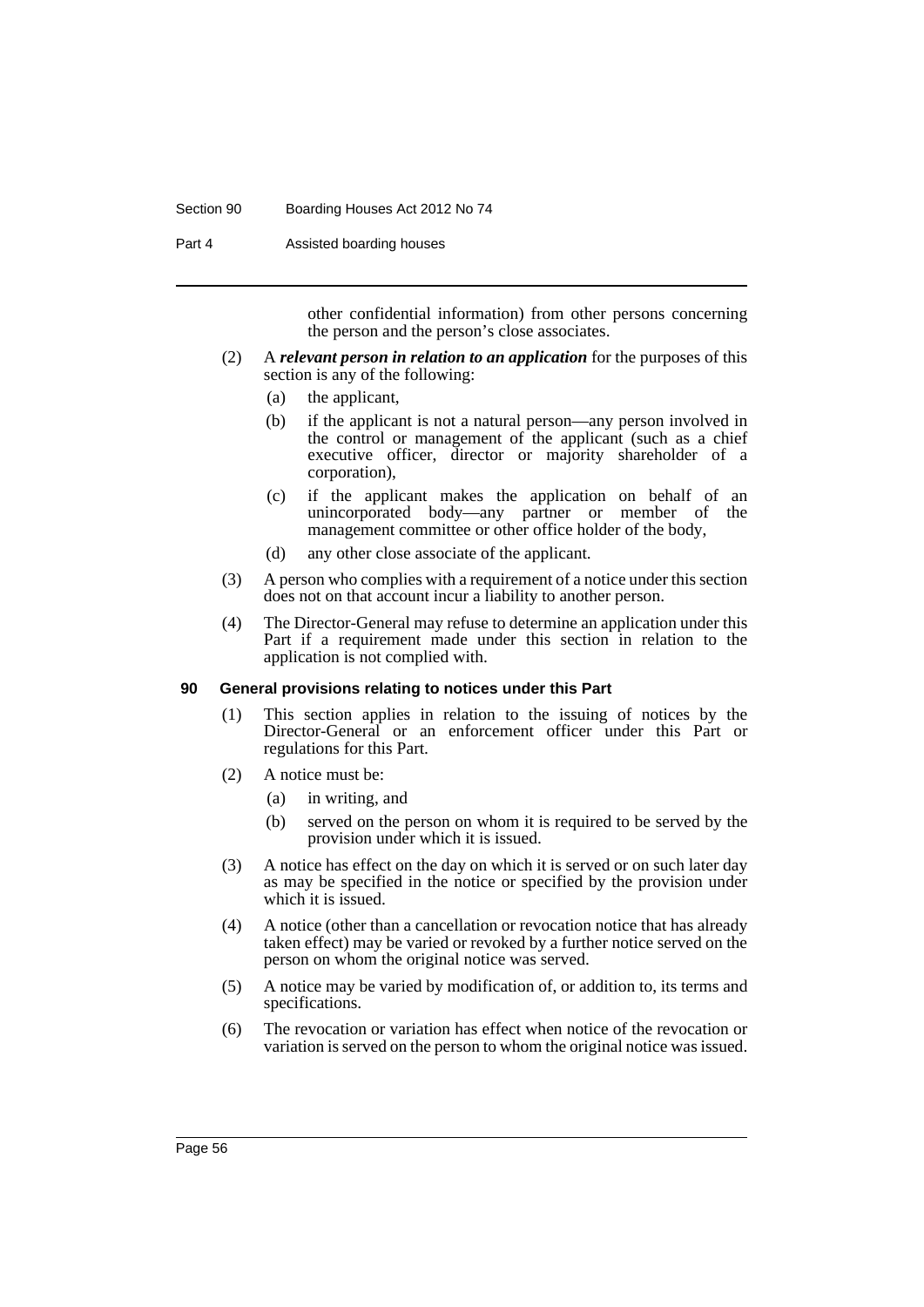other confidential information) from other persons concerning the person and the person's close associates.

(2) A ***relevant person in relation to an application*** for the purposes of this section is any of the following:

- (a) the applicant,
- (b) if the applicant is not a natural person—any person involved in the control or management of the applicant (such as a chief executive officer, director or majority shareholder of a corporation),
- (c) if the applicant makes the application on behalf of an unincorporated body—any partner or member of the management committee or other office holder of the body,
- (d) any other close associate of the applicant.

(3) A person who complies with a requirement of a notice under this section does not on that account incur a liability to another person.

(4) The Director-General may refuse to determine an application under this Part if a requirement made under this section in relation to the application is not complied with.

### 90 General provisions relating to notices under this Part

(1) This section applies in relation to the issuing of notices by the Director-General or an enforcement officer under this Part or regulations for this Part.

(2) A notice must be:

- (a) in writing, and
- (b) served on the person on whom it is required to be served by the provision under which it is issued.

(3) A notice has effect on the day on which it is served or on such later day as may be specified in the notice or specified by the provision under which it is issued.

(4) A notice (other than a cancellation or revocation notice that has already taken effect) may be varied or revoked by a further notice served on the person on whom the original notice was served.

(5) A notice may be varied by modification of, or addition to, its terms and specifications.

(6) The revocation or variation has effect when notice of the revocation or variation is served on the person to whom the original notice was issued.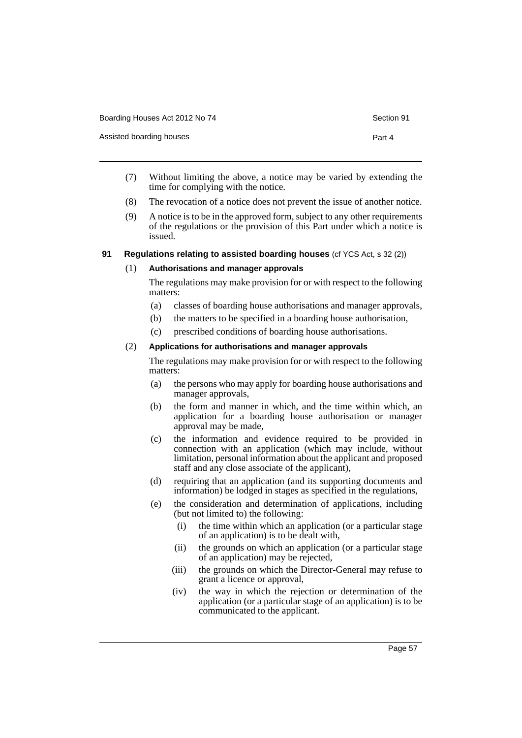(7) Without limiting the above, a notice may be varied by extending the time for complying with the notice.

(8) The revocation of a notice does not prevent the issue of another notice.

(9) A notice is to be in the approved form, subject to any other requirements of the regulations or the provision of this Part under which a notice is issued.

### 91 Regulations relating to assisted boarding houses (cf YCS Act, s 32 (2))

(1) **Authorisations and manager approvals**

The regulations may make provision for or with respect to the following matters:

- (a) classes of boarding house authorisations and manager approvals,
- (b) the matters to be specified in a boarding house authorisation,
- (c) prescribed conditions of boarding house authorisations.

(2) **Applications for authorisations and manager approvals**

The regulations may make provision for or with respect to the following matters:

- (a) the persons who may apply for boarding house authorisations and manager approvals,
- (b) the form and manner in which, and the time within which, an application for a boarding house authorisation or manager approval may be made,
- (c) the information and evidence required to be provided in connection with an application (which may include, without limitation, personal information about the applicant and proposed staff and any close associate of the applicant),
- (d) requiring that an application (and its supporting documents and information) be lodged in stages as specified in the regulations,
- (e) the consideration and determination of applications, including (but not limited to) the following:
  - (i) the time within which an application (or a particular stage of an application) is to be dealt with,
  - (ii) the grounds on which an application (or a particular stage of an application) may be rejected,
  - (iii) the grounds on which the Director-General may refuse to grant a licence or approval,
  - (iv) the way in which the rejection or determination of the application (or a particular stage of an application) is to be communicated to the applicant.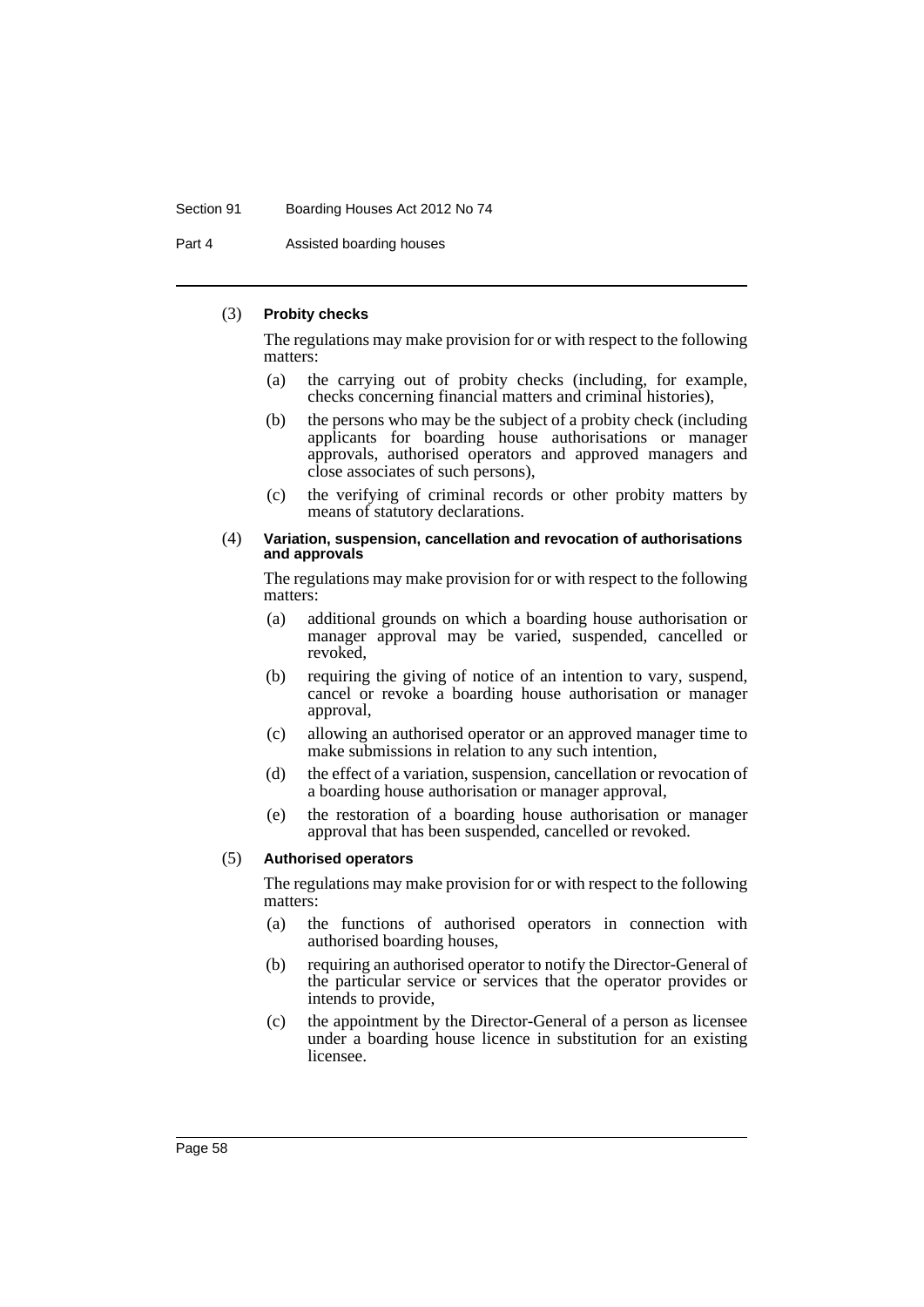(3) **Probity checks**

The regulations may make provision for or with respect to the following matters:

(a) the carrying out of probity checks (including, for example, checks concerning financial matters and criminal histories),

(b) the persons who may be the subject of a probity check (including applicants for boarding house authorisations or manager approvals, authorised operators and approved managers and close associates of such persons),

(c) the verifying of criminal records or other probity matters by means of statutory declarations.

(4) **Variation, suspension, cancellation and revocation of authorisations and approvals**

The regulations may make provision for or with respect to the following matters:

(a) additional grounds on which a boarding house authorisation or manager approval may be varied, suspended, cancelled or revoked,

(b) requiring the giving of notice of an intention to vary, suspend, cancel or revoke a boarding house authorisation or manager approval,

(c) allowing an authorised operator or an approved manager time to make submissions in relation to any such intention,

(d) the effect of a variation, suspension, cancellation or revocation of a boarding house authorisation or manager approval,

(e) the restoration of a boarding house authorisation or manager approval that has been suspended, cancelled or revoked.

(5) **Authorised operators**

The regulations may make provision for or with respect to the following matters:

(a) the functions of authorised operators in connection with authorised boarding houses,

(b) requiring an authorised operator to notify the Director-General of the particular service or services that the operator provides or intends to provide,

(c) the appointment by the Director-General of a person as licensee under a boarding house licence in substitution for an existing licensee.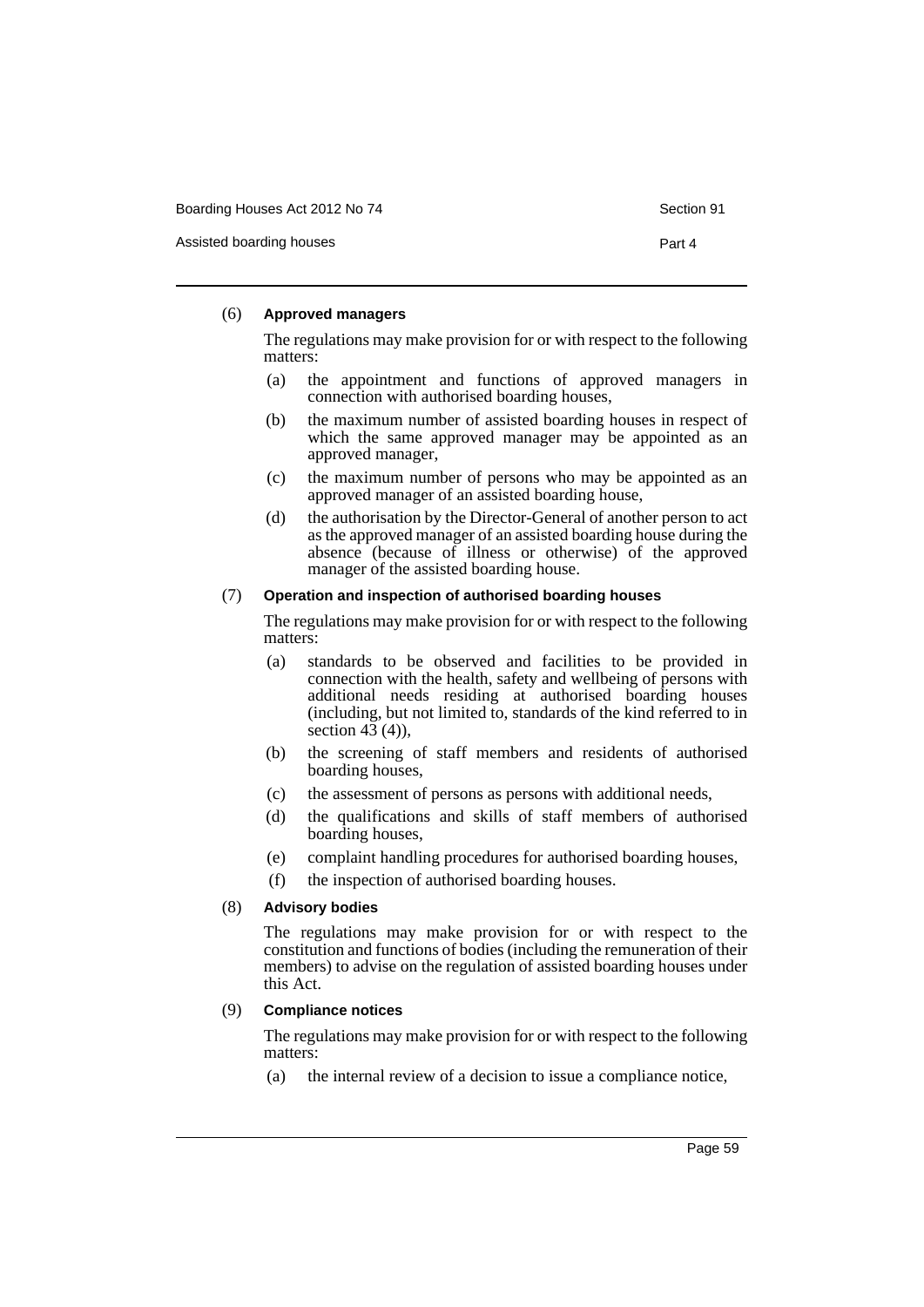(6) **Approved managers**

The regulations may make provision for or with respect to the following matters:

(a) the appointment and functions of approved managers in connection with authorised boarding houses,

(b) the maximum number of assisted boarding houses in respect of which the same approved manager may be appointed as an approved manager,

(c) the maximum number of persons who may be appointed as an approved manager of an assisted boarding house,

(d) the authorisation by the Director-General of another person to act as the approved manager of an assisted boarding house during the absence (because of illness or otherwise) of the approved manager of the assisted boarding house.

(7) **Operation and inspection of authorised boarding houses**

The regulations may make provision for or with respect to the following matters:

(a) standards to be observed and facilities to be provided in connection with the health, safety and wellbeing of persons with additional needs residing at authorised boarding houses (including, but not limited to, standards of the kind referred to in section 43 (4)),

(b) the screening of staff members and residents of authorised boarding houses,

(c) the assessment of persons as persons with additional needs,

(d) the qualifications and skills of staff members of authorised boarding houses,

(e) complaint handling procedures for authorised boarding houses,

(f) the inspection of authorised boarding houses.

(8) **Advisory bodies**

The regulations may make provision for or with respect to the constitution and functions of bodies (including the remuneration of their members) to advise on the regulation of assisted boarding houses under this Act.

(9) **Compliance notices**

The regulations may make provision for or with respect to the following matters:

(a) the internal review of a decision to issue a compliance notice,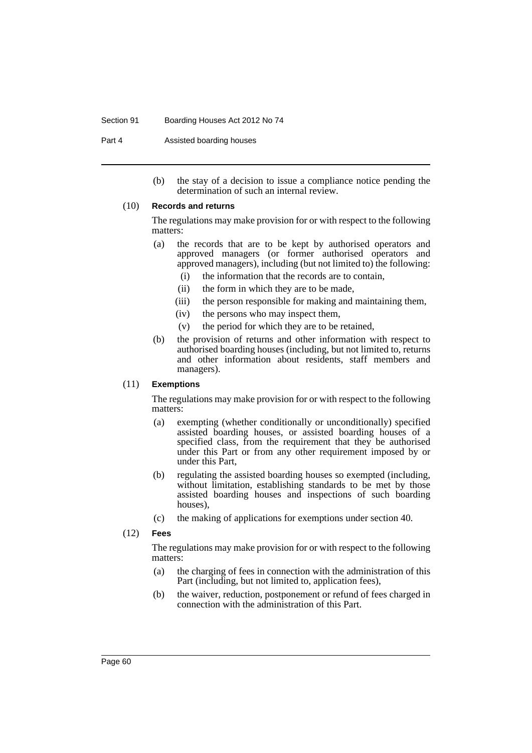(b) the stay of a decision to issue a compliance notice pending the determination of such an internal review.

(10) **Records and returns**

The regulations may make provision for or with respect to the following matters:

(a) the records that are to be kept by authorised operators and approved managers (or former authorised operators and approved managers), including (but not limited to) the following:

(i) the information that the records are to contain,

(ii) the form in which they are to be made,

(iii) the person responsible for making and maintaining them,

(iv) the persons who may inspect them,

(v) the period for which they are to be retained,

(b) the provision of returns and other information with respect to authorised boarding houses (including, but not limited to, returns and other information about residents, staff members and managers).

(11) **Exemptions**

The regulations may make provision for or with respect to the following matters:

(a) exempting (whether conditionally or unconditionally) specified assisted boarding houses, or assisted boarding houses of a specified class, from the requirement that they be authorised under this Part or from any other requirement imposed by or under this Part,

(b) regulating the assisted boarding houses so exempted (including, without limitation, establishing standards to be met by those assisted boarding houses and inspections of such boarding houses),

(c) the making of applications for exemptions under section 40.

(12) **Fees**

The regulations may make provision for or with respect to the following matters:

(a) the charging of fees in connection with the administration of this Part (including, but not limited to, application fees),

(b) the waiver, reduction, postponement or refund of fees charged in connection with the administration of this Part.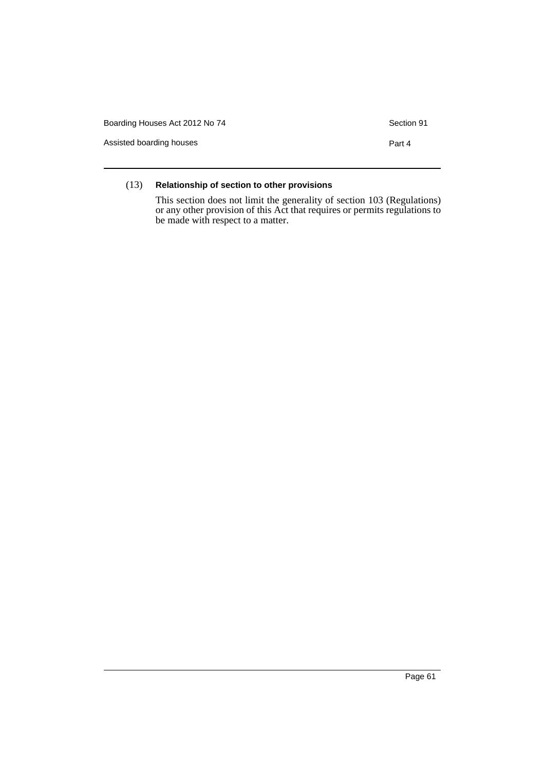(13) **Relationship of section to other provisions**

This section does not limit the generality of section 103 (Regulations) or any other provision of this Act that requires or permits regulations to be made with respect to a matter.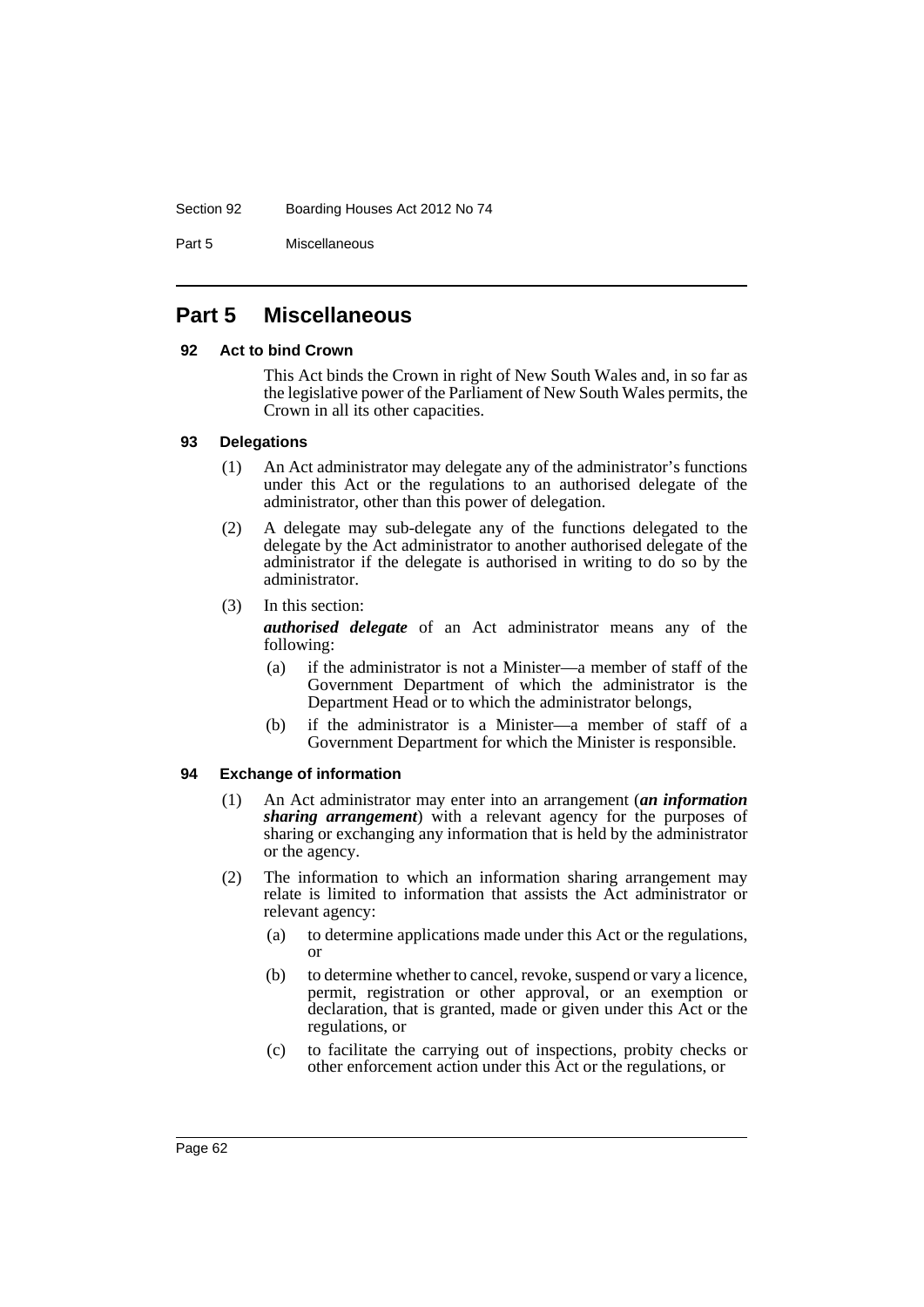# Part 5 Miscellaneous

## 92 Act to bind Crown

This Act binds the Crown in right of New South Wales and, in so far as the legislative power of the Parliament of New South Wales permits, the Crown in all its other capacities.

## 93 Delegations

(1) An Act administrator may delegate any of the administrator's functions under this Act or the regulations to an authorised delegate of the administrator, other than this power of delegation.

(2) A delegate may sub-delegate any of the functions delegated to the delegate by the Act administrator to another authorised delegate of the administrator if the delegate is authorised in writing to do so by the administrator.

(3) In this section:

***authorised delegate*** of an Act administrator means any of the following:

(a) if the administrator is not a Minister—a member of staff of the Government Department of which the administrator is the Department Head or to which the administrator belongs,

(b) if the administrator is a Minister—a member of staff of a Government Department for which the Minister is responsible.

## 94 Exchange of information

(1) An Act administrator may enter into an arrangement (***an information sharing arrangement***) with a relevant agency for the purposes of sharing or exchanging any information that is held by the administrator or the agency.

(2) The information to which an information sharing arrangement may relate is limited to information that assists the Act administrator or relevant agency:

(a) to determine applications made under this Act or the regulations, or

(b) to determine whether to cancel, revoke, suspend or vary a licence, permit, registration or other approval, or an exemption or declaration, that is granted, made or given under this Act or the regulations, or

(c) to facilitate the carrying out of inspections, probity checks or other enforcement action under this Act or the regulations, or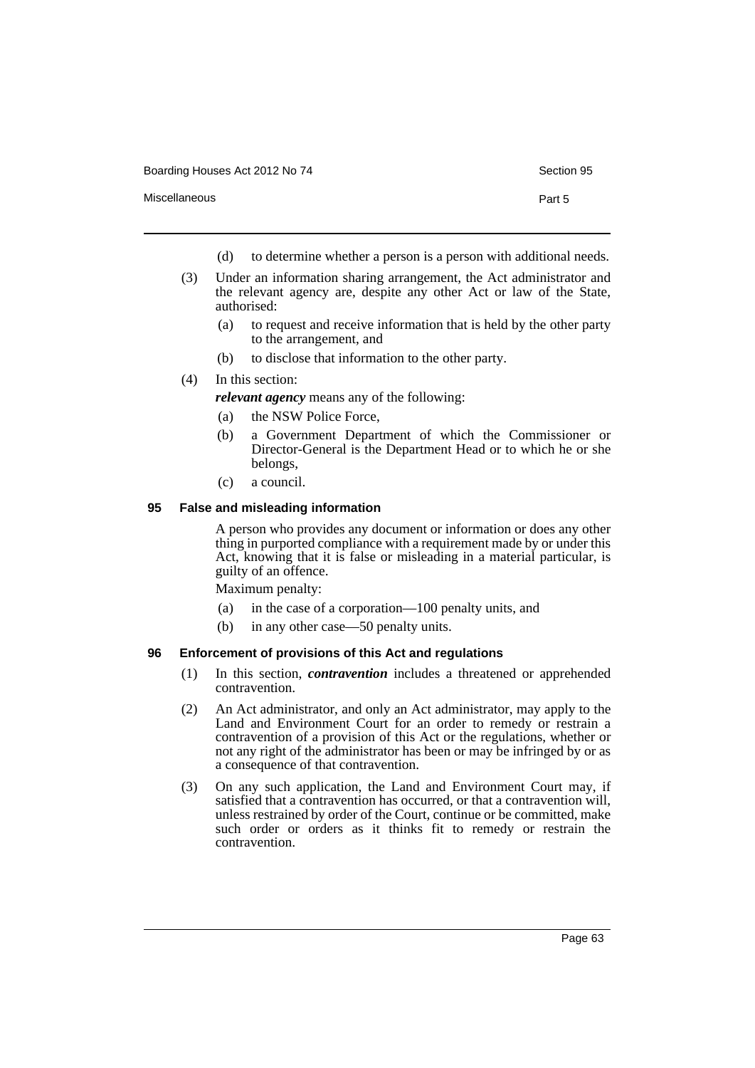(d) to determine whether a person is a person with additional needs.

(3) Under an information sharing arrangement, the Act administrator and the relevant agency are, despite any other Act or law of the State, authorised:

  (a) to request and receive information that is held by the other party to the arrangement, and

  (b) to disclose that information to the other party.

(4) In this section:

***relevant agency*** means any of the following:

  (a) the NSW Police Force,

  (b) a Government Department of which the Commissioner or Director-General is the Department Head or to which he or she belongs,

  (c) a council.

### 95 False and misleading information

A person who provides any document or information or does any other thing in purported compliance with a requirement made by or under this Act, knowing that it is false or misleading in a material particular, is guilty of an offence.

Maximum penalty:

  (a) in the case of a corporation—100 penalty units, and

  (b) in any other case—50 penalty units.

### 96 Enforcement of provisions of this Act and regulations

(1) In this section, ***contravention*** includes a threatened or apprehended contravention.

(2) An Act administrator, and only an Act administrator, may apply to the Land and Environment Court for an order to remedy or restrain a contravention of a provision of this Act or the regulations, whether or not any right of the administrator has been or may be infringed by or as a consequence of that contravention.

(3) On any such application, the Land and Environment Court may, if satisfied that a contravention has occurred, or that a contravention will, unless restrained by order of the Court, continue or be committed, make such order or orders as it thinks fit to remedy or restrain the contravention.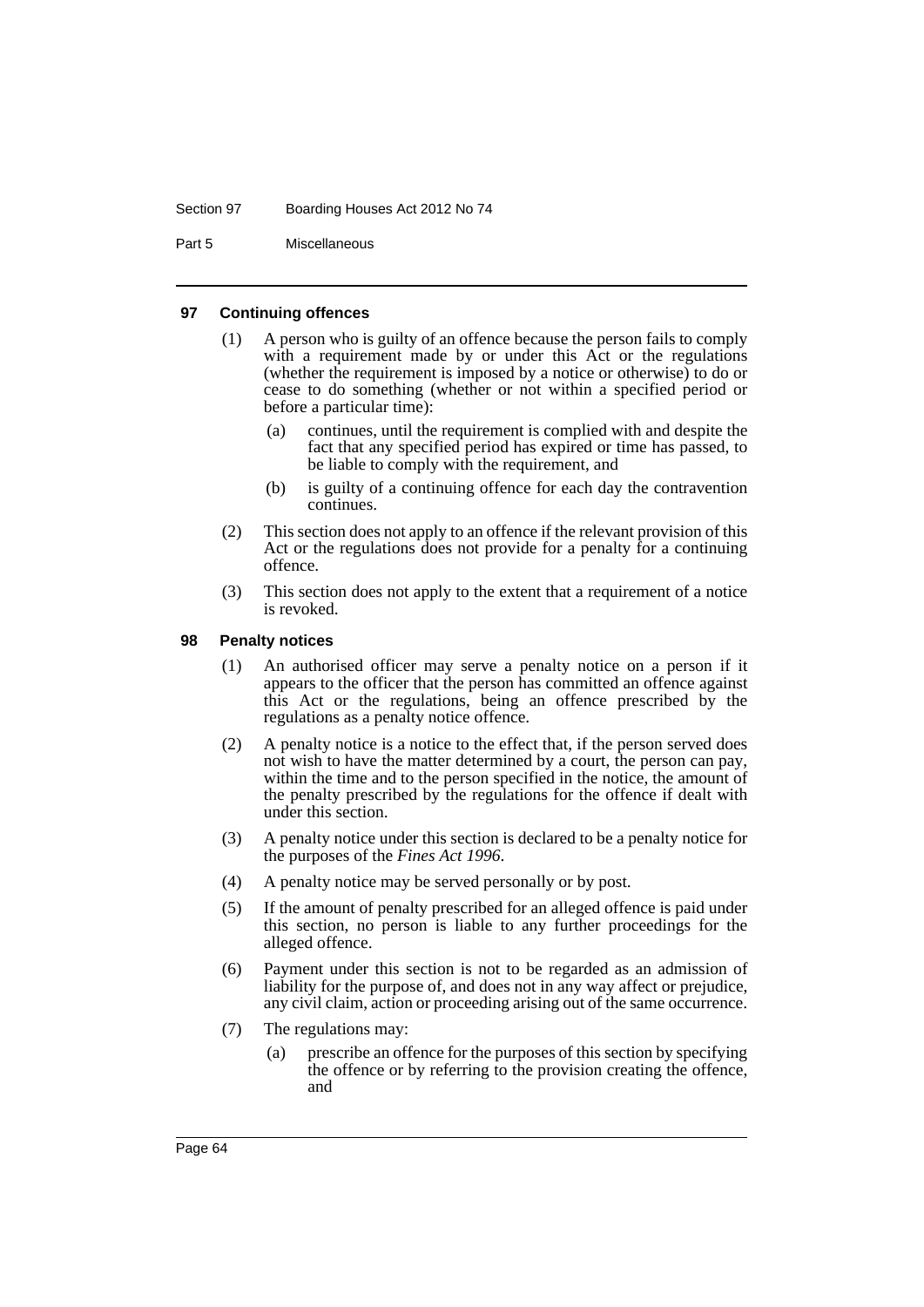## 97 Continuing offences

(1) A person who is guilty of an offence because the person fails to comply with a requirement made by or under this Act or the regulations (whether the requirement is imposed by a notice or otherwise) to do or cease to do something (whether or not within a specified period or before a particular time):

- (a) continues, until the requirement is complied with and despite the fact that any specified period has expired or time has passed, to be liable to comply with the requirement, and
- (b) is guilty of a continuing offence for each day the contravention continues.

(2) This section does not apply to an offence if the relevant provision of this Act or the regulations does not provide for a penalty for a continuing offence.

(3) This section does not apply to the extent that a requirement of a notice is revoked.

## 98 Penalty notices

(1) An authorised officer may serve a penalty notice on a person if it appears to the officer that the person has committed an offence against this Act or the regulations, being an offence prescribed by the regulations as a penalty notice offence.

(2) A penalty notice is a notice to the effect that, if the person served does not wish to have the matter determined by a court, the person can pay, within the time and to the person specified in the notice, the amount of the penalty prescribed by the regulations for the offence if dealt with under this section.

(3) A penalty notice under this section is declared to be a penalty notice for the purposes of the *Fines Act 1996*.

(4) A penalty notice may be served personally or by post.

(5) If the amount of penalty prescribed for an alleged offence is paid under this section, no person is liable to any further proceedings for the alleged offence.

(6) Payment under this section is not to be regarded as an admission of liability for the purpose of, and does not in any way affect or prejudice, any civil claim, action or proceeding arising out of the same occurrence.

(7) The regulations may:

- (a) prescribe an offence for the purposes of this section by specifying the offence or by referring to the provision creating the offence, and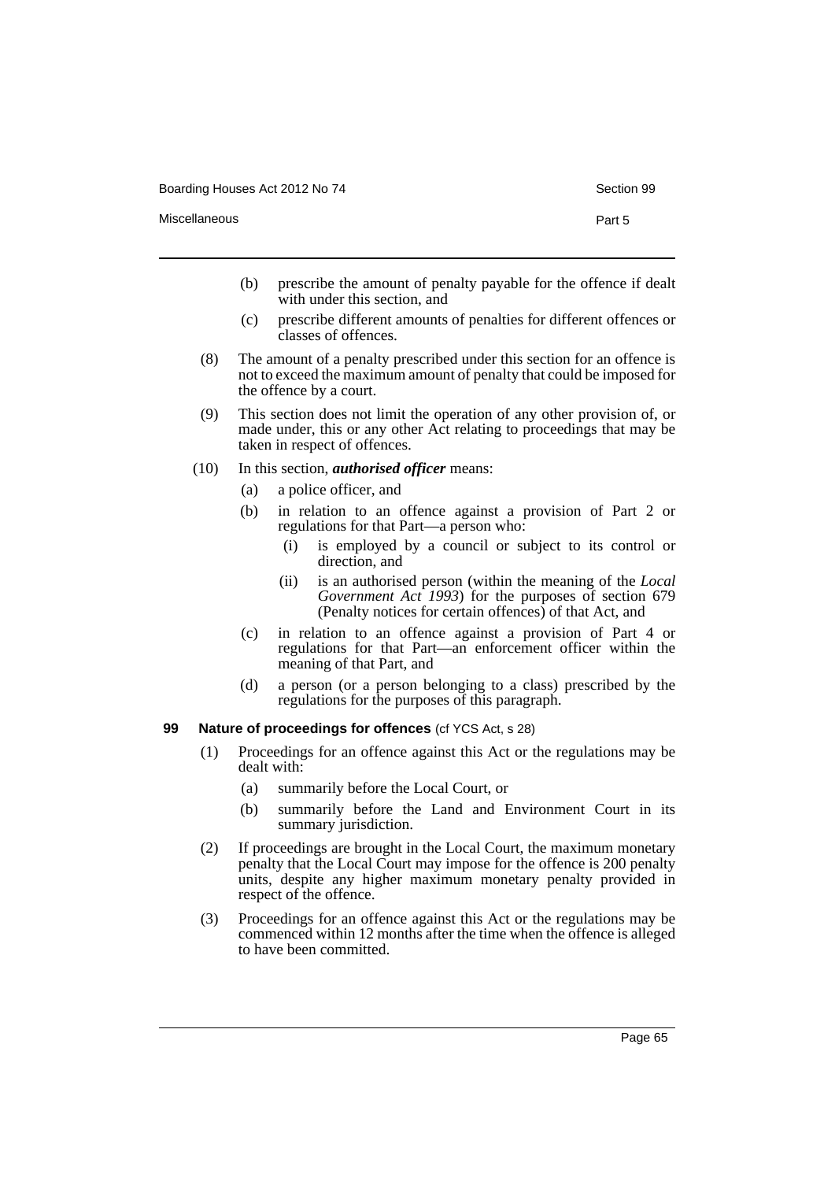(b) prescribe the amount of penalty payable for the offence if dealt with under this section, and

(c) prescribe different amounts of penalties for different offences or classes of offences.

(8) The amount of a penalty prescribed under this section for an offence is not to exceed the maximum amount of penalty that could be imposed for the offence by a court.

(9) This section does not limit the operation of any other provision of, or made under, this or any other Act relating to proceedings that may be taken in respect of offences.

(10) In this section, ***authorised officer*** means:

(a) a police officer, and

(b) in relation to an offence against a provision of Part 2 or regulations for that Part—a person who:

(i) is employed by a council or subject to its control or direction, and

(ii) is an authorised person (within the meaning of the *Local Government Act 1993*) for the purposes of section 679 (Penalty notices for certain offences) of that Act, and

(c) in relation to an offence against a provision of Part 4 or regulations for that Part—an enforcement officer within the meaning of that Part, and

(d) a person (or a person belonging to a class) prescribed by the regulations for the purposes of this paragraph.

### 99 Nature of proceedings for offences (cf YCS Act, s 28)

(1) Proceedings for an offence against this Act or the regulations may be dealt with:

(a) summarily before the Local Court, or

(b) summarily before the Land and Environment Court in its summary jurisdiction.

(2) If proceedings are brought in the Local Court, the maximum monetary penalty that the Local Court may impose for the offence is 200 penalty units, despite any higher maximum monetary penalty provided in respect of the offence.

(3) Proceedings for an offence against this Act or the regulations may be commenced within 12 months after the time when the offence is alleged to have been committed.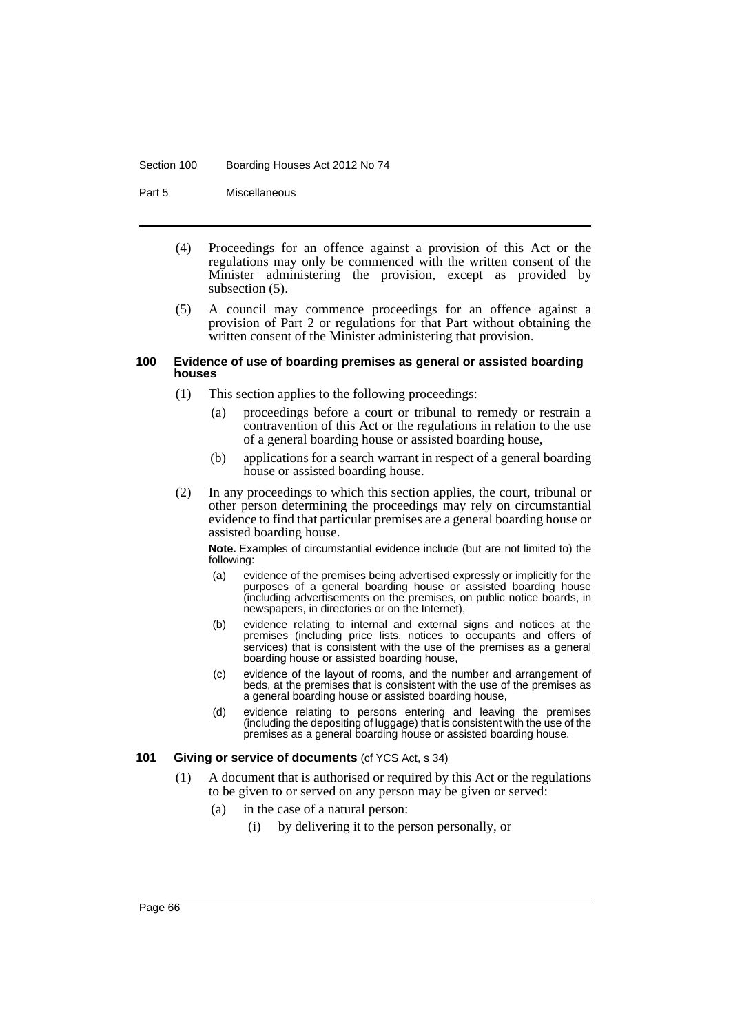(4) Proceedings for an offence against a provision of this Act or the regulations may only be commenced with the written consent of the Minister administering the provision, except as provided by subsection (5).

(5) A council may commence proceedings for an offence against a provision of Part 2 or regulations for that Part without obtaining the written consent of the Minister administering that provision.

#### 100 Evidence of use of boarding premises as general or assisted boarding houses

(1) This section applies to the following proceedings:

- (a) proceedings before a court or tribunal to remedy or restrain a contravention of this Act or the regulations in relation to the use of a general boarding house or assisted boarding house,
- (b) applications for a search warrant in respect of a general boarding house or assisted boarding house.

(2) In any proceedings to which this section applies, the court, tribunal or other person determining the proceedings may rely on circumstantial evidence to find that particular premises are a general boarding house or assisted boarding house.

**Note.** Examples of circumstantial evidence include (but are not limited to) the following:

- (a) evidence of the premises being advertised expressly or implicitly for the purposes of a general boarding house or assisted boarding house (including advertisements on the premises, on public notice boards, in newspapers, in directories or on the Internet),
- (b) evidence relating to internal and external signs and notices at the premises (including price lists, notices to occupants and offers of services) that is consistent with the use of the premises as a general boarding house or assisted boarding house,
- (c) evidence of the layout of rooms, and the number and arrangement of beds, at the premises that is consistent with the use of the premises as a general boarding house or assisted boarding house,
- (d) evidence relating to persons entering and leaving the premises (including the depositing of luggage) that is consistent with the use of the premises as a general boarding house or assisted boarding house.

#### 101 Giving or service of documents (cf YCS Act, s 34)

(1) A document that is authorised or required by this Act or the regulations to be given to or served on any person may be given or served:

- (a) in the case of a natural person:
  - (i) by delivering it to the person personally, or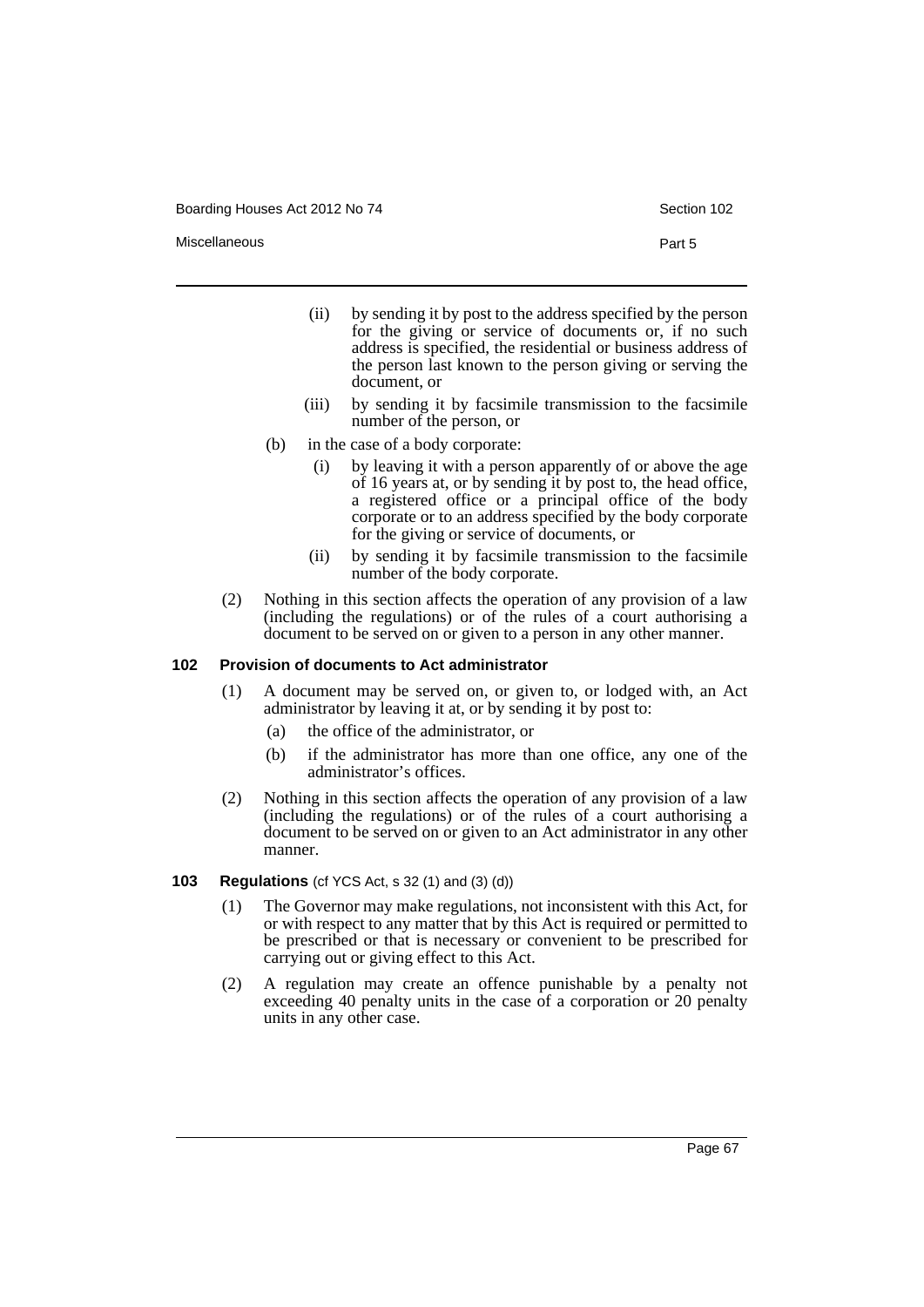(ii) by sending it by post to the address specified by the person for the giving or service of documents or, if no such address is specified, the residential or business address of the person last known to the person giving or serving the document, or

(iii) by sending it by facsimile transmission to the facsimile number of the person, or

(b) in the case of a body corporate:

(i) by leaving it with a person apparently of or above the age of 16 years at, or by sending it by post to, the head office, a registered office or a principal office of the body corporate or to an address specified by the body corporate for the giving or service of documents, or

(ii) by sending it by facsimile transmission to the facsimile number of the body corporate.

(2) Nothing in this section affects the operation of any provision of a law (including the regulations) or of the rules of a court authorising a document to be served on or given to a person in any other manner.

#### 102 Provision of documents to Act administrator

(1) A document may be served on, or given to, or lodged with, an Act administrator by leaving it at, or by sending it by post to:

(a) the office of the administrator, or

(b) if the administrator has more than one office, any one of the administrator's offices.

(2) Nothing in this section affects the operation of any provision of a law (including the regulations) or of the rules of a court authorising a document to be served on or given to an Act administrator in any other manner.

#### 103 Regulations (cf YCS Act, s 32 (1) and (3) (d))

(1) The Governor may make regulations, not inconsistent with this Act, for or with respect to any matter that by this Act is required or permitted to be prescribed or that is necessary or convenient to be prescribed for carrying out or giving effect to this Act.

(2) A regulation may create an offence punishable by a penalty not exceeding 40 penalty units in the case of a corporation or 20 penalty units in any other case.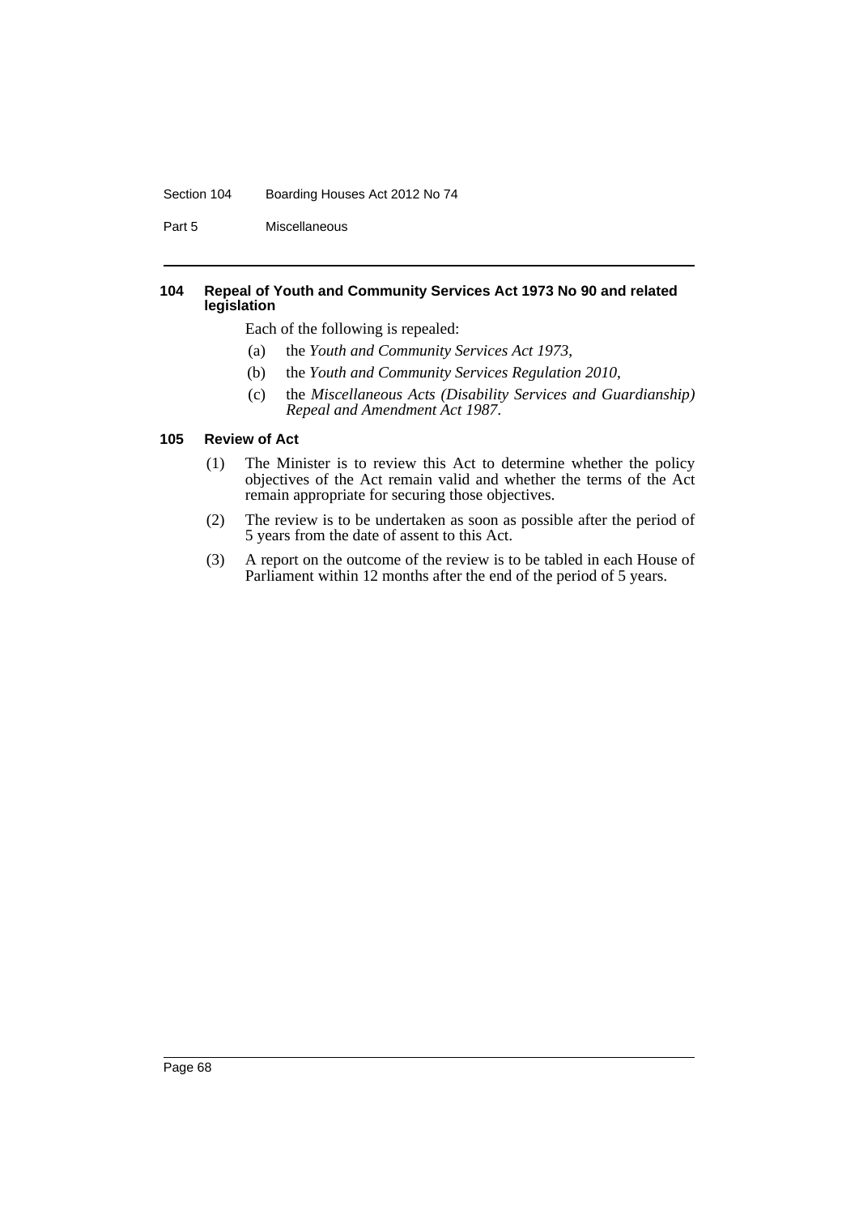#### 104 Repeal of Youth and Community Services Act 1973 No 90 and related legislation

Each of the following is repealed:

(a) the *Youth and Community Services Act 1973*,

(b) the *Youth and Community Services Regulation 2010*,

(c) the *Miscellaneous Acts (Disability Services and Guardianship) Repeal and Amendment Act 1987*.

#### 105 Review of Act

(1) The Minister is to review this Act to determine whether the policy objectives of the Act remain valid and whether the terms of the Act remain appropriate for securing those objectives.

(2) The review is to be undertaken as soon as possible after the period of 5 years from the date of assent to this Act.

(3) A report on the outcome of the review is to be tabled in each House of Parliament within 12 months after the end of the period of 5 years.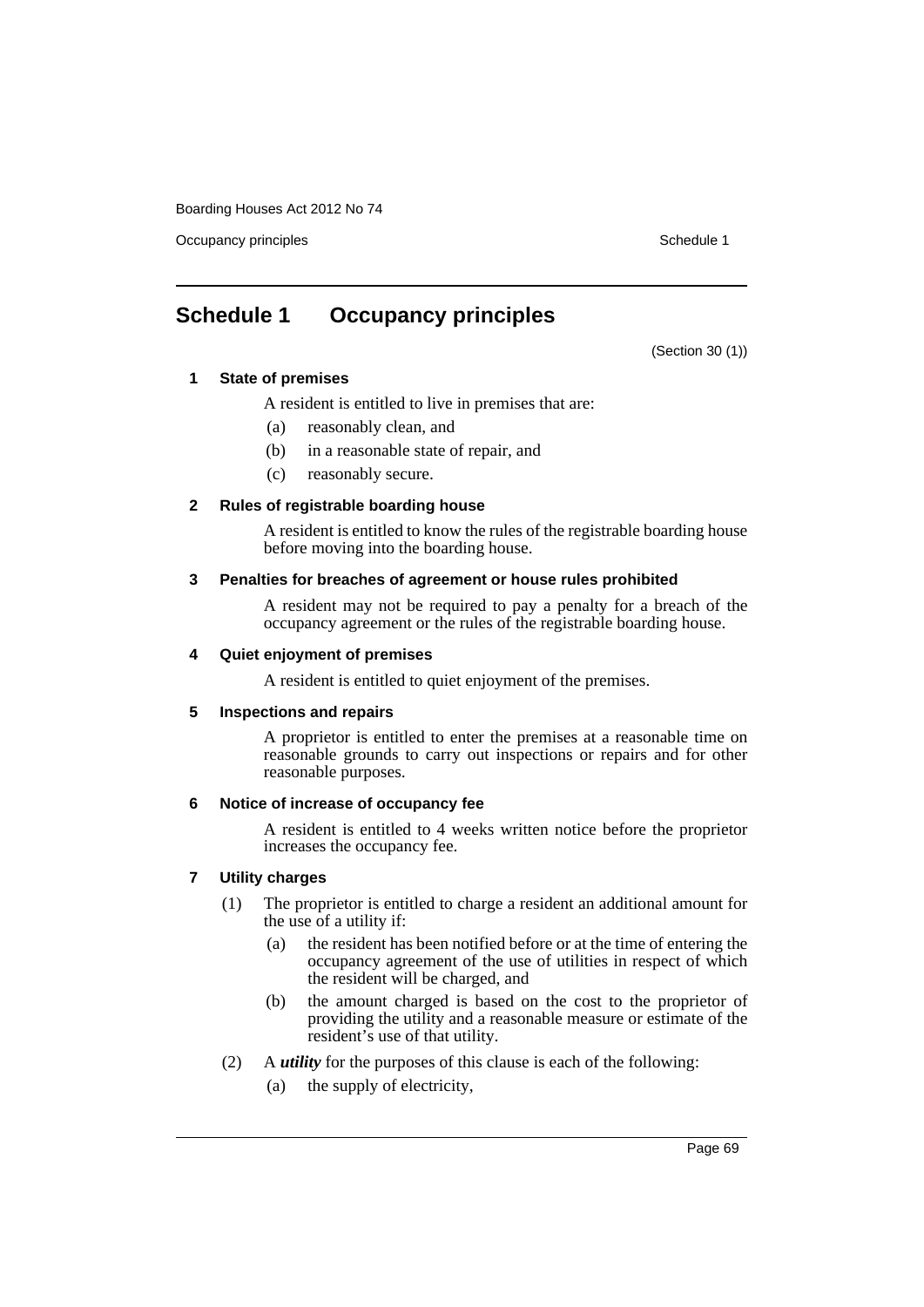# Schedule 1 Occupancy principles

(Section 30 (1))

### 1 State of premises

A resident is entitled to live in premises that are:

(a) reasonably clean, and

(b) in a reasonable state of repair, and

(c) reasonably secure.

### 2 Rules of registrable boarding house

A resident is entitled to know the rules of the registrable boarding house before moving into the boarding house.

### 3 Penalties for breaches of agreement or house rules prohibited

A resident may not be required to pay a penalty for a breach of the occupancy agreement or the rules of the registrable boarding house.

### 4 Quiet enjoyment of premises

A resident is entitled to quiet enjoyment of the premises.

### 5 Inspections and repairs

A proprietor is entitled to enter the premises at a reasonable time on reasonable grounds to carry out inspections or repairs and for other reasonable purposes.

### 6 Notice of increase of occupancy fee

A resident is entitled to 4 weeks written notice before the proprietor increases the occupancy fee.

### 7 Utility charges

(1) The proprietor is entitled to charge a resident an additional amount for the use of a utility if:

(a) the resident has been notified before or at the time of entering the occupancy agreement of the use of utilities in respect of which the resident will be charged, and

(b) the amount charged is based on the cost to the proprietor of providing the utility and a reasonable measure or estimate of the resident's use of that utility.

(2) A ***utility*** for the purposes of this clause is each of the following:

(a) the supply of electricity,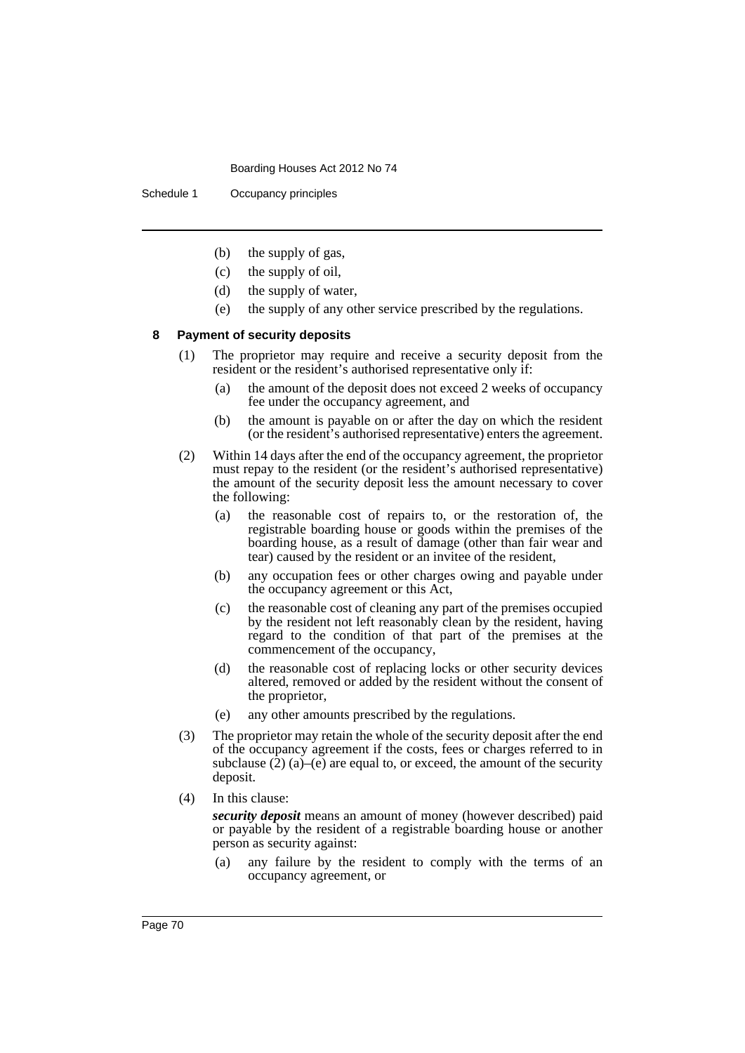(b) the supply of gas,

(c) the supply of oil,

(d) the supply of water,

(e) the supply of any other service prescribed by the regulations.

### 8 Payment of security deposits

(1) The proprietor may require and receive a security deposit from the resident or the resident's authorised representative only if:

(a) the amount of the deposit does not exceed 2 weeks of occupancy fee under the occupancy agreement, and

(b) the amount is payable on or after the day on which the resident (or the resident's authorised representative) enters the agreement.

(2) Within 14 days after the end of the occupancy agreement, the proprietor must repay to the resident (or the resident's authorised representative) the amount of the security deposit less the amount necessary to cover the following:

(a) the reasonable cost of repairs to, or the restoration of, the registrable boarding house or goods within the premises of the boarding house, as a result of damage (other than fair wear and tear) caused by the resident or an invitee of the resident,

(b) any occupation fees or other charges owing and payable under the occupancy agreement or this Act,

(c) the reasonable cost of cleaning any part of the premises occupied by the resident not left reasonably clean by the resident, having regard to the condition of that part of the premises at the commencement of the occupancy,

(d) the reasonable cost of replacing locks or other security devices altered, removed or added by the resident without the consent of the proprietor,

(e) any other amounts prescribed by the regulations.

(3) The proprietor may retain the whole of the security deposit after the end of the occupancy agreement if the costs, fees or charges referred to in subclause (2) (a)–(e) are equal to, or exceed, the amount of the security deposit.

(4) In this clause:

***security deposit*** means an amount of money (however described) paid or payable by the resident of a registrable boarding house or another person as security against:

(a) any failure by the resident to comply with the terms of an occupancy agreement, or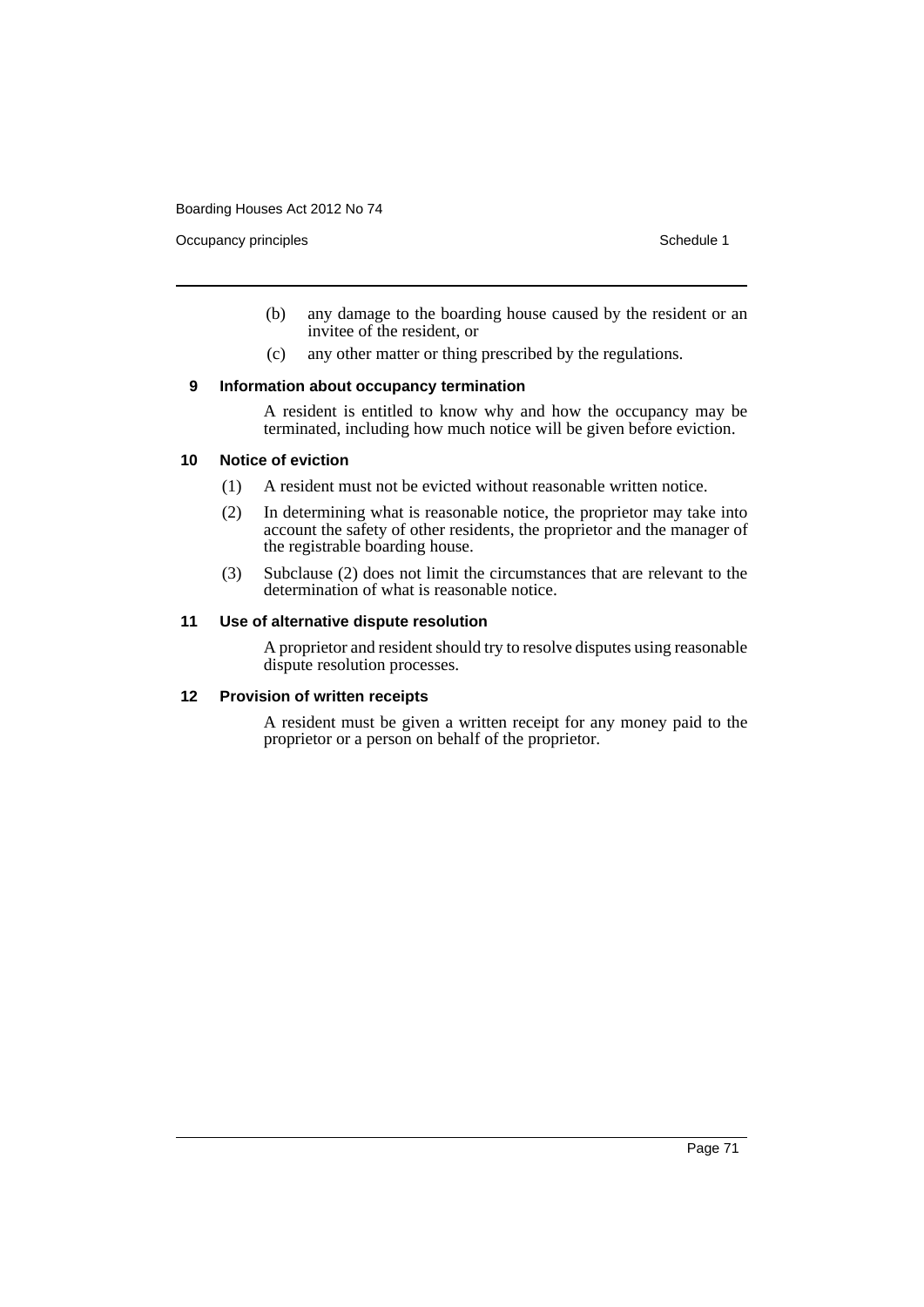(b) any damage to the boarding house caused by the resident or an invitee of the resident, or

(c) any other matter or thing prescribed by the regulations.

### 9 Information about occupancy termination

A resident is entitled to know why and how the occupancy may be terminated, including how much notice will be given before eviction.

### 10 Notice of eviction

(1) A resident must not be evicted without reasonable written notice.

(2) In determining what is reasonable notice, the proprietor may take into account the safety of other residents, the proprietor and the manager of the registrable boarding house.

(3) Subclause (2) does not limit the circumstances that are relevant to the determination of what is reasonable notice.

### 11 Use of alternative dispute resolution

A proprietor and resident should try to resolve disputes using reasonable dispute resolution processes.

### 12 Provision of written receipts

A resident must be given a written receipt for any money paid to the proprietor or a person on behalf of the proprietor.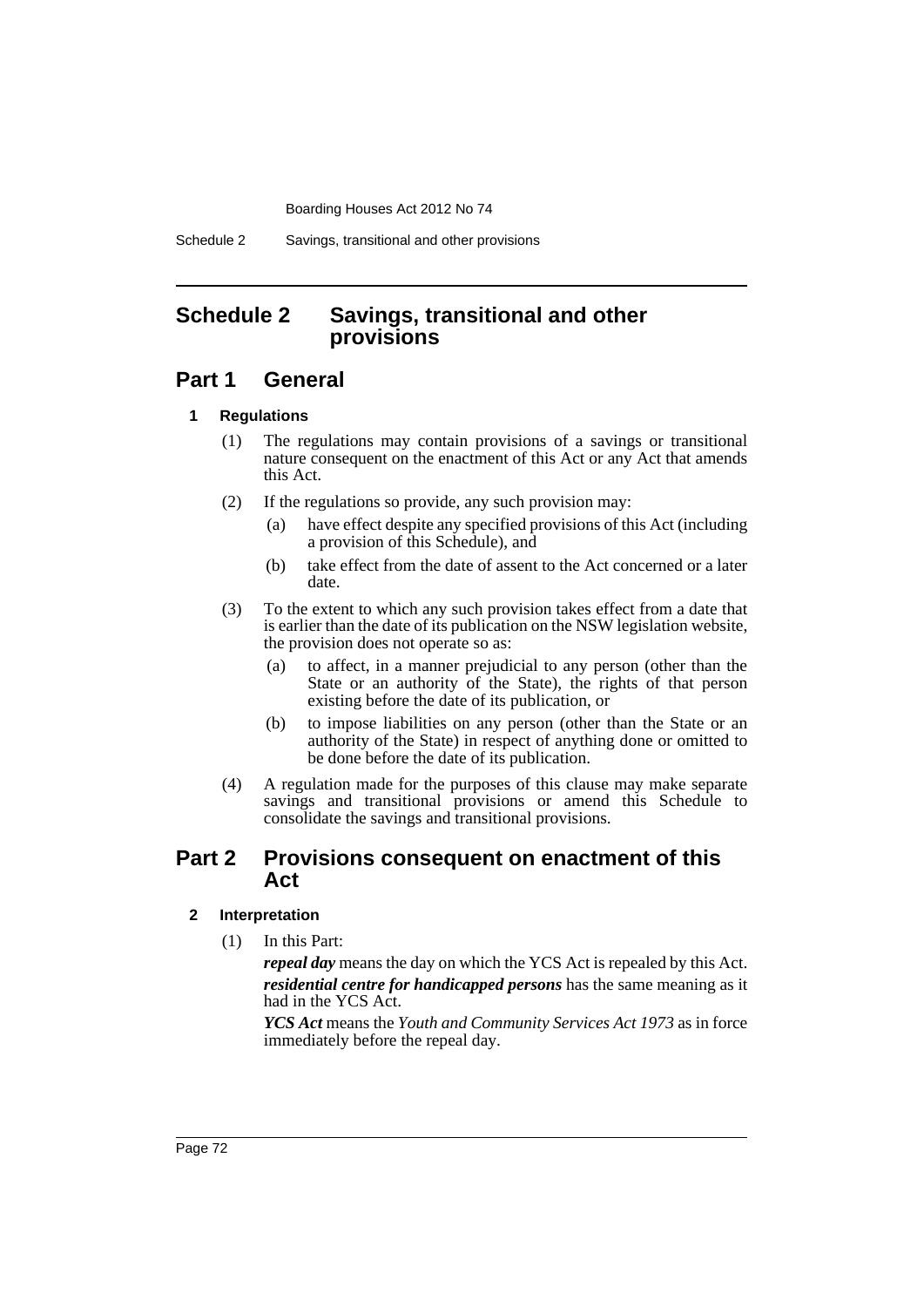# Schedule 2 Savings, transitional and other provisions

## Part 1 General

### 1 Regulations

(1) The regulations may contain provisions of a savings or transitional nature consequent on the enactment of this Act or any Act that amends this Act.

(2) If the regulations so provide, any such provision may:

- (a) have effect despite any specified provisions of this Act (including a provision of this Schedule), and
- (b) take effect from the date of assent to the Act concerned or a later date.

(3) To the extent to which any such provision takes effect from a date that is earlier than the date of its publication on the NSW legislation website, the provision does not operate so as:

- (a) to affect, in a manner prejudicial to any person (other than the State or an authority of the State), the rights of that person existing before the date of its publication, or
- (b) to impose liabilities on any person (other than the State or an authority of the State) in respect of anything done or omitted to be done before the date of its publication.

(4) A regulation made for the purposes of this clause may make separate savings and transitional provisions or amend this Schedule to consolidate the savings and transitional provisions.

## Part 2 Provisions consequent on enactment of this Act

### 2 Interpretation

(1) In this Part:

***repeal day*** means the day on which the YCS Act is repealed by this Act.

***residential centre for handicapped persons*** has the same meaning as it had in the YCS Act.

***YCS Act*** means the *Youth and Community Services Act 1973* as in force immediately before the repeal day.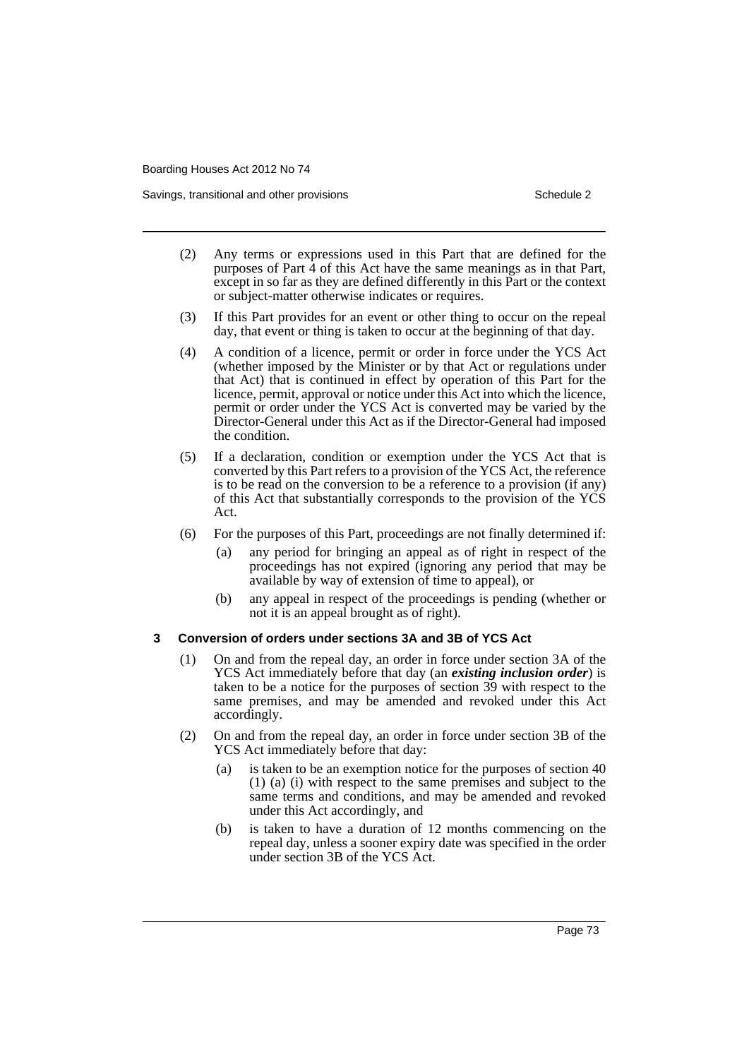(2) Any terms or expressions used in this Part that are defined for the purposes of Part 4 of this Act have the same meanings as in that Part, except in so far as they are defined differently in this Part or the context or subject-matter otherwise indicates or requires.

(3) If this Part provides for an event or other thing to occur on the repeal day, that event or thing is taken to occur at the beginning of that day.

(4) A condition of a licence, permit or order in force under the YCS Act (whether imposed by the Minister or by that Act or regulations under that Act) that is continued in effect by operation of this Part for the licence, permit, approval or notice under this Act into which the licence, permit or order under the YCS Act is converted may be varied by the Director-General under this Act as if the Director-General had imposed the condition.

(5) If a declaration, condition or exemption under the YCS Act that is converted by this Part refers to a provision of the YCS Act, the reference is to be read on the conversion to be a reference to a provision (if any) of this Act that substantially corresponds to the provision of the YCS Act.

(6) For the purposes of this Part, proceedings are not finally determined if:

- (a) any period for bringing an appeal as of right in respect of the proceedings has not expired (ignoring any period that may be available by way of extension of time to appeal), or
- (b) any appeal in respect of the proceedings is pending (whether or not it is an appeal brought as of right).

### 3 Conversion of orders under sections 3A and 3B of YCS Act

(1) On and from the repeal day, an order in force under section 3A of the YCS Act immediately before that day (an ***existing inclusion order***) is taken to be a notice for the purposes of section 39 with respect to the same premises, and may be amended and revoked under this Act accordingly.

(2) On and from the repeal day, an order in force under section 3B of the YCS Act immediately before that day:

- (a) is taken to be an exemption notice for the purposes of section 40 (1) (a) (i) with respect to the same premises and subject to the same terms and conditions, and may be amended and revoked under this Act accordingly, and
- (b) is taken to have a duration of 12 months commencing on the repeal day, unless a sooner expiry date was specified in the order under section 3B of the YCS Act.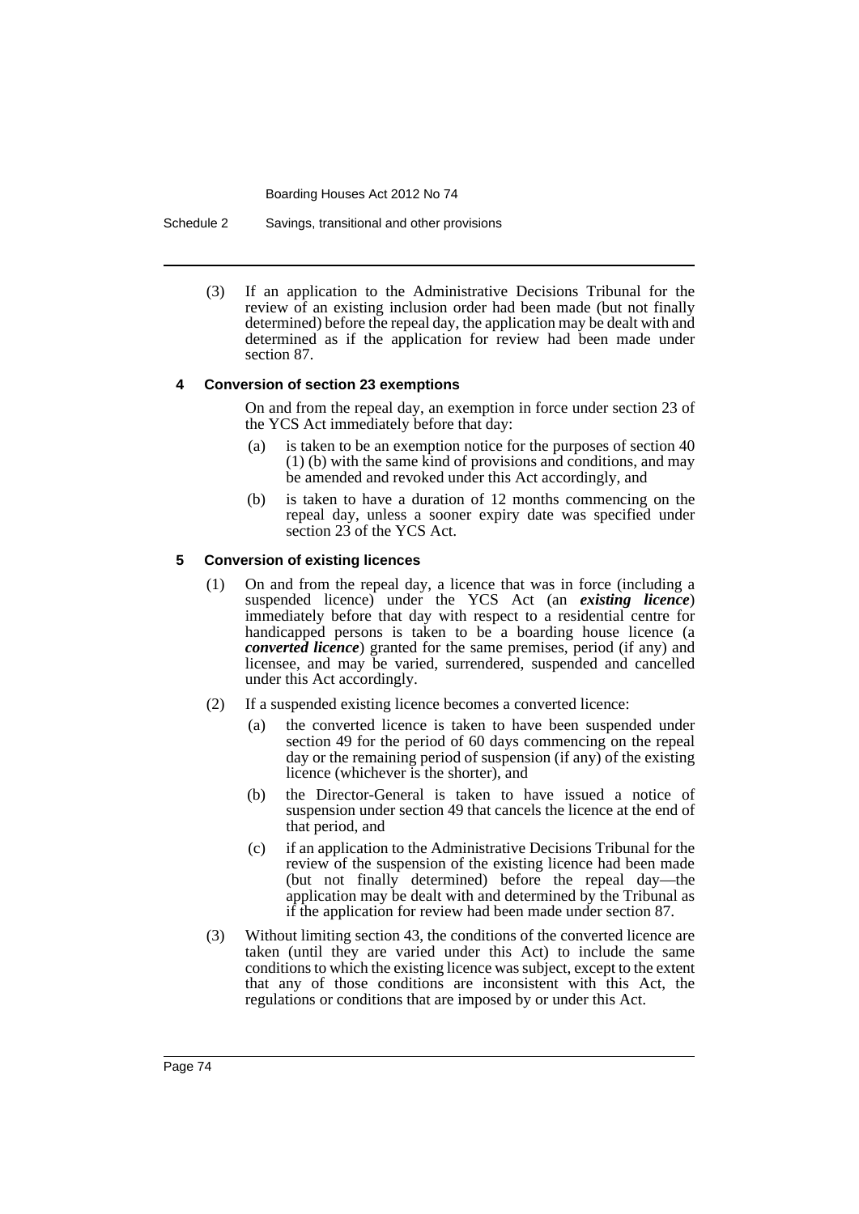(3) If an application to the Administrative Decisions Tribunal for the review of an existing inclusion order had been made (but not finally determined) before the repeal day, the application may be dealt with and determined as if the application for review had been made under section 87.

#### 4 Conversion of section 23 exemptions

On and from the repeal day, an exemption in force under section 23 of the YCS Act immediately before that day:

(a) is taken to be an exemption notice for the purposes of section 40 (1) (b) with the same kind of provisions and conditions, and may be amended and revoked under this Act accordingly, and

(b) is taken to have a duration of 12 months commencing on the repeal day, unless a sooner expiry date was specified under section 23 of the YCS Act.

#### 5 Conversion of existing licences

(1) On and from the repeal day, a licence that was in force (including a suspended licence) under the YCS Act (an ***existing licence***) immediately before that day with respect to a residential centre for handicapped persons is taken to be a boarding house licence (a ***converted licence***) granted for the same premises, period (if any) and licensee, and may be varied, surrendered, suspended and cancelled under this Act accordingly.

(2) If a suspended existing licence becomes a converted licence:

(a) the converted licence is taken to have been suspended under section 49 for the period of 60 days commencing on the repeal day or the remaining period of suspension (if any) of the existing licence (whichever is the shorter), and

(b) the Director-General is taken to have issued a notice of suspension under section 49 that cancels the licence at the end of that period, and

(c) if an application to the Administrative Decisions Tribunal for the review of the suspension of the existing licence had been made (but not finally determined) before the repeal day—the application may be dealt with and determined by the Tribunal as if the application for review had been made under section 87.

(3) Without limiting section 43, the conditions of the converted licence are taken (until they are varied under this Act) to include the same conditions to which the existing licence was subject, except to the extent that any of those conditions are inconsistent with this Act, the regulations or conditions that are imposed by or under this Act.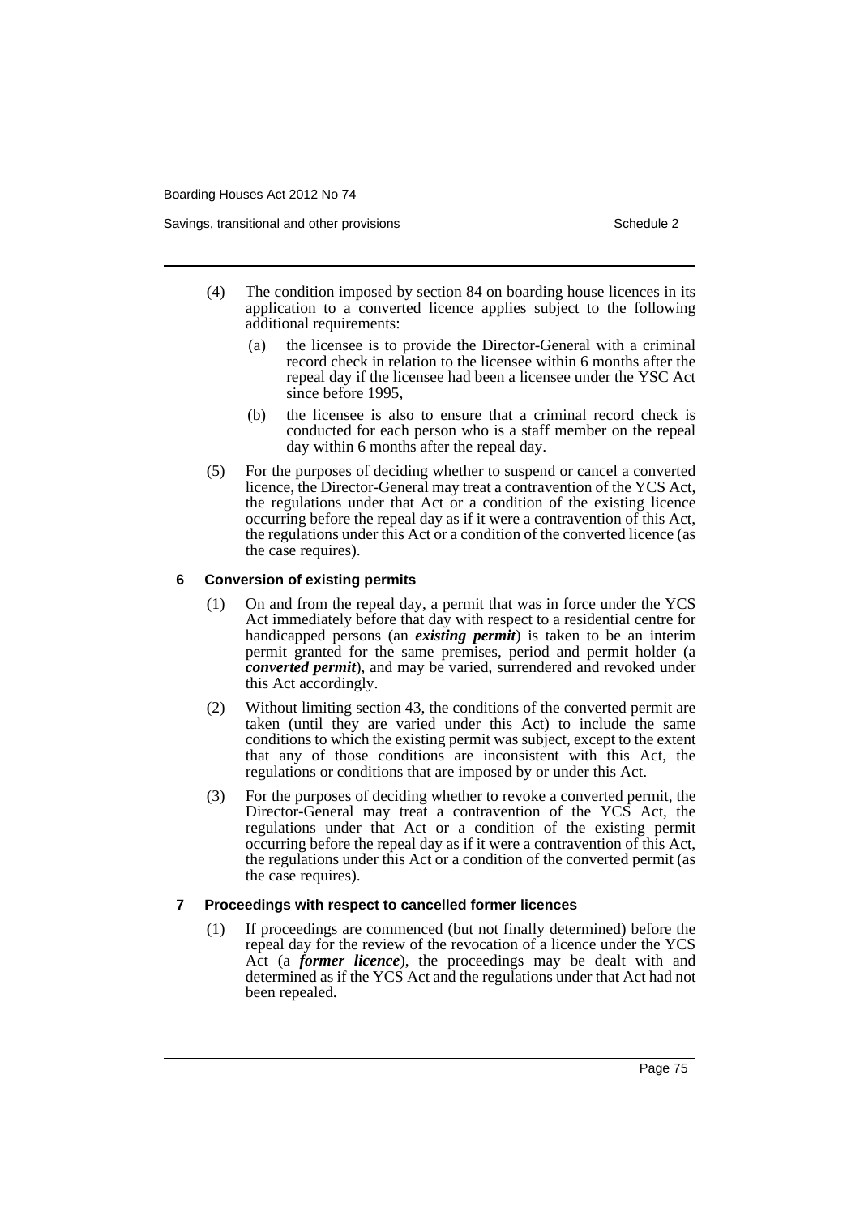(4) The condition imposed by section 84 on boarding house licences in its application to a converted licence applies subject to the following additional requirements:

(a) the licensee is to provide the Director-General with a criminal record check in relation to the licensee within 6 months after the repeal day if the licensee had been a licensee under the YSC Act since before 1995,

(b) the licensee is also to ensure that a criminal record check is conducted for each person who is a staff member on the repeal day within 6 months after the repeal day.

(5) For the purposes of deciding whether to suspend or cancel a converted licence, the Director-General may treat a contravention of the YCS Act, the regulations under that Act or a condition of the existing licence occurring before the repeal day as if it were a contravention of this Act, the regulations under this Act or a condition of the converted licence (as the case requires).

#### 6 Conversion of existing permits

(1) On and from the repeal day, a permit that was in force under the YCS Act immediately before that day with respect to a residential centre for handicapped persons (an ***existing permit***) is taken to be an interim permit granted for the same premises, period and permit holder (a ***converted permit***), and may be varied, surrendered and revoked under this Act accordingly.

(2) Without limiting section 43, the conditions of the converted permit are taken (until they are varied under this Act) to include the same conditions to which the existing permit was subject, except to the extent that any of those conditions are inconsistent with this Act, the regulations or conditions that are imposed by or under this Act.

(3) For the purposes of deciding whether to revoke a converted permit, the Director-General may treat a contravention of the YCS Act, the regulations under that Act or a condition of the existing permit occurring before the repeal day as if it were a contravention of this Act, the regulations under this Act or a condition of the converted permit (as the case requires).

#### 7 Proceedings with respect to cancelled former licences

(1) If proceedings are commenced (but not finally determined) before the repeal day for the review of the revocation of a licence under the YCS Act (a ***former licence***), the proceedings may be dealt with and determined as if the YCS Act and the regulations under that Act had not been repealed.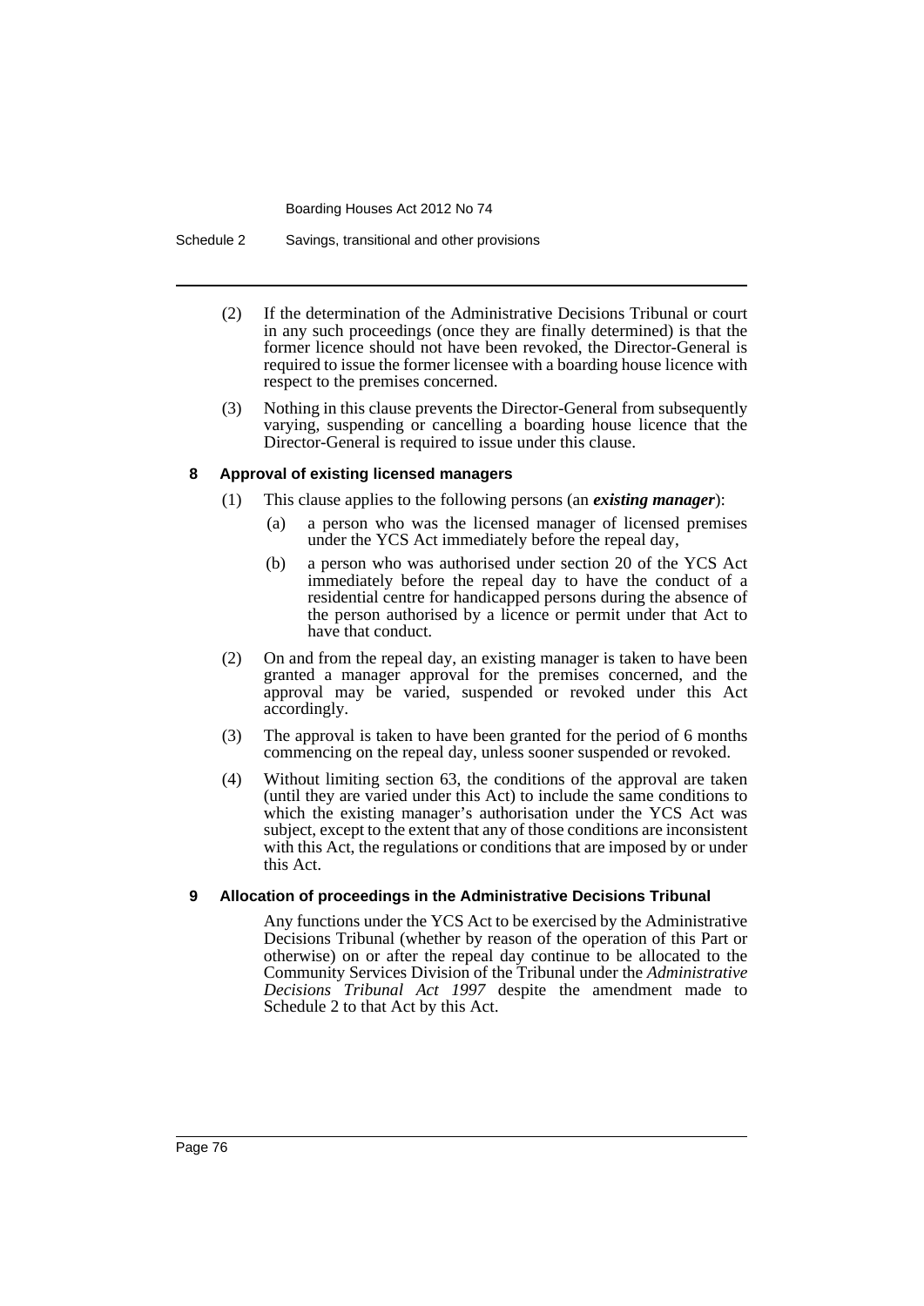(2) If the determination of the Administrative Decisions Tribunal or court in any such proceedings (once they are finally determined) is that the former licence should not have been revoked, the Director-General is required to issue the former licensee with a boarding house licence with respect to the premises concerned.

(3) Nothing in this clause prevents the Director-General from subsequently varying, suspending or cancelling a boarding house licence that the Director-General is required to issue under this clause.

#### 8 Approval of existing licensed managers

(1) This clause applies to the following persons (an ***existing manager***):

- (a) a person who was the licensed manager of licensed premises under the YCS Act immediately before the repeal day,
- (b) a person who was authorised under section 20 of the YCS Act immediately before the repeal day to have the conduct of a residential centre for handicapped persons during the absence of the person authorised by a licence or permit under that Act to have that conduct.

(2) On and from the repeal day, an existing manager is taken to have been granted a manager approval for the premises concerned, and the approval may be varied, suspended or revoked under this Act accordingly.

(3) The approval is taken to have been granted for the period of 6 months commencing on the repeal day, unless sooner suspended or revoked.

(4) Without limiting section 63, the conditions of the approval are taken (until they are varied under this Act) to include the same conditions to which the existing manager's authorisation under the YCS Act was subject, except to the extent that any of those conditions are inconsistent with this Act, the regulations or conditions that are imposed by or under this Act.

#### 9 Allocation of proceedings in the Administrative Decisions Tribunal

Any functions under the YCS Act to be exercised by the Administrative Decisions Tribunal (whether by reason of the operation of this Part or otherwise) on or after the repeal day continue to be allocated to the Community Services Division of the Tribunal under the *Administrative Decisions Tribunal Act 1997* despite the amendment made to Schedule 2 to that Act by this Act.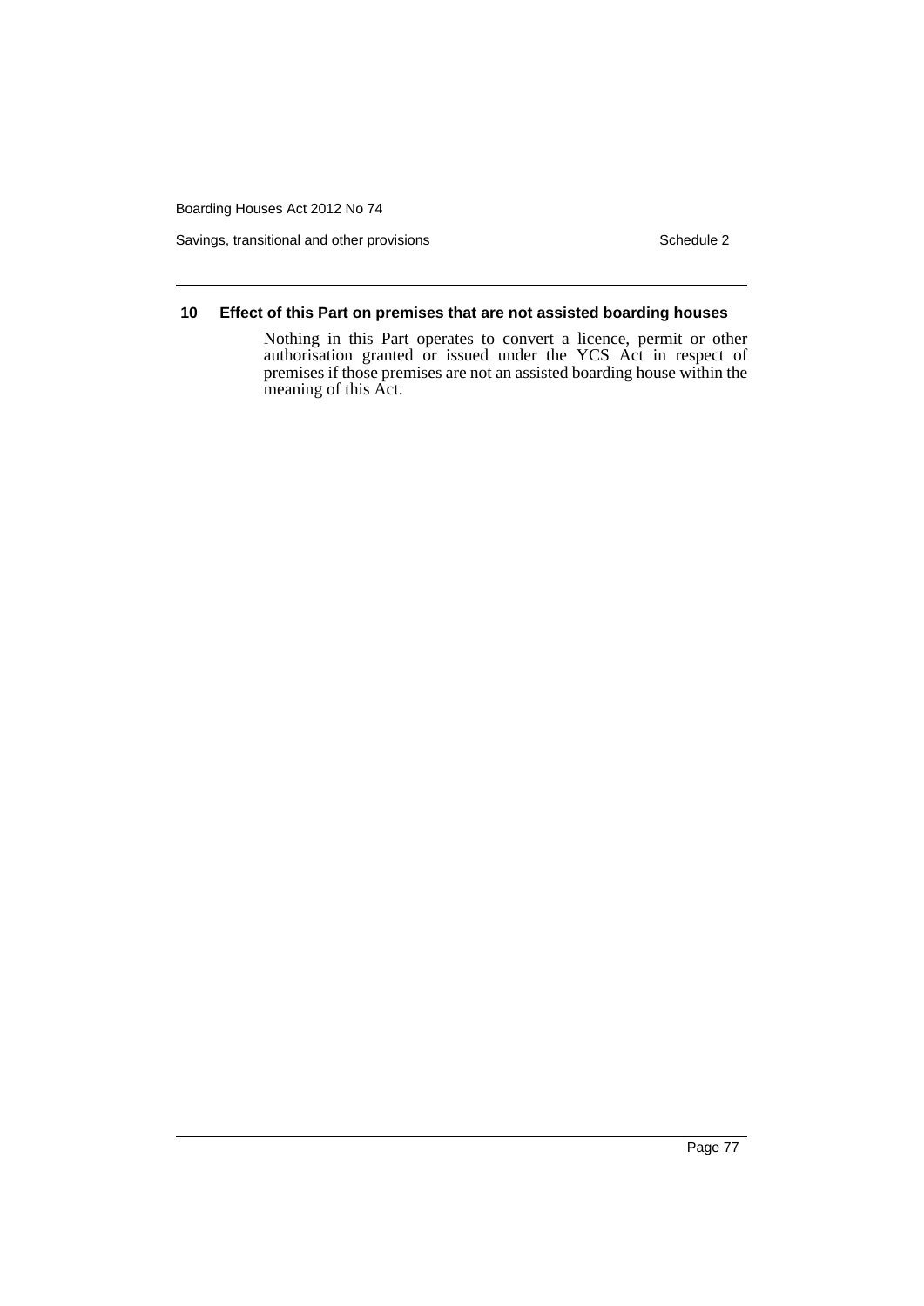### 10 Effect of this Part on premises that are not assisted boarding houses

Nothing in this Part operates to convert a licence, permit or other authorisation granted or issued under the YCS Act in respect of premises if those premises are not an assisted boarding house within the meaning of this Act.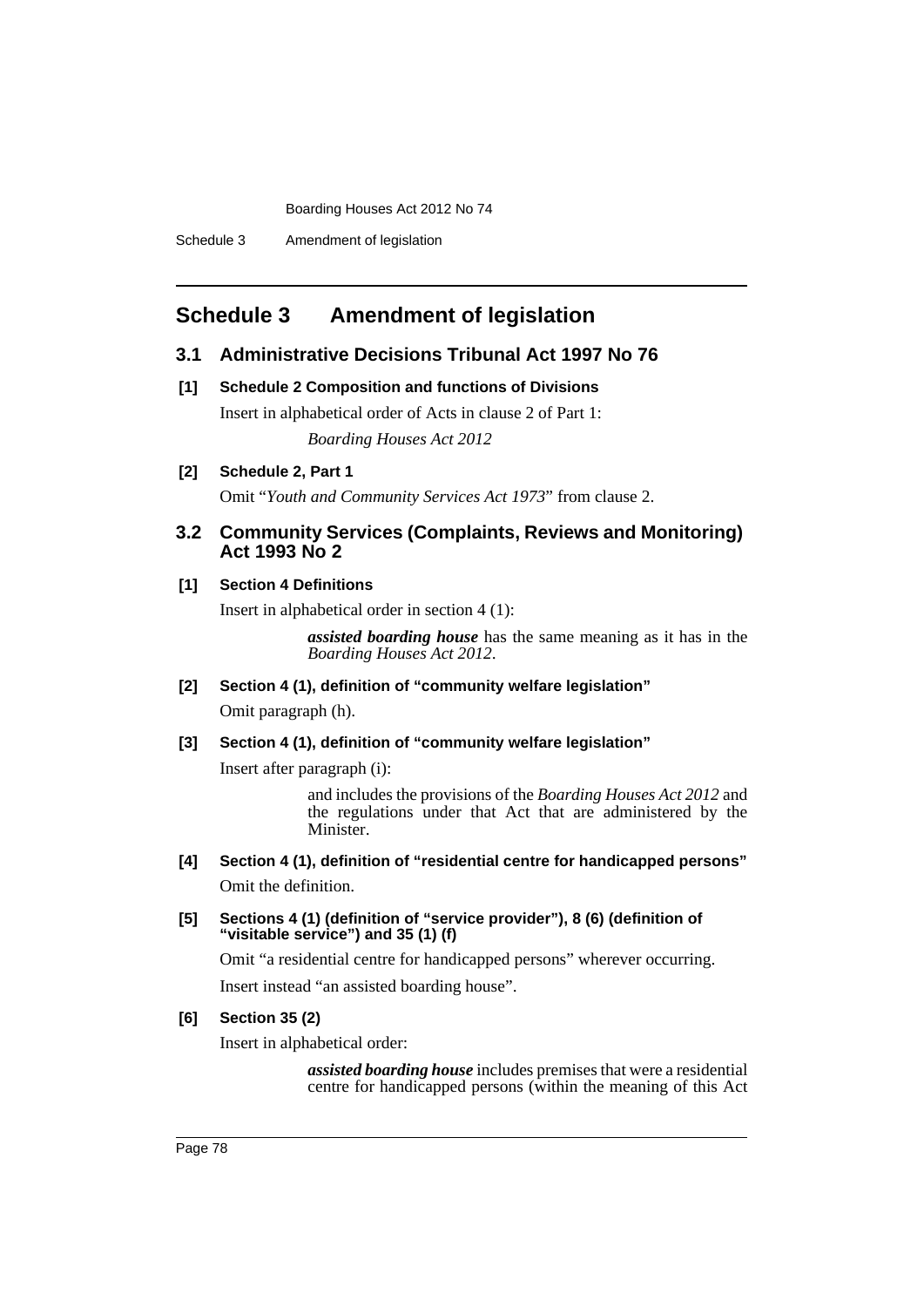# Schedule 3 Amendment of legislation

## 3.1 Administrative Decisions Tribunal Act 1997 No 76

**[1] Schedule 2 Composition and functions of Divisions**

Insert in alphabetical order of Acts in clause 2 of Part 1:

*Boarding Houses Act 2012*

**[2] Schedule 2, Part 1**

Omit "*Youth and Community Services Act 1973*" from clause 2.

## 3.2 Community Services (Complaints, Reviews and Monitoring) Act 1993 No 2

**[1] Section 4 Definitions**

Insert in alphabetical order in section 4 (1):

> ***assisted boarding house*** has the same meaning as it has in the *Boarding Houses Act 2012*.

**[2] Section 4 (1), definition of "community welfare legislation"**

Omit paragraph (h).

**[3] Section 4 (1), definition of "community welfare legislation"**

Insert after paragraph (i):

> and includes the provisions of the *Boarding Houses Act 2012* and the regulations under that Act that are administered by the Minister.

**[4] Section 4 (1), definition of "residential centre for handicapped persons"**

Omit the definition.

**[5] Sections 4 (1) (definition of "service provider"), 8 (6) (definition of "visitable service") and 35 (1) (f)**

Omit "a residential centre for handicapped persons" wherever occurring.

Insert instead "an assisted boarding house".

**[6] Section 35 (2)**

Insert in alphabetical order:

> ***assisted boarding house*** includes premises that were a residential centre for handicapped persons (within the meaning of this Act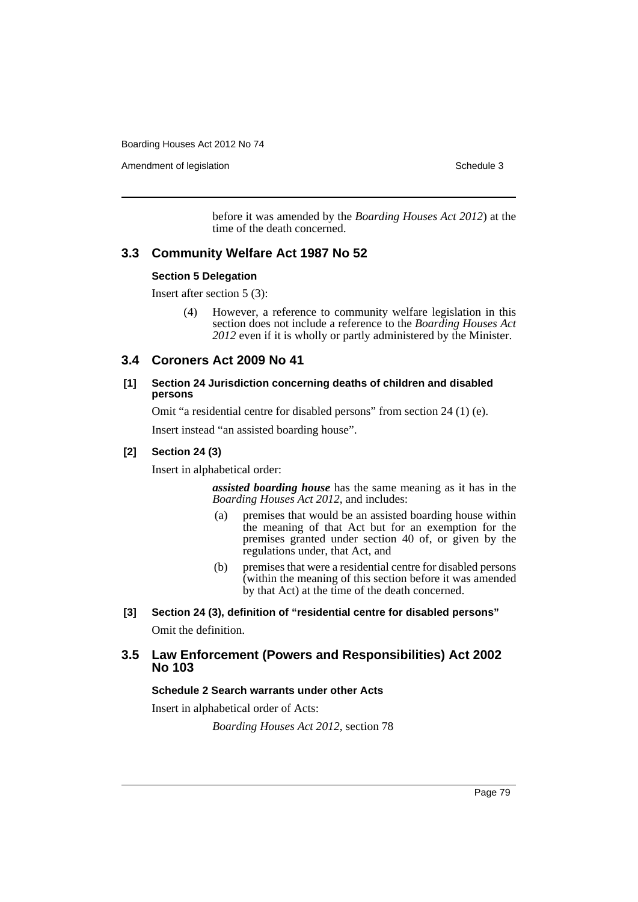before it was amended by the *Boarding Houses Act 2012*) at the time of the death concerned.

## 3.3 Community Welfare Act 1987 No 52

### Section 5 Delegation

Insert after section 5 (3):

> (4) However, a reference to community welfare legislation in this section does not include a reference to the *Boarding Houses Act 2012* even if it is wholly or partly administered by the Minister.

## 3.4 Coroners Act 2009 No 41

### [1] Section 24 Jurisdiction concerning deaths of children and disabled persons

Omit "a residential centre for disabled persons" from section 24 (1) (e).

Insert instead "an assisted boarding house".

### [2] Section 24 (3)

Insert in alphabetical order:

> ***assisted boarding house*** has the same meaning as it has in the *Boarding Houses Act 2012*, and includes:
>
> (a) premises that would be an assisted boarding house within the meaning of that Act but for an exemption for the premises granted under section 40 of, or given by the regulations under, that Act, and
>
> (b) premises that were a residential centre for disabled persons (within the meaning of this section before it was amended by that Act) at the time of the death concerned.

### [3] Section 24 (3), definition of "residential centre for disabled persons"

Omit the definition.

## 3.5 Law Enforcement (Powers and Responsibilities) Act 2002 No 103

### Schedule 2 Search warrants under other Acts

Insert in alphabetical order of Acts:

> *Boarding Houses Act 2012*, section 78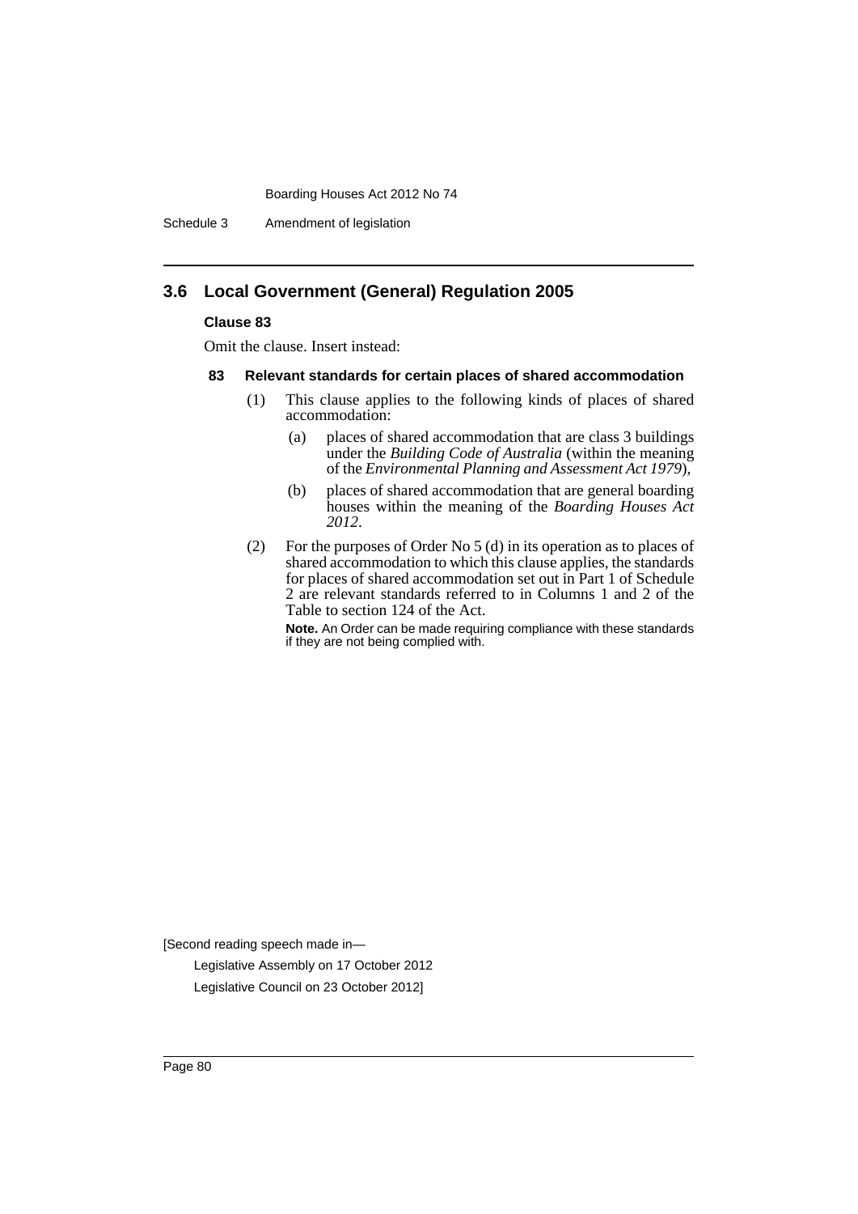## 3.6 Local Government (General) Regulation 2005

### Clause 83

Omit the clause. Insert instead:

#### 83 Relevant standards for certain places of shared accommodation

(1) This clause applies to the following kinds of places of shared accommodation:

(a) places of shared accommodation that are class 3 buildings under the *Building Code of Australia* (within the meaning of the *Environmental Planning and Assessment Act 1979*),

(b) places of shared accommodation that are general boarding houses within the meaning of the *Boarding Houses Act 2012*.

(2) For the purposes of Order No 5 (d) in its operation as to places of shared accommodation to which this clause applies, the standards for places of shared accommodation set out in Part 1 of Schedule 2 are relevant standards referred to in Columns 1 and 2 of the Table to section 124 of the Act.

**Note.** An Order can be made requiring compliance with these standards if they are not being complied with.

[Second reading speech made in—

Legislative Assembly on 17 October 2012

Legislative Council on 23 October 2012]